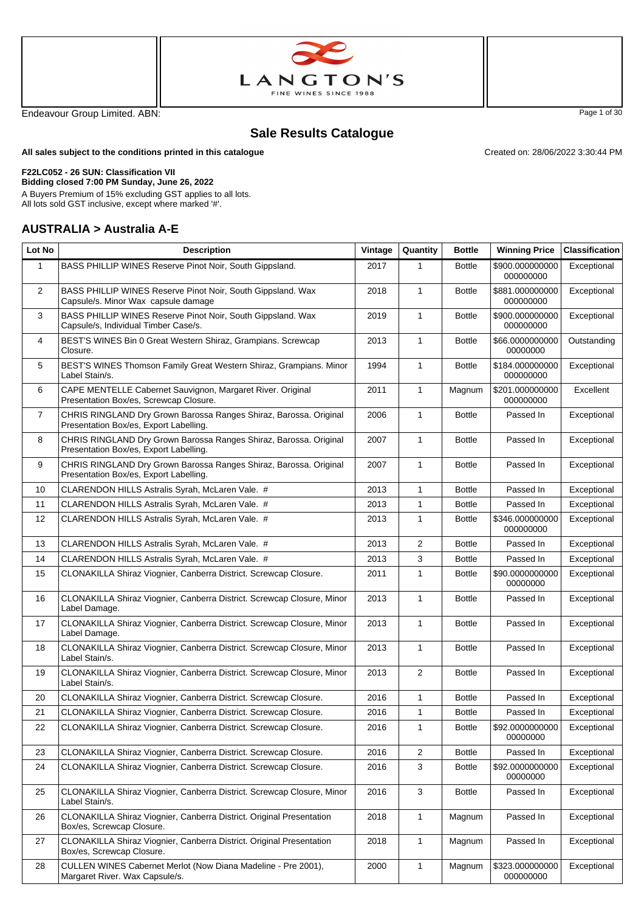Endeavour Group Limited. ABN:

# Sale Results Catalogue

**All sales subject to the conditions printed in this catalogue**

Created on: 28/06/2022 3:30:44 PM

**F22LC052 - 26 SUN: Classification VII**
**Bidding closed 7:00 PM Sunday, June 26, 2022**
A Buyers Premium of 15% excluding GST applies to all lots.
All lots sold GST inclusive, except where marked '#'.

## AUSTRALIA > Australia A-E

| Lot No | Description | Vintage | Quantity | Bottle | Winning Price | Classification |
|---|---|---|---|---|---|---|
| 1 | BASS PHILLIP WINES Reserve Pinot Noir, South Gippsland. | 2017 | 1 | Bottle | $900.000000000000000000 | Exceptional |
| 2 | BASS PHILLIP WINES Reserve Pinot Noir, South Gippsland. Wax Capsule/s. Minor Wax capsule damage | 2018 | 1 | Bottle | $881.000000000000000000 | Exceptional |
| 3 | BASS PHILLIP WINES Reserve Pinot Noir, South Gippsland. Wax Capsule/s, Individual Timber Case/s. | 2019 | 1 | Bottle | $900.000000000000000000 | Exceptional |
| 4 | BEST'S WINES Bin 0 Great Western Shiraz, Grampians. Screwcap Closure. | 2013 | 1 | Bottle | $66.000000000000000000 | Outstanding |
| 5 | BEST'S WINES Thomson Family Great Western Shiraz, Grampians. Minor Label Stain/s. | 1994 | 1 | Bottle | $184.000000000000000000 | Exceptional |
| 6 | CAPE MENTELLE Cabernet Sauvignon, Margaret River. Original Presentation Box/es, Screwcap Closure. | 2011 | 1 | Magnum | $201.000000000000000000 | Excellent |
| 7 | CHRIS RINGLAND Dry Grown Barossa Ranges Shiraz, Barossa. Original Presentation Box/es, Export Labelling. | 2006 | 1 | Bottle | Passed In | Exceptional |
| 8 | CHRIS RINGLAND Dry Grown Barossa Ranges Shiraz, Barossa. Original Presentation Box/es, Export Labelling. | 2007 | 1 | Bottle | Passed In | Exceptional |
| 9 | CHRIS RINGLAND Dry Grown Barossa Ranges Shiraz, Barossa. Original Presentation Box/es, Export Labelling. | 2007 | 1 | Bottle | Passed In | Exceptional |
| 10 | CLARENDON HILLS Astralis Syrah, McLaren Vale. # | 2013 | 1 | Bottle | Passed In | Exceptional |
| 11 | CLARENDON HILLS Astralis Syrah, McLaren Vale. # | 2013 | 1 | Bottle | Passed In | Exceptional |
| 12 | CLARENDON HILLS Astralis Syrah, McLaren Vale. # | 2013 | 1 | Bottle | $346.000000000000000000 | Exceptional |
| 13 | CLARENDON HILLS Astralis Syrah, McLaren Vale. # | 2013 | 2 | Bottle | Passed In | Exceptional |
| 14 | CLARENDON HILLS Astralis Syrah, McLaren Vale. # | 2013 | 3 | Bottle | Passed In | Exceptional |
| 15 | CLONAKILLA Shiraz Viognier, Canberra District. Screwcap Closure. | 2011 | 1 | Bottle | $90.000000000000000000 | Exceptional |
| 16 | CLONAKILLA Shiraz Viognier, Canberra District. Screwcap Closure, Minor Label Damage. | 2013 | 1 | Bottle | Passed In | Exceptional |
| 17 | CLONAKILLA Shiraz Viognier, Canberra District. Screwcap Closure, Minor Label Damage. | 2013 | 1 | Bottle | Passed In | Exceptional |
| 18 | CLONAKILLA Shiraz Viognier, Canberra District. Screwcap Closure, Minor Label Stain/s. | 2013 | 1 | Bottle | Passed In | Exceptional |
| 19 | CLONAKILLA Shiraz Viognier, Canberra District. Screwcap Closure, Minor Label Stain/s. | 2013 | 2 | Bottle | Passed In | Exceptional |
| 20 | CLONAKILLA Shiraz Viognier, Canberra District. Screwcap Closure. | 2016 | 1 | Bottle | Passed In | Exceptional |
| 21 | CLONAKILLA Shiraz Viognier, Canberra District. Screwcap Closure. | 2016 | 1 | Bottle | Passed In | Exceptional |
| 22 | CLONAKILLA Shiraz Viognier, Canberra District. Screwcap Closure. | 2016 | 1 | Bottle | $92.000000000000000000 | Exceptional |
| 23 | CLONAKILLA Shiraz Viognier, Canberra District. Screwcap Closure. | 2016 | 2 | Bottle | Passed In | Exceptional |
| 24 | CLONAKILLA Shiraz Viognier, Canberra District. Screwcap Closure. | 2016 | 3 | Bottle | $92.000000000000000000 | Exceptional |
| 25 | CLONAKILLA Shiraz Viognier, Canberra District. Screwcap Closure, Minor Label Stain/s. | 2016 | 3 | Bottle | Passed In | Exceptional |
| 26 | CLONAKILLA Shiraz Viognier, Canberra District. Original Presentation Box/es, Screwcap Closure. | 2018 | 1 | Magnum | Passed In | Exceptional |
| 27 | CLONAKILLA Shiraz Viognier, Canberra District. Original Presentation Box/es, Screwcap Closure. | 2018 | 1 | Magnum | Passed In | Exceptional |
| 28 | CULLEN WINES Cabernet Merlot (Now Diana Madeline - Pre 2001), Margaret River. Wax Capsule/s. | 2000 | 1 | Magnum | $323.000000000000000000 | Exceptional |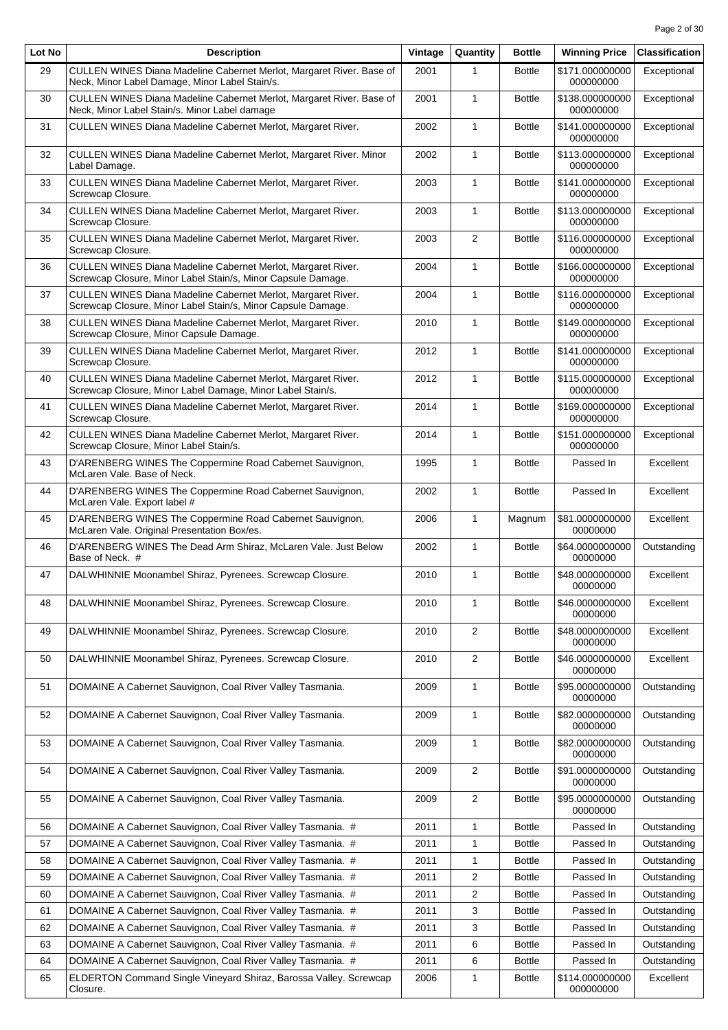| Lot No | Description | Vintage | Quantity | Bottle | Winning Price | Classification |
| --- | --- | --- | --- | --- | --- | --- |
| 29 | CULLEN WINES Diana Madeline Cabernet Merlot, Margaret River. Base of Neck, Minor Label Damage, Minor Label Stain/s. | 2001 | 1 | Bottle | $171.000000000000000000 | Exceptional |
| 30 | CULLEN WINES Diana Madeline Cabernet Merlot, Margaret River. Base of Neck, Minor Label Stain/s. Minor Label damage | 2001 | 1 | Bottle | $138.000000000000000000 | Exceptional |
| 31 | CULLEN WINES Diana Madeline Cabernet Merlot, Margaret River. | 2002 | 1 | Bottle | $141.000000000000000000 | Exceptional |
| 32 | CULLEN WINES Diana Madeline Cabernet Merlot, Margaret River. Minor Label Damage. | 2002 | 1 | Bottle | $113.000000000000000000 | Exceptional |
| 33 | CULLEN WINES Diana Madeline Cabernet Merlot, Margaret River. Screwcap Closure. | 2003 | 1 | Bottle | $141.000000000000000000 | Exceptional |
| 34 | CULLEN WINES Diana Madeline Cabernet Merlot, Margaret River. Screwcap Closure. | 2003 | 1 | Bottle | $113.000000000000000000 | Exceptional |
| 35 | CULLEN WINES Diana Madeline Cabernet Merlot, Margaret River. Screwcap Closure. | 2003 | 2 | Bottle | $116.000000000000000000 | Exceptional |
| 36 | CULLEN WINES Diana Madeline Cabernet Merlot, Margaret River. Screwcap Closure, Minor Label Stain/s, Minor Capsule Damage. | 2004 | 1 | Bottle | $166.000000000000000000 | Exceptional |
| 37 | CULLEN WINES Diana Madeline Cabernet Merlot, Margaret River. Screwcap Closure, Minor Label Stain/s, Minor Capsule Damage. | 2004 | 1 | Bottle | $116.000000000000000000 | Exceptional |
| 38 | CULLEN WINES Diana Madeline Cabernet Merlot, Margaret River. Screwcap Closure, Minor Capsule Damage. | 2010 | 1 | Bottle | $149.000000000000000000 | Exceptional |
| 39 | CULLEN WINES Diana Madeline Cabernet Merlot, Margaret River. Screwcap Closure. | 2012 | 1 | Bottle | $141.000000000000000000 | Exceptional |
| 40 | CULLEN WINES Diana Madeline Cabernet Merlot, Margaret River. Screwcap Closure, Minor Label Damage, Minor Label Stain/s. | 2012 | 1 | Bottle | $115.000000000000000000 | Exceptional |
| 41 | CULLEN WINES Diana Madeline Cabernet Merlot, Margaret River. Screwcap Closure. | 2014 | 1 | Bottle | $169.000000000000000000 | Exceptional |
| 42 | CULLEN WINES Diana Madeline Cabernet Merlot, Margaret River. Screwcap Closure, Minor Label Stain/s. | 2014 | 1 | Bottle | $151.000000000000000000 | Exceptional |
| 43 | D'ARENBERG WINES The Coppermine Road Cabernet Sauvignon, McLaren Vale. Base of Neck. | 1995 | 1 | Bottle | Passed In | Excellent |
| 44 | D'ARENBERG WINES The Coppermine Road Cabernet Sauvignon, McLaren Vale. Export label # | 2002 | 1 | Bottle | Passed In | Excellent |
| 45 | D'ARENBERG WINES The Coppermine Road Cabernet Sauvignon, McLaren Vale. Original Presentation Box/es. | 2006 | 1 | Magnum | $81.000000000000000000 | Excellent |
| 46 | D'ARENBERG WINES The Dead Arm Shiraz, McLaren Vale. Just Below Base of Neck. # | 2002 | 1 | Bottle | $64.000000000000000000 | Outstanding |
| 47 | DALWHINNIE Moonambel Shiraz, Pyrenees. Screwcap Closure. | 2010 | 1 | Bottle | $48.000000000000000000 | Excellent |
| 48 | DALWHINNIE Moonambel Shiraz, Pyrenees. Screwcap Closure. | 2010 | 1 | Bottle | $46.000000000000000000 | Excellent |
| 49 | DALWHINNIE Moonambel Shiraz, Pyrenees. Screwcap Closure. | 2010 | 2 | Bottle | $48.000000000000000000 | Excellent |
| 50 | DALWHINNIE Moonambel Shiraz, Pyrenees. Screwcap Closure. | 2010 | 2 | Bottle | $46.000000000000000000 | Excellent |
| 51 | DOMAINE A Cabernet Sauvignon, Coal River Valley Tasmania. | 2009 | 1 | Bottle | $95.000000000000000000 | Outstanding |
| 52 | DOMAINE A Cabernet Sauvignon, Coal River Valley Tasmania. | 2009 | 1 | Bottle | $82.000000000000000000 | Outstanding |
| 53 | DOMAINE A Cabernet Sauvignon, Coal River Valley Tasmania. | 2009 | 1 | Bottle | $82.000000000000000000 | Outstanding |
| 54 | DOMAINE A Cabernet Sauvignon, Coal River Valley Tasmania. | 2009 | 2 | Bottle | $91.000000000000000000 | Outstanding |
| 55 | DOMAINE A Cabernet Sauvignon, Coal River Valley Tasmania. | 2009 | 2 | Bottle | $95.000000000000000000 | Outstanding |
| 56 | DOMAINE A Cabernet Sauvignon, Coal River Valley Tasmania. # | 2011 | 1 | Bottle | Passed In | Outstanding |
| 57 | DOMAINE A Cabernet Sauvignon, Coal River Valley Tasmania. # | 2011 | 1 | Bottle | Passed In | Outstanding |
| 58 | DOMAINE A Cabernet Sauvignon, Coal River Valley Tasmania. # | 2011 | 1 | Bottle | Passed In | Outstanding |
| 59 | DOMAINE A Cabernet Sauvignon, Coal River Valley Tasmania. # | 2011 | 2 | Bottle | Passed In | Outstanding |
| 60 | DOMAINE A Cabernet Sauvignon, Coal River Valley Tasmania. # | 2011 | 2 | Bottle | Passed In | Outstanding |
| 61 | DOMAINE A Cabernet Sauvignon, Coal River Valley Tasmania. # | 2011 | 3 | Bottle | Passed In | Outstanding |
| 62 | DOMAINE A Cabernet Sauvignon, Coal River Valley Tasmania. # | 2011 | 3 | Bottle | Passed In | Outstanding |
| 63 | DOMAINE A Cabernet Sauvignon, Coal River Valley Tasmania. # | 2011 | 6 | Bottle | Passed In | Outstanding |
| 64 | DOMAINE A Cabernet Sauvignon, Coal River Valley Tasmania. # | 2011 | 6 | Bottle | Passed In | Outstanding |
| 65 | ELDERTON Command Single Vineyard Shiraz, Barossa Valley. Screwcap Closure. | 2006 | 1 | Bottle | $114.000000000000000000 | Excellent |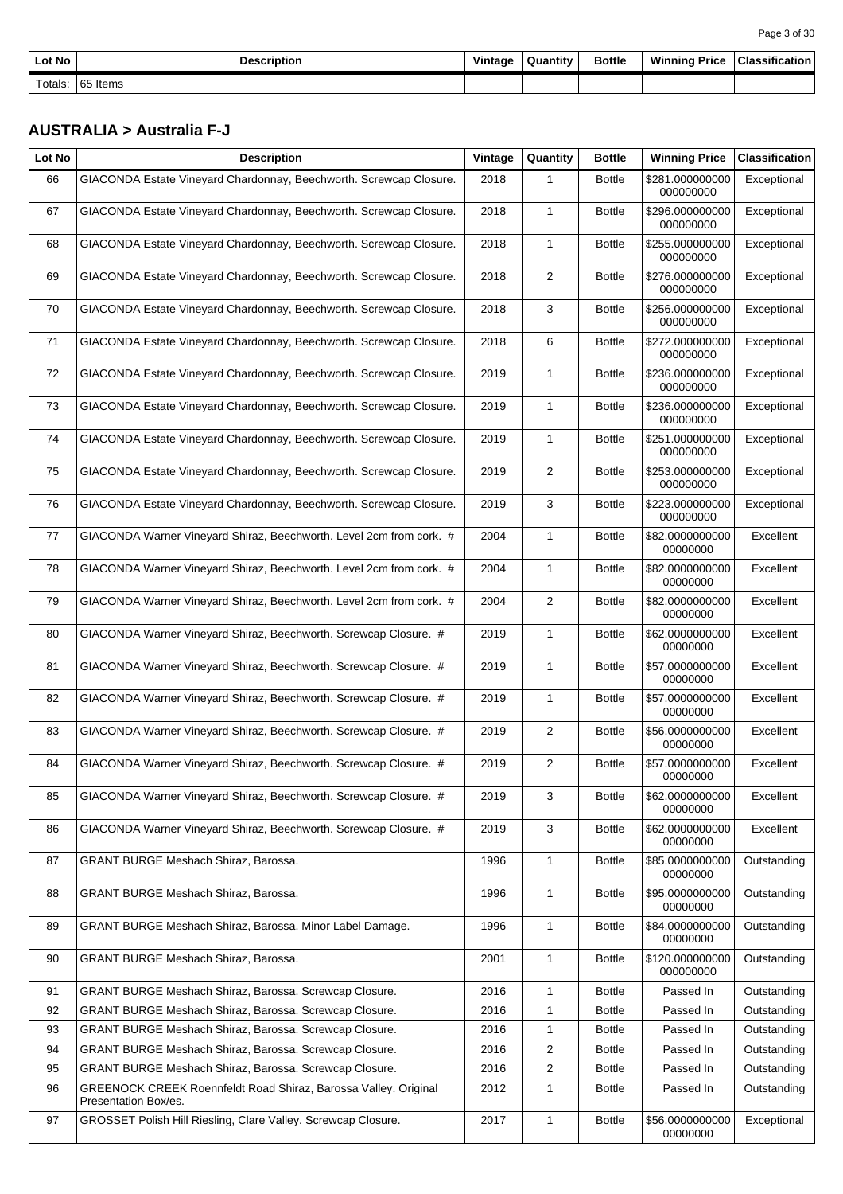| Lot No | Description | Vintage | Quantity | Bottle | Winning Price | Classification |
|---|---|---|---|---|---|---|
| Totals: | 65 Items | | | | | |

## AUSTRALIA > Australia F-J

| Lot No | Description | Vintage | Quantity | Bottle | Winning Price | Classification |
|---|---|---|---|---|---|---|
| 66 | GIACONDA Estate Vineyard Chardonnay, Beechworth. Screwcap Closure. | 2018 | 1 | Bottle | $281.000000000000000000 | Exceptional |
| 67 | GIACONDA Estate Vineyard Chardonnay, Beechworth. Screwcap Closure. | 2018 | 1 | Bottle | $296.000000000000000000 | Exceptional |
| 68 | GIACONDA Estate Vineyard Chardonnay, Beechworth. Screwcap Closure. | 2018 | 1 | Bottle | $255.000000000000000000 | Exceptional |
| 69 | GIACONDA Estate Vineyard Chardonnay, Beechworth. Screwcap Closure. | 2018 | 2 | Bottle | $276.000000000000000000 | Exceptional |
| 70 | GIACONDA Estate Vineyard Chardonnay, Beechworth. Screwcap Closure. | 2018 | 3 | Bottle | $256.000000000000000000 | Exceptional |
| 71 | GIACONDA Estate Vineyard Chardonnay, Beechworth. Screwcap Closure. | 2018 | 6 | Bottle | $272.000000000000000000 | Exceptional |
| 72 | GIACONDA Estate Vineyard Chardonnay, Beechworth. Screwcap Closure. | 2019 | 1 | Bottle | $236.000000000000000000 | Exceptional |
| 73 | GIACONDA Estate Vineyard Chardonnay, Beechworth. Screwcap Closure. | 2019 | 1 | Bottle | $236.000000000000000000 | Exceptional |
| 74 | GIACONDA Estate Vineyard Chardonnay, Beechworth. Screwcap Closure. | 2019 | 1 | Bottle | $251.000000000000000000 | Exceptional |
| 75 | GIACONDA Estate Vineyard Chardonnay, Beechworth. Screwcap Closure. | 2019 | 2 | Bottle | $253.000000000000000000 | Exceptional |
| 76 | GIACONDA Estate Vineyard Chardonnay, Beechworth. Screwcap Closure. | 2019 | 3 | Bottle | $223.000000000000000000 | Exceptional |
| 77 | GIACONDA Warner Vineyard Shiraz, Beechworth. Level 2cm from cork. # | 2004 | 1 | Bottle | $82.000000000000000000 | Excellent |
| 78 | GIACONDA Warner Vineyard Shiraz, Beechworth. Level 2cm from cork. # | 2004 | 1 | Bottle | $82.000000000000000000 | Excellent |
| 79 | GIACONDA Warner Vineyard Shiraz, Beechworth. Level 2cm from cork. # | 2004 | 2 | Bottle | $82.000000000000000000 | Excellent |
| 80 | GIACONDA Warner Vineyard Shiraz, Beechworth. Screwcap Closure. # | 2019 | 1 | Bottle | $62.000000000000000000 | Excellent |
| 81 | GIACONDA Warner Vineyard Shiraz, Beechworth. Screwcap Closure. # | 2019 | 1 | Bottle | $57.000000000000000000 | Excellent |
| 82 | GIACONDA Warner Vineyard Shiraz, Beechworth. Screwcap Closure. # | 2019 | 1 | Bottle | $57.000000000000000000 | Excellent |
| 83 | GIACONDA Warner Vineyard Shiraz, Beechworth. Screwcap Closure. # | 2019 | 2 | Bottle | $56.000000000000000000 | Excellent |
| 84 | GIACONDA Warner Vineyard Shiraz, Beechworth. Screwcap Closure. # | 2019 | 2 | Bottle | $57.000000000000000000 | Excellent |
| 85 | GIACONDA Warner Vineyard Shiraz, Beechworth. Screwcap Closure. # | 2019 | 3 | Bottle | $62.000000000000000000 | Excellent |
| 86 | GIACONDA Warner Vineyard Shiraz, Beechworth. Screwcap Closure. # | 2019 | 3 | Bottle | $62.000000000000000000 | Excellent |
| 87 | GRANT BURGE Meshach Shiraz, Barossa. | 1996 | 1 | Bottle | $85.000000000000000000 | Outstanding |
| 88 | GRANT BURGE Meshach Shiraz, Barossa. | 1996 | 1 | Bottle | $95.000000000000000000 | Outstanding |
| 89 | GRANT BURGE Meshach Shiraz, Barossa. Minor Label Damage. | 1996 | 1 | Bottle | $84.000000000000000000 | Outstanding |
| 90 | GRANT BURGE Meshach Shiraz, Barossa. | 2001 | 1 | Bottle | $120.000000000000000000 | Outstanding |
| 91 | GRANT BURGE Meshach Shiraz, Barossa. Screwcap Closure. | 2016 | 1 | Bottle | Passed In | Outstanding |
| 92 | GRANT BURGE Meshach Shiraz, Barossa. Screwcap Closure. | 2016 | 1 | Bottle | Passed In | Outstanding |
| 93 | GRANT BURGE Meshach Shiraz, Barossa. Screwcap Closure. | 2016 | 1 | Bottle | Passed In | Outstanding |
| 94 | GRANT BURGE Meshach Shiraz, Barossa. Screwcap Closure. | 2016 | 2 | Bottle | Passed In | Outstanding |
| 95 | GRANT BURGE Meshach Shiraz, Barossa. Screwcap Closure. | 2016 | 2 | Bottle | Passed In | Outstanding |
| 96 | GREENOCK CREEK Roennfeldt Road Shiraz, Barossa Valley. Original Presentation Box/es. | 2012 | 1 | Bottle | Passed In | Outstanding |
| 97 | GROSSET Polish Hill Riesling, Clare Valley. Screwcap Closure. | 2017 | 1 | Bottle | $56.000000000000000000 | Exceptional |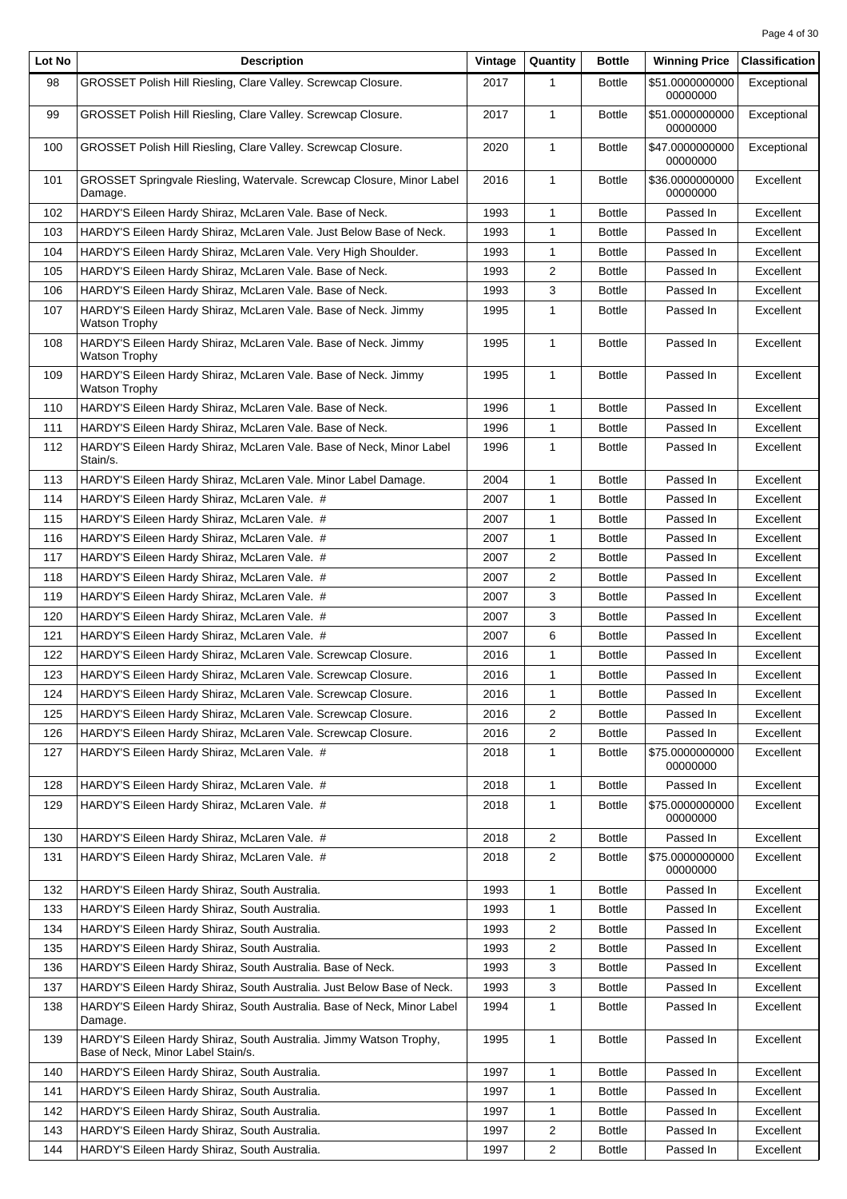| Lot No | Description | Vintage | Quantity | Bottle | Winning Price | Classification |
|---|---|---|---|---|---|---|
| 98 | GROSSET Polish Hill Riesling, Clare Valley. Screwcap Closure. | 2017 | 1 | Bottle | $51.000000000000000000 | Exceptional |
| 99 | GROSSET Polish Hill Riesling, Clare Valley. Screwcap Closure. | 2017 | 1 | Bottle | $51.000000000000000000 | Exceptional |
| 100 | GROSSET Polish Hill Riesling, Clare Valley. Screwcap Closure. | 2020 | 1 | Bottle | $47.000000000000000000 | Exceptional |
| 101 | GROSSET Springvale Riesling, Watervale. Screwcap Closure, Minor Label Damage. | 2016 | 1 | Bottle | $36.000000000000000000 | Excellent |
| 102 | HARDY'S Eileen Hardy Shiraz, McLaren Vale. Base of Neck. | 1993 | 1 | Bottle | Passed In | Excellent |
| 103 | HARDY'S Eileen Hardy Shiraz, McLaren Vale. Just Below Base of Neck. | 1993 | 1 | Bottle | Passed In | Excellent |
| 104 | HARDY'S Eileen Hardy Shiraz, McLaren Vale. Very High Shoulder. | 1993 | 1 | Bottle | Passed In | Excellent |
| 105 | HARDY'S Eileen Hardy Shiraz, McLaren Vale. Base of Neck. | 1993 | 2 | Bottle | Passed In | Excellent |
| 106 | HARDY'S Eileen Hardy Shiraz, McLaren Vale. Base of Neck. | 1993 | 3 | Bottle | Passed In | Excellent |
| 107 | HARDY'S Eileen Hardy Shiraz, McLaren Vale. Base of Neck. Jimmy Watson Trophy | 1995 | 1 | Bottle | Passed In | Excellent |
| 108 | HARDY'S Eileen Hardy Shiraz, McLaren Vale. Base of Neck. Jimmy Watson Trophy | 1995 | 1 | Bottle | Passed In | Excellent |
| 109 | HARDY'S Eileen Hardy Shiraz, McLaren Vale. Base of Neck. Jimmy Watson Trophy | 1995 | 1 | Bottle | Passed In | Excellent |
| 110 | HARDY'S Eileen Hardy Shiraz, McLaren Vale. Base of Neck. | 1996 | 1 | Bottle | Passed In | Excellent |
| 111 | HARDY'S Eileen Hardy Shiraz, McLaren Vale. Base of Neck. | 1996 | 1 | Bottle | Passed In | Excellent |
| 112 | HARDY'S Eileen Hardy Shiraz, McLaren Vale. Base of Neck, Minor Label Stain/s. | 1996 | 1 | Bottle | Passed In | Excellent |
| 113 | HARDY'S Eileen Hardy Shiraz, McLaren Vale. Minor Label Damage. | 2004 | 1 | Bottle | Passed In | Excellent |
| 114 | HARDY'S Eileen Hardy Shiraz, McLaren Vale. # | 2007 | 1 | Bottle | Passed In | Excellent |
| 115 | HARDY'S Eileen Hardy Shiraz, McLaren Vale. # | 2007 | 1 | Bottle | Passed In | Excellent |
| 116 | HARDY'S Eileen Hardy Shiraz, McLaren Vale. # | 2007 | 1 | Bottle | Passed In | Excellent |
| 117 | HARDY'S Eileen Hardy Shiraz, McLaren Vale. # | 2007 | 2 | Bottle | Passed In | Excellent |
| 118 | HARDY'S Eileen Hardy Shiraz, McLaren Vale. # | 2007 | 2 | Bottle | Passed In | Excellent |
| 119 | HARDY'S Eileen Hardy Shiraz, McLaren Vale. # | 2007 | 3 | Bottle | Passed In | Excellent |
| 120 | HARDY'S Eileen Hardy Shiraz, McLaren Vale. # | 2007 | 3 | Bottle | Passed In | Excellent |
| 121 | HARDY'S Eileen Hardy Shiraz, McLaren Vale. # | 2007 | 6 | Bottle | Passed In | Excellent |
| 122 | HARDY'S Eileen Hardy Shiraz, McLaren Vale. Screwcap Closure. | 2016 | 1 | Bottle | Passed In | Excellent |
| 123 | HARDY'S Eileen Hardy Shiraz, McLaren Vale. Screwcap Closure. | 2016 | 1 | Bottle | Passed In | Excellent |
| 124 | HARDY'S Eileen Hardy Shiraz, McLaren Vale. Screwcap Closure. | 2016 | 1 | Bottle | Passed In | Excellent |
| 125 | HARDY'S Eileen Hardy Shiraz, McLaren Vale. Screwcap Closure. | 2016 | 2 | Bottle | Passed In | Excellent |
| 126 | HARDY'S Eileen Hardy Shiraz, McLaren Vale. Screwcap Closure. | 2016 | 2 | Bottle | Passed In | Excellent |
| 127 | HARDY'S Eileen Hardy Shiraz, McLaren Vale. # | 2018 | 1 | Bottle | $75.000000000000000000 | Excellent |
| 128 | HARDY'S Eileen Hardy Shiraz, McLaren Vale. # | 2018 | 1 | Bottle | Passed In | Excellent |
| 129 | HARDY'S Eileen Hardy Shiraz, McLaren Vale. # | 2018 | 1 | Bottle | $75.000000000000000000 | Excellent |
| 130 | HARDY'S Eileen Hardy Shiraz, McLaren Vale. # | 2018 | 2 | Bottle | Passed In | Excellent |
| 131 | HARDY'S Eileen Hardy Shiraz, McLaren Vale. # | 2018 | 2 | Bottle | $75.000000000000000000 | Excellent |
| 132 | HARDY'S Eileen Hardy Shiraz, South Australia. | 1993 | 1 | Bottle | Passed In | Excellent |
| 133 | HARDY'S Eileen Hardy Shiraz, South Australia. | 1993 | 1 | Bottle | Passed In | Excellent |
| 134 | HARDY'S Eileen Hardy Shiraz, South Australia. | 1993 | 2 | Bottle | Passed In | Excellent |
| 135 | HARDY'S Eileen Hardy Shiraz, South Australia. | 1993 | 2 | Bottle | Passed In | Excellent |
| 136 | HARDY'S Eileen Hardy Shiraz, South Australia. Base of Neck. | 1993 | 3 | Bottle | Passed In | Excellent |
| 137 | HARDY'S Eileen Hardy Shiraz, South Australia. Just Below Base of Neck. | 1993 | 3 | Bottle | Passed In | Excellent |
| 138 | HARDY'S Eileen Hardy Shiraz, South Australia. Base of Neck, Minor Label Damage. | 1994 | 1 | Bottle | Passed In | Excellent |
| 139 | HARDY'S Eileen Hardy Shiraz, South Australia. Jimmy Watson Trophy, Base of Neck, Minor Label Stain/s. | 1995 | 1 | Bottle | Passed In | Excellent |
| 140 | HARDY'S Eileen Hardy Shiraz, South Australia. | 1997 | 1 | Bottle | Passed In | Excellent |
| 141 | HARDY'S Eileen Hardy Shiraz, South Australia. | 1997 | 1 | Bottle | Passed In | Excellent |
| 142 | HARDY'S Eileen Hardy Shiraz, South Australia. | 1997 | 1 | Bottle | Passed In | Excellent |
| 143 | HARDY'S Eileen Hardy Shiraz, South Australia. | 1997 | 2 | Bottle | Passed In | Excellent |
| 144 | HARDY'S Eileen Hardy Shiraz, South Australia. | 1997 | 2 | Bottle | Passed In | Excellent |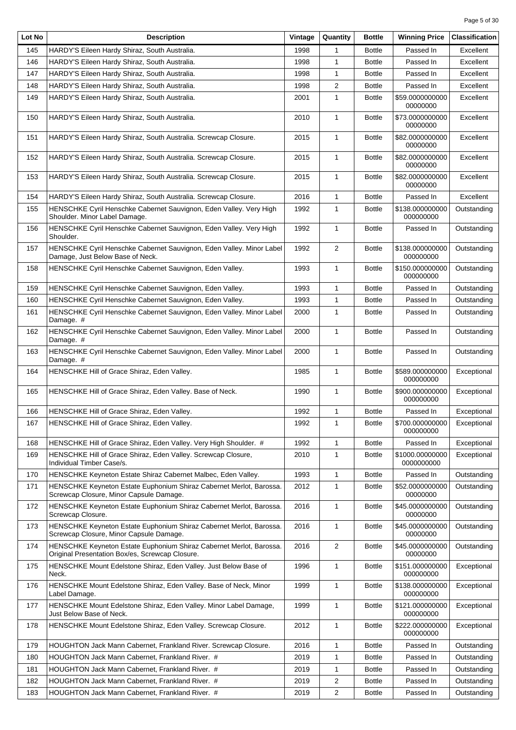| Lot No | Description | Vintage | Quantity | Bottle | Winning Price | Classification |
|---|---|---|---|---|---|---|
| 145 | HARDY'S Eileen Hardy Shiraz, South Australia. | 1998 | 1 | Bottle | Passed In | Excellent |
| 146 | HARDY'S Eileen Hardy Shiraz, South Australia. | 1998 | 1 | Bottle | Passed In | Excellent |
| 147 | HARDY'S Eileen Hardy Shiraz, South Australia. | 1998 | 1 | Bottle | Passed In | Excellent |
| 148 | HARDY'S Eileen Hardy Shiraz, South Australia. | 1998 | 2 | Bottle | Passed In | Excellent |
| 149 | HARDY'S Eileen Hardy Shiraz, South Australia. | 2001 | 1 | Bottle | $59.000000000000000000 | Excellent |
| 150 | HARDY'S Eileen Hardy Shiraz, South Australia. | 2010 | 1 | Bottle | $73.000000000000000000 | Excellent |
| 151 | HARDY'S Eileen Hardy Shiraz, South Australia. Screwcap Closure. | 2015 | 1 | Bottle | $82.000000000000000000 | Excellent |
| 152 | HARDY'S Eileen Hardy Shiraz, South Australia. Screwcap Closure. | 2015 | 1 | Bottle | $82.000000000000000000 | Excellent |
| 153 | HARDY'S Eileen Hardy Shiraz, South Australia. Screwcap Closure. | 2015 | 1 | Bottle | $82.000000000000000000 | Excellent |
| 154 | HARDY'S Eileen Hardy Shiraz, South Australia. Screwcap Closure. | 2016 | 1 | Bottle | Passed In | Excellent |
| 155 | HENSCHKE Cyril Henschke Cabernet Sauvignon, Eden Valley. Very High Shoulder. Minor Label Damage. | 1992 | 1 | Bottle | $138.000000000000000000 | Outstanding |
| 156 | HENSCHKE Cyril Henschke Cabernet Sauvignon, Eden Valley. Very High Shoulder. | 1992 | 1 | Bottle | Passed In | Outstanding |
| 157 | HENSCHKE Cyril Henschke Cabernet Sauvignon, Eden Valley. Minor Label Damage, Just Below Base of Neck. | 1992 | 2 | Bottle | $138.000000000000000000 | Outstanding |
| 158 | HENSCHKE Cyril Henschke Cabernet Sauvignon, Eden Valley. | 1993 | 1 | Bottle | $150.000000000000000000 | Outstanding |
| 159 | HENSCHKE Cyril Henschke Cabernet Sauvignon, Eden Valley. | 1993 | 1 | Bottle | Passed In | Outstanding |
| 160 | HENSCHKE Cyril Henschke Cabernet Sauvignon, Eden Valley. | 1993 | 1 | Bottle | Passed In | Outstanding |
| 161 | HENSCHKE Cyril Henschke Cabernet Sauvignon, Eden Valley. Minor Label Damage. # | 2000 | 1 | Bottle | Passed In | Outstanding |
| 162 | HENSCHKE Cyril Henschke Cabernet Sauvignon, Eden Valley. Minor Label Damage. # | 2000 | 1 | Bottle | Passed In | Outstanding |
| 163 | HENSCHKE Cyril Henschke Cabernet Sauvignon, Eden Valley. Minor Label Damage. # | 2000 | 1 | Bottle | Passed In | Outstanding |
| 164 | HENSCHKE Hill of Grace Shiraz, Eden Valley. | 1985 | 1 | Bottle | $589.000000000000000000 | Exceptional |
| 165 | HENSCHKE Hill of Grace Shiraz, Eden Valley. Base of Neck. | 1990 | 1 | Bottle | $900.000000000000000000 | Exceptional |
| 166 | HENSCHKE Hill of Grace Shiraz, Eden Valley. | 1992 | 1 | Bottle | Passed In | Exceptional |
| 167 | HENSCHKE Hill of Grace Shiraz, Eden Valley. | 1992 | 1 | Bottle | $700.000000000000000000 | Exceptional |
| 168 | HENSCHKE Hill of Grace Shiraz, Eden Valley. Very High Shoulder. # | 1992 | 1 | Bottle | Passed In | Exceptional |
| 169 | HENSCHKE Hill of Grace Shiraz, Eden Valley. Screwcap Closure, Individual Timber Case/s. | 2010 | 1 | Bottle | $1000.00000000000000000 | Exceptional |
| 170 | HENSCHKE Keyneton Estate Shiraz Cabernet Malbec, Eden Valley. | 1993 | 1 | Bottle | Passed In | Outstanding |
| 171 | HENSCHKE Keyneton Estate Euphonium Shiraz Cabernet Merlot, Barossa. Screwcap Closure, Minor Capsule Damage. | 2012 | 1 | Bottle | $52.000000000000000000 | Outstanding |
| 172 | HENSCHKE Keyneton Estate Euphonium Shiraz Cabernet Merlot, Barossa. Screwcap Closure. | 2016 | 1 | Bottle | $45.000000000000000000 | Outstanding |
| 173 | HENSCHKE Keyneton Estate Euphonium Shiraz Cabernet Merlot, Barossa. Screwcap Closure, Minor Capsule Damage. | 2016 | 1 | Bottle | $45.000000000000000000 | Outstanding |
| 174 | HENSCHKE Keyneton Estate Euphonium Shiraz Cabernet Merlot, Barossa. Original Presentation Box/es, Screwcap Closure. | 2016 | 2 | Bottle | $45.000000000000000000 | Outstanding |
| 175 | HENSCHKE Mount Edelstone Shiraz, Eden Valley. Just Below Base of Neck. | 1996 | 1 | Bottle | $151.000000000000000000 | Exceptional |
| 176 | HENSCHKE Mount Edelstone Shiraz, Eden Valley. Base of Neck, Minor Label Damage. | 1999 | 1 | Bottle | $138.000000000000000000 | Exceptional |
| 177 | HENSCHKE Mount Edelstone Shiraz, Eden Valley. Minor Label Damage, Just Below Base of Neck. | 1999 | 1 | Bottle | $121.000000000000000000 | Exceptional |
| 178 | HENSCHKE Mount Edelstone Shiraz, Eden Valley. Screwcap Closure. | 2012 | 1 | Bottle | $222.000000000000000000 | Exceptional |
| 179 | HOUGHTON Jack Mann Cabernet, Frankland River. Screwcap Closure. | 2016 | 1 | Bottle | Passed In | Outstanding |
| 180 | HOUGHTON Jack Mann Cabernet, Frankland River. # | 2019 | 1 | Bottle | Passed In | Outstanding |
| 181 | HOUGHTON Jack Mann Cabernet, Frankland River. # | 2019 | 1 | Bottle | Passed In | Outstanding |
| 182 | HOUGHTON Jack Mann Cabernet, Frankland River. # | 2019 | 2 | Bottle | Passed In | Outstanding |
| 183 | HOUGHTON Jack Mann Cabernet, Frankland River. # | 2019 | 2 | Bottle | Passed In | Outstanding |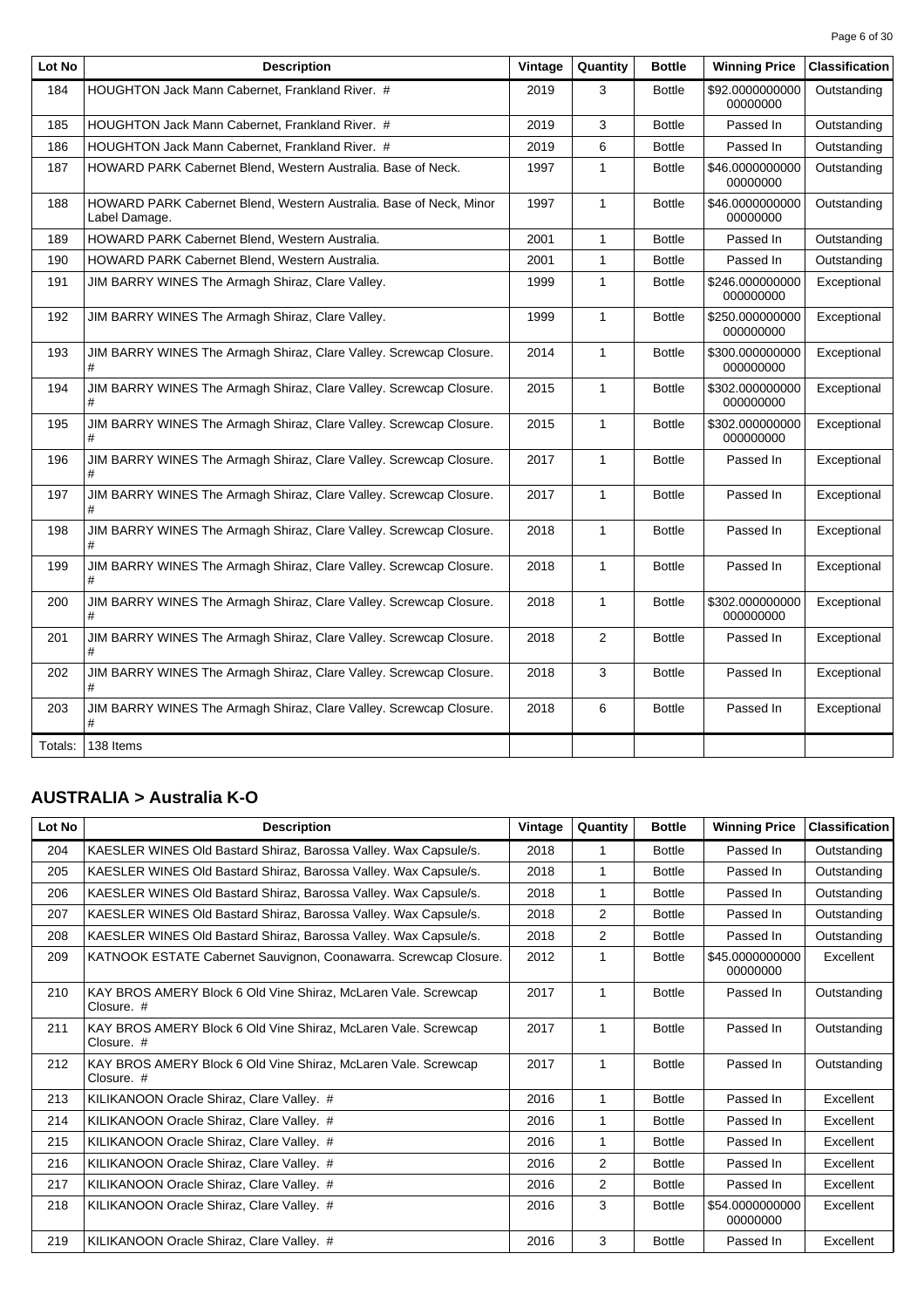| Lot No | Description | Vintage | Quantity | Bottle | Winning Price | Classification |
| --- | --- | --- | --- | --- | --- | --- |
| 184 | HOUGHTON Jack Mann Cabernet, Frankland River. # | 2019 | 3 | Bottle | $92.000000000000000000 | Outstanding |
| 185 | HOUGHTON Jack Mann Cabernet, Frankland River. # | 2019 | 3 | Bottle | Passed In | Outstanding |
| 186 | HOUGHTON Jack Mann Cabernet, Frankland River. # | 2019 | 6 | Bottle | Passed In | Outstanding |
| 187 | HOWARD PARK Cabernet Blend, Western Australia. Base of Neck. | 1997 | 1 | Bottle | $46.000000000000000000 | Outstanding |
| 188 | HOWARD PARK Cabernet Blend, Western Australia. Base of Neck, Minor Label Damage. | 1997 | 1 | Bottle | $46.000000000000000000 | Outstanding |
| 189 | HOWARD PARK Cabernet Blend, Western Australia. | 2001 | 1 | Bottle | Passed In | Outstanding |
| 190 | HOWARD PARK Cabernet Blend, Western Australia. | 2001 | 1 | Bottle | Passed In | Outstanding |
| 191 | JIM BARRY WINES The Armagh Shiraz, Clare Valley. | 1999 | 1 | Bottle | $246.000000000000000000 | Exceptional |
| 192 | JIM BARRY WINES The Armagh Shiraz, Clare Valley. | 1999 | 1 | Bottle | $250.000000000000000000 | Exceptional |
| 193 | JIM BARRY WINES The Armagh Shiraz, Clare Valley. Screwcap Closure. # | 2014 | 1 | Bottle | $300.000000000000000000 | Exceptional |
| 194 | JIM BARRY WINES The Armagh Shiraz, Clare Valley. Screwcap Closure. # | 2015 | 1 | Bottle | $302.000000000000000000 | Exceptional |
| 195 | JIM BARRY WINES The Armagh Shiraz, Clare Valley. Screwcap Closure. # | 2015 | 1 | Bottle | $302.000000000000000000 | Exceptional |
| 196 | JIM BARRY WINES The Armagh Shiraz, Clare Valley. Screwcap Closure. # | 2017 | 1 | Bottle | Passed In | Exceptional |
| 197 | JIM BARRY WINES The Armagh Shiraz, Clare Valley. Screwcap Closure. # | 2017 | 1 | Bottle | Passed In | Exceptional |
| 198 | JIM BARRY WINES The Armagh Shiraz, Clare Valley. Screwcap Closure. # | 2018 | 1 | Bottle | Passed In | Exceptional |
| 199 | JIM BARRY WINES The Armagh Shiraz, Clare Valley. Screwcap Closure. # | 2018 | 1 | Bottle | Passed In | Exceptional |
| 200 | JIM BARRY WINES The Armagh Shiraz, Clare Valley. Screwcap Closure. # | 2018 | 1 | Bottle | $302.000000000000000000 | Exceptional |
| 201 | JIM BARRY WINES The Armagh Shiraz, Clare Valley. Screwcap Closure. # | 2018 | 2 | Bottle | Passed In | Exceptional |
| 202 | JIM BARRY WINES The Armagh Shiraz, Clare Valley. Screwcap Closure. # | 2018 | 3 | Bottle | Passed In | Exceptional |
| 203 | JIM BARRY WINES The Armagh Shiraz, Clare Valley. Screwcap Closure. # | 2018 | 6 | Bottle | Passed In | Exceptional |
| Totals: | 138 Items | | | | | |

## AUSTRALIA > Australia K-O

| Lot No | Description | Vintage | Quantity | Bottle | Winning Price | Classification |
| --- | --- | --- | --- | --- | --- | --- |
| 204 | KAESLER WINES Old Bastard Shiraz, Barossa Valley. Wax Capsule/s. | 2018 | 1 | Bottle | Passed In | Outstanding |
| 205 | KAESLER WINES Old Bastard Shiraz, Barossa Valley. Wax Capsule/s. | 2018 | 1 | Bottle | Passed In | Outstanding |
| 206 | KAESLER WINES Old Bastard Shiraz, Barossa Valley. Wax Capsule/s. | 2018 | 1 | Bottle | Passed In | Outstanding |
| 207 | KAESLER WINES Old Bastard Shiraz, Barossa Valley. Wax Capsule/s. | 2018 | 2 | Bottle | Passed In | Outstanding |
| 208 | KAESLER WINES Old Bastard Shiraz, Barossa Valley. Wax Capsule/s. | 2018 | 2 | Bottle | Passed In | Outstanding |
| 209 | KATNOOK ESTATE Cabernet Sauvignon, Coonawarra. Screwcap Closure. | 2012 | 1 | Bottle | $45.000000000000000000 | Excellent |
| 210 | KAY BROS AMERY Block 6 Old Vine Shiraz, McLaren Vale. Screwcap Closure. # | 2017 | 1 | Bottle | Passed In | Outstanding |
| 211 | KAY BROS AMERY Block 6 Old Vine Shiraz, McLaren Vale. Screwcap Closure. # | 2017 | 1 | Bottle | Passed In | Outstanding |
| 212 | KAY BROS AMERY Block 6 Old Vine Shiraz, McLaren Vale. Screwcap Closure. # | 2017 | 1 | Bottle | Passed In | Outstanding |
| 213 | KILIKANOON Oracle Shiraz, Clare Valley. # | 2016 | 1 | Bottle | Passed In | Excellent |
| 214 | KILIKANOON Oracle Shiraz, Clare Valley. # | 2016 | 1 | Bottle | Passed In | Excellent |
| 215 | KILIKANOON Oracle Shiraz, Clare Valley. # | 2016 | 1 | Bottle | Passed In | Excellent |
| 216 | KILIKANOON Oracle Shiraz, Clare Valley. # | 2016 | 2 | Bottle | Passed In | Excellent |
| 217 | KILIKANOON Oracle Shiraz, Clare Valley. # | 2016 | 2 | Bottle | Passed In | Excellent |
| 218 | KILIKANOON Oracle Shiraz, Clare Valley. # | 2016 | 3 | Bottle | $54.000000000000000000 | Excellent |
| 219 | KILIKANOON Oracle Shiraz, Clare Valley. # | 2016 | 3 | Bottle | Passed In | Excellent |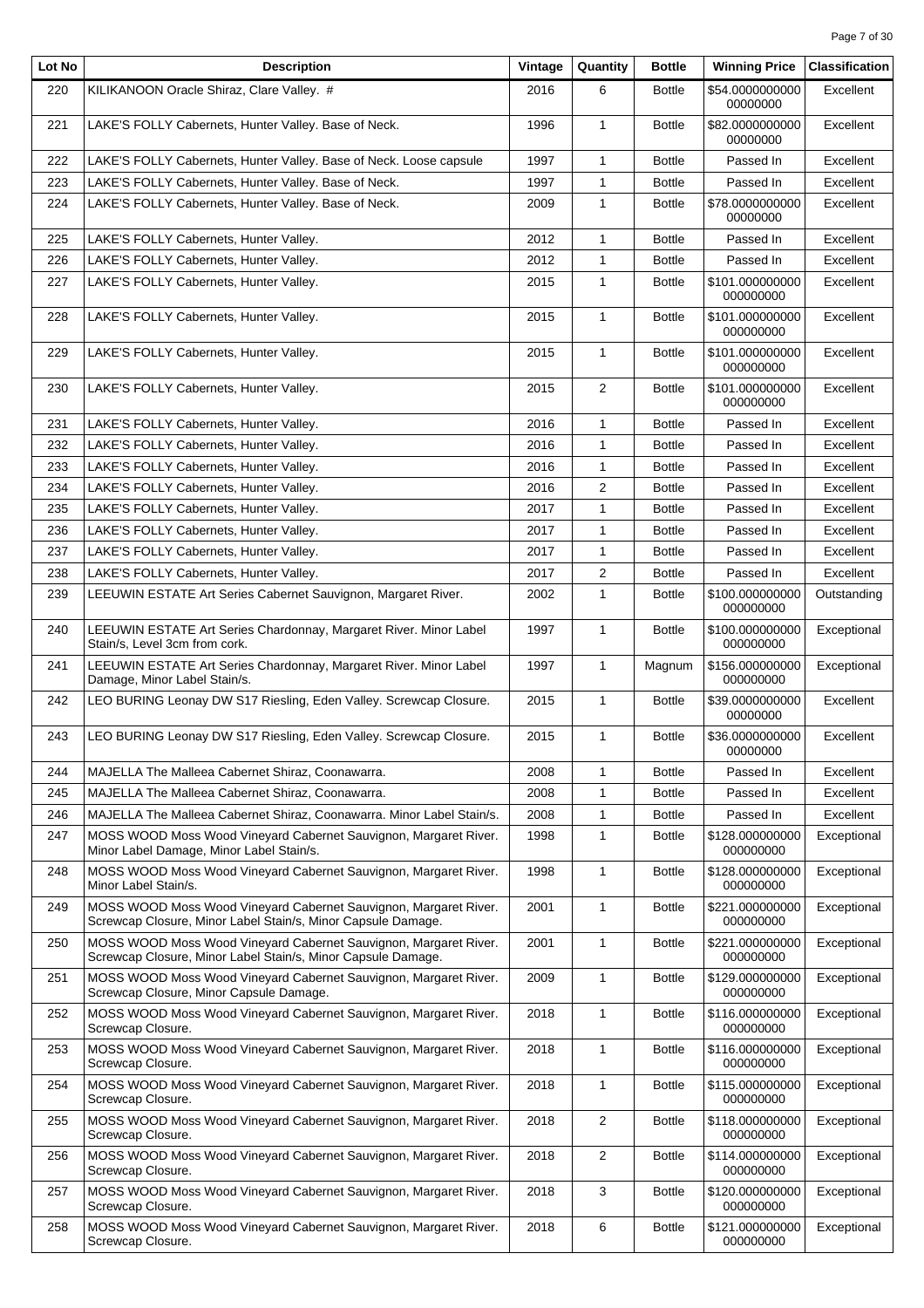| Lot No | Description | Vintage | Quantity | Bottle | Winning Price | Classification |
|---|---|---|---|---|---|---|
| 220 | KILIKANOON Oracle Shiraz, Clare Valley. # | 2016 | 6 | Bottle | $54.000000000000000000 | Excellent |
| 221 | LAKE'S FOLLY Cabernets, Hunter Valley. Base of Neck. | 1996 | 1 | Bottle | $82.000000000000000000 | Excellent |
| 222 | LAKE'S FOLLY Cabernets, Hunter Valley. Base of Neck. Loose capsule | 1997 | 1 | Bottle | Passed In | Excellent |
| 223 | LAKE'S FOLLY Cabernets, Hunter Valley. Base of Neck. | 1997 | 1 | Bottle | Passed In | Excellent |
| 224 | LAKE'S FOLLY Cabernets, Hunter Valley. Base of Neck. | 2009 | 1 | Bottle | $78.000000000000000000 | Excellent |
| 225 | LAKE'S FOLLY Cabernets, Hunter Valley. | 2012 | 1 | Bottle | Passed In | Excellent |
| 226 | LAKE'S FOLLY Cabernets, Hunter Valley. | 2012 | 1 | Bottle | Passed In | Excellent |
| 227 | LAKE'S FOLLY Cabernets, Hunter Valley. | 2015 | 1 | Bottle | $101.000000000000000000 | Excellent |
| 228 | LAKE'S FOLLY Cabernets, Hunter Valley. | 2015 | 1 | Bottle | $101.000000000000000000 | Excellent |
| 229 | LAKE'S FOLLY Cabernets, Hunter Valley. | 2015 | 1 | Bottle | $101.000000000000000000 | Excellent |
| 230 | LAKE'S FOLLY Cabernets, Hunter Valley. | 2015 | 2 | Bottle | $101.000000000000000000 | Excellent |
| 231 | LAKE'S FOLLY Cabernets, Hunter Valley. | 2016 | 1 | Bottle | Passed In | Excellent |
| 232 | LAKE'S FOLLY Cabernets, Hunter Valley. | 2016 | 1 | Bottle | Passed In | Excellent |
| 233 | LAKE'S FOLLY Cabernets, Hunter Valley. | 2016 | 1 | Bottle | Passed In | Excellent |
| 234 | LAKE'S FOLLY Cabernets, Hunter Valley. | 2016 | 2 | Bottle | Passed In | Excellent |
| 235 | LAKE'S FOLLY Cabernets, Hunter Valley. | 2017 | 1 | Bottle | Passed In | Excellent |
| 236 | LAKE'S FOLLY Cabernets, Hunter Valley. | 2017 | 1 | Bottle | Passed In | Excellent |
| 237 | LAKE'S FOLLY Cabernets, Hunter Valley. | 2017 | 1 | Bottle | Passed In | Excellent |
| 238 | LAKE'S FOLLY Cabernets, Hunter Valley. | 2017 | 2 | Bottle | Passed In | Excellent |
| 239 | LEEUWIN ESTATE Art Series Cabernet Sauvignon, Margaret River. | 2002 | 1 | Bottle | $100.000000000000000000 | Outstanding |
| 240 | LEEUWIN ESTATE Art Series Chardonnay, Margaret River. Minor Label Stain/s, Level 3cm from cork. | 1997 | 1 | Bottle | $100.000000000000000000 | Exceptional |
| 241 | LEEUWIN ESTATE Art Series Chardonnay, Margaret River. Minor Label Damage, Minor Label Stain/s. | 1997 | 1 | Magnum | $156.000000000000000000 | Exceptional |
| 242 | LEO BURING Leonay DW S17 Riesling, Eden Valley. Screwcap Closure. | 2015 | 1 | Bottle | $39.000000000000000000 | Excellent |
| 243 | LEO BURING Leonay DW S17 Riesling, Eden Valley. Screwcap Closure. | 2015 | 1 | Bottle | $36.000000000000000000 | Excellent |
| 244 | MAJELLA The Malleea Cabernet Shiraz, Coonawarra. | 2008 | 1 | Bottle | Passed In | Excellent |
| 245 | MAJELLA The Malleea Cabernet Shiraz, Coonawarra. | 2008 | 1 | Bottle | Passed In | Excellent |
| 246 | MAJELLA The Malleea Cabernet Shiraz, Coonawarra. Minor Label Stain/s. | 2008 | 1 | Bottle | Passed In | Excellent |
| 247 | MOSS WOOD Moss Wood Vineyard Cabernet Sauvignon, Margaret River. Minor Label Damage, Minor Label Stain/s. | 1998 | 1 | Bottle | $128.000000000000000000 | Exceptional |
| 248 | MOSS WOOD Moss Wood Vineyard Cabernet Sauvignon, Margaret River. Minor Label Stain/s. | 1998 | 1 | Bottle | $128.000000000000000000 | Exceptional |
| 249 | MOSS WOOD Moss Wood Vineyard Cabernet Sauvignon, Margaret River. Screwcap Closure, Minor Label Stain/s, Minor Capsule Damage. | 2001 | 1 | Bottle | $221.000000000000000000 | Exceptional |
| 250 | MOSS WOOD Moss Wood Vineyard Cabernet Sauvignon, Margaret River. Screwcap Closure, Minor Label Stain/s, Minor Capsule Damage. | 2001 | 1 | Bottle | $221.000000000000000000 | Exceptional |
| 251 | MOSS WOOD Moss Wood Vineyard Cabernet Sauvignon, Margaret River. Screwcap Closure, Minor Capsule Damage. | 2009 | 1 | Bottle | $129.000000000000000000 | Exceptional |
| 252 | MOSS WOOD Moss Wood Vineyard Cabernet Sauvignon, Margaret River. Screwcap Closure. | 2018 | 1 | Bottle | $116.000000000000000000 | Exceptional |
| 253 | MOSS WOOD Moss Wood Vineyard Cabernet Sauvignon, Margaret River. Screwcap Closure. | 2018 | 1 | Bottle | $116.000000000000000000 | Exceptional |
| 254 | MOSS WOOD Moss Wood Vineyard Cabernet Sauvignon, Margaret River. Screwcap Closure. | 2018 | 1 | Bottle | $115.000000000000000000 | Exceptional |
| 255 | MOSS WOOD Moss Wood Vineyard Cabernet Sauvignon, Margaret River. Screwcap Closure. | 2018 | 2 | Bottle | $118.000000000000000000 | Exceptional |
| 256 | MOSS WOOD Moss Wood Vineyard Cabernet Sauvignon, Margaret River. Screwcap Closure. | 2018 | 2 | Bottle | $114.000000000000000000 | Exceptional |
| 257 | MOSS WOOD Moss Wood Vineyard Cabernet Sauvignon, Margaret River. Screwcap Closure. | 2018 | 3 | Bottle | $120.000000000000000000 | Exceptional |
| 258 | MOSS WOOD Moss Wood Vineyard Cabernet Sauvignon, Margaret River. Screwcap Closure. | 2018 | 6 | Bottle | $121.000000000000000000 | Exceptional |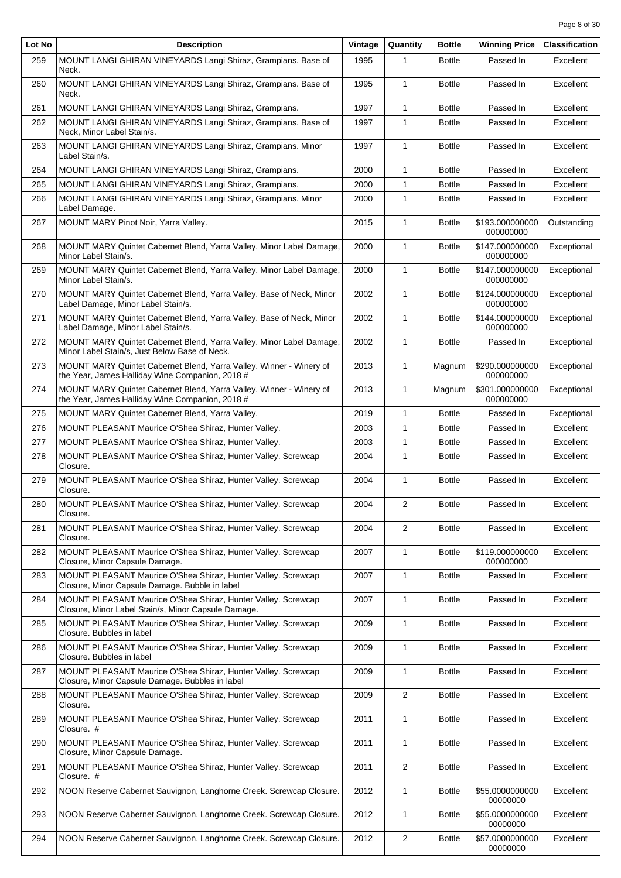| Lot No | Description | Vintage | Quantity | Bottle | Winning Price | Classification |
| --- | --- | --- | --- | --- | --- | --- |
| 259 | MOUNT LANGI GHIRAN VINEYARDS Langi Shiraz, Grampians. Base of Neck. | 1995 | 1 | Bottle | Passed In | Excellent |
| 260 | MOUNT LANGI GHIRAN VINEYARDS Langi Shiraz, Grampians. Base of Neck. | 1995 | 1 | Bottle | Passed In | Excellent |
| 261 | MOUNT LANGI GHIRAN VINEYARDS Langi Shiraz, Grampians. | 1997 | 1 | Bottle | Passed In | Excellent |
| 262 | MOUNT LANGI GHIRAN VINEYARDS Langi Shiraz, Grampians. Base of Neck, Minor Label Stain/s. | 1997 | 1 | Bottle | Passed In | Excellent |
| 263 | MOUNT LANGI GHIRAN VINEYARDS Langi Shiraz, Grampians. Minor Label Stain/s. | 1997 | 1 | Bottle | Passed In | Excellent |
| 264 | MOUNT LANGI GHIRAN VINEYARDS Langi Shiraz, Grampians. | 2000 | 1 | Bottle | Passed In | Excellent |
| 265 | MOUNT LANGI GHIRAN VINEYARDS Langi Shiraz, Grampians. | 2000 | 1 | Bottle | Passed In | Excellent |
| 266 | MOUNT LANGI GHIRAN VINEYARDS Langi Shiraz, Grampians. Minor Label Damage. | 2000 | 1 | Bottle | Passed In | Excellent |
| 267 | MOUNT MARY Pinot Noir, Yarra Valley. | 2015 | 1 | Bottle | $193.000000000000000000 | Outstanding |
| 268 | MOUNT MARY Quintet Cabernet Blend, Yarra Valley. Minor Label Damage, Minor Label Stain/s. | 2000 | 1 | Bottle | $147.000000000000000000 | Exceptional |
| 269 | MOUNT MARY Quintet Cabernet Blend, Yarra Valley. Minor Label Damage, Minor Label Stain/s. | 2000 | 1 | Bottle | $147.000000000000000000 | Exceptional |
| 270 | MOUNT MARY Quintet Cabernet Blend, Yarra Valley. Base of Neck, Minor Label Damage, Minor Label Stain/s. | 2002 | 1 | Bottle | $124.000000000000000000 | Exceptional |
| 271 | MOUNT MARY Quintet Cabernet Blend, Yarra Valley. Base of Neck, Minor Label Damage, Minor Label Stain/s. | 2002 | 1 | Bottle | $144.000000000000000000 | Exceptional |
| 272 | MOUNT MARY Quintet Cabernet Blend, Yarra Valley. Minor Label Damage, Minor Label Stain/s, Just Below Base of Neck. | 2002 | 1 | Bottle | Passed In | Exceptional |
| 273 | MOUNT MARY Quintet Cabernet Blend, Yarra Valley. Winner - Winery of the Year, James Halliday Wine Companion, 2018 # | 2013 | 1 | Magnum | $290.000000000000000000 | Exceptional |
| 274 | MOUNT MARY Quintet Cabernet Blend, Yarra Valley. Winner - Winery of the Year, James Halliday Wine Companion, 2018 # | 2013 | 1 | Magnum | $301.000000000000000000 | Exceptional |
| 275 | MOUNT MARY Quintet Cabernet Blend, Yarra Valley. | 2019 | 1 | Bottle | Passed In | Exceptional |
| 276 | MOUNT PLEASANT Maurice O'Shea Shiraz, Hunter Valley. | 2003 | 1 | Bottle | Passed In | Excellent |
| 277 | MOUNT PLEASANT Maurice O'Shea Shiraz, Hunter Valley. | 2003 | 1 | Bottle | Passed In | Excellent |
| 278 | MOUNT PLEASANT Maurice O'Shea Shiraz, Hunter Valley. Screwcap Closure. | 2004 | 1 | Bottle | Passed In | Excellent |
| 279 | MOUNT PLEASANT Maurice O'Shea Shiraz, Hunter Valley. Screwcap Closure. | 2004 | 1 | Bottle | Passed In | Excellent |
| 280 | MOUNT PLEASANT Maurice O'Shea Shiraz, Hunter Valley. Screwcap Closure. | 2004 | 2 | Bottle | Passed In | Excellent |
| 281 | MOUNT PLEASANT Maurice O'Shea Shiraz, Hunter Valley. Screwcap Closure. | 2004 | 2 | Bottle | Passed In | Excellent |
| 282 | MOUNT PLEASANT Maurice O'Shea Shiraz, Hunter Valley. Screwcap Closure, Minor Capsule Damage. | 2007 | 1 | Bottle | $119.000000000000000000 | Excellent |
| 283 | MOUNT PLEASANT Maurice O'Shea Shiraz, Hunter Valley. Screwcap Closure, Minor Capsule Damage. Bubble in label | 2007 | 1 | Bottle | Passed In | Excellent |
| 284 | MOUNT PLEASANT Maurice O'Shea Shiraz, Hunter Valley. Screwcap Closure, Minor Label Stain/s, Minor Capsule Damage. | 2007 | 1 | Bottle | Passed In | Excellent |
| 285 | MOUNT PLEASANT Maurice O'Shea Shiraz, Hunter Valley. Screwcap Closure. Bubbles in label | 2009 | 1 | Bottle | Passed In | Excellent |
| 286 | MOUNT PLEASANT Maurice O'Shea Shiraz, Hunter Valley. Screwcap Closure. Bubbles in label | 2009 | 1 | Bottle | Passed In | Excellent |
| 287 | MOUNT PLEASANT Maurice O'Shea Shiraz, Hunter Valley. Screwcap Closure, Minor Capsule Damage. Bubbles in label | 2009 | 1 | Bottle | Passed In | Excellent |
| 288 | MOUNT PLEASANT Maurice O'Shea Shiraz, Hunter Valley. Screwcap Closure. | 2009 | 2 | Bottle | Passed In | Excellent |
| 289 | MOUNT PLEASANT Maurice O'Shea Shiraz, Hunter Valley. Screwcap Closure. # | 2011 | 1 | Bottle | Passed In | Excellent |
| 290 | MOUNT PLEASANT Maurice O'Shea Shiraz, Hunter Valley. Screwcap Closure, Minor Capsule Damage. | 2011 | 1 | Bottle | Passed In | Excellent |
| 291 | MOUNT PLEASANT Maurice O'Shea Shiraz, Hunter Valley. Screwcap Closure. # | 2011 | 2 | Bottle | Passed In | Excellent |
| 292 | NOON Reserve Cabernet Sauvignon, Langhorne Creek. Screwcap Closure. | 2012 | 1 | Bottle | $55.000000000000000000 | Excellent |
| 293 | NOON Reserve Cabernet Sauvignon, Langhorne Creek. Screwcap Closure. | 2012 | 1 | Bottle | $55.000000000000000000 | Excellent |
| 294 | NOON Reserve Cabernet Sauvignon, Langhorne Creek. Screwcap Closure. | 2012 | 2 | Bottle | $57.000000000000000000 | Excellent |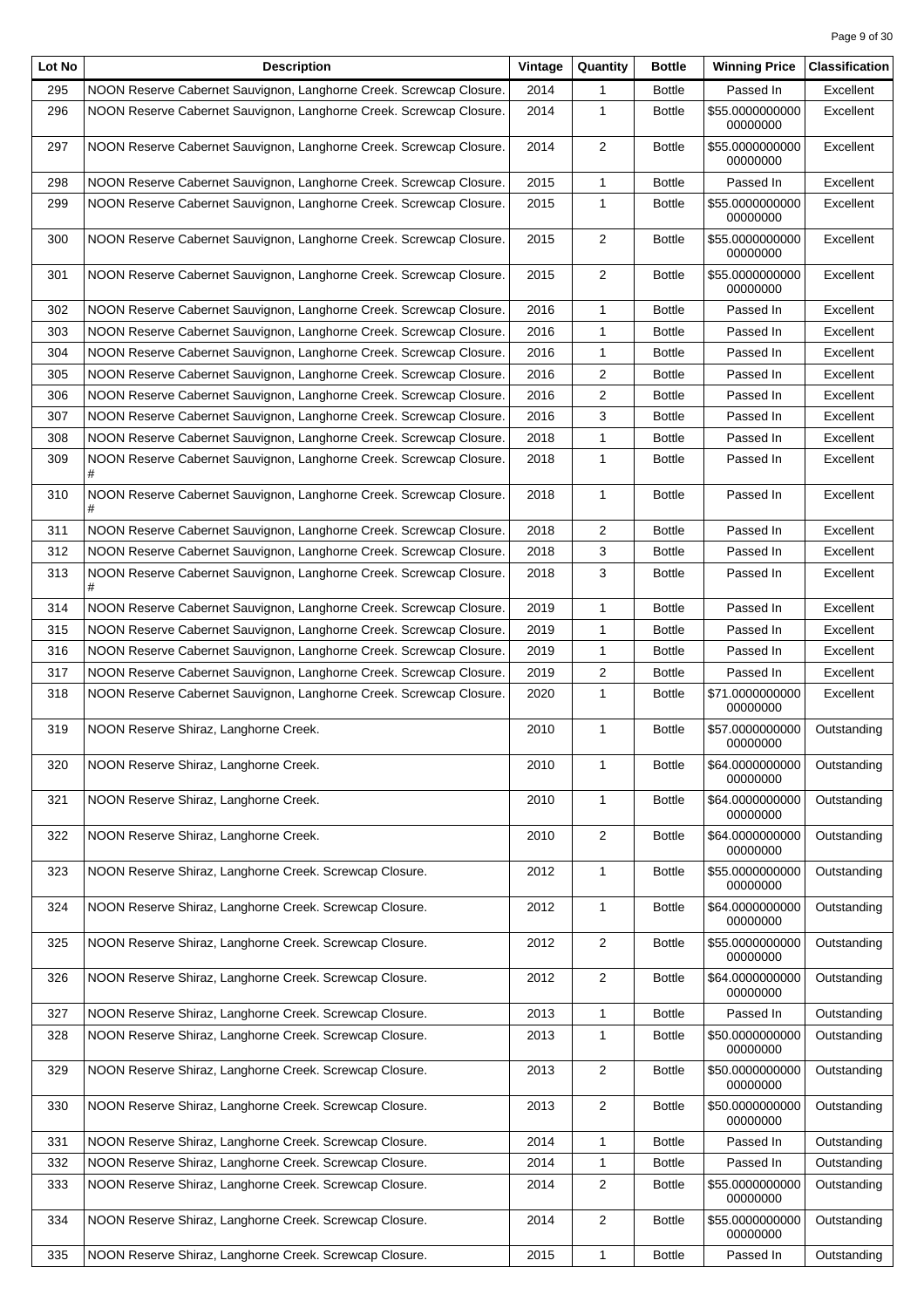| Lot No | Description | Vintage | Quantity | Bottle | Winning Price | Classification |
|---|---|---|---|---|---|---|
| 295 | NOON Reserve Cabernet Sauvignon, Langhorne Creek. Screwcap Closure. | 2014 | 1 | Bottle | Passed In | Excellent |
| 296 | NOON Reserve Cabernet Sauvignon, Langhorne Creek. Screwcap Closure. | 2014 | 1 | Bottle | $55.000000000000000000 | Excellent |
| 297 | NOON Reserve Cabernet Sauvignon, Langhorne Creek. Screwcap Closure. | 2014 | 2 | Bottle | $55.000000000000000000 | Excellent |
| 298 | NOON Reserve Cabernet Sauvignon, Langhorne Creek. Screwcap Closure. | 2015 | 1 | Bottle | Passed In | Excellent |
| 299 | NOON Reserve Cabernet Sauvignon, Langhorne Creek. Screwcap Closure. | 2015 | 1 | Bottle | $55.000000000000000000 | Excellent |
| 300 | NOON Reserve Cabernet Sauvignon, Langhorne Creek. Screwcap Closure. | 2015 | 2 | Bottle | $55.000000000000000000 | Excellent |
| 301 | NOON Reserve Cabernet Sauvignon, Langhorne Creek. Screwcap Closure. | 2015 | 2 | Bottle | $55.000000000000000000 | Excellent |
| 302 | NOON Reserve Cabernet Sauvignon, Langhorne Creek. Screwcap Closure. | 2016 | 1 | Bottle | Passed In | Excellent |
| 303 | NOON Reserve Cabernet Sauvignon, Langhorne Creek. Screwcap Closure. | 2016 | 1 | Bottle | Passed In | Excellent |
| 304 | NOON Reserve Cabernet Sauvignon, Langhorne Creek. Screwcap Closure. | 2016 | 1 | Bottle | Passed In | Excellent |
| 305 | NOON Reserve Cabernet Sauvignon, Langhorne Creek. Screwcap Closure. | 2016 | 2 | Bottle | Passed In | Excellent |
| 306 | NOON Reserve Cabernet Sauvignon, Langhorne Creek. Screwcap Closure. | 2016 | 2 | Bottle | Passed In | Excellent |
| 307 | NOON Reserve Cabernet Sauvignon, Langhorne Creek. Screwcap Closure. | 2016 | 3 | Bottle | Passed In | Excellent |
| 308 | NOON Reserve Cabernet Sauvignon, Langhorne Creek. Screwcap Closure. | 2018 | 1 | Bottle | Passed In | Excellent |
| 309 | NOON Reserve Cabernet Sauvignon, Langhorne Creek. Screwcap Closure. # | 2018 | 1 | Bottle | Passed In | Excellent |
| 310 | NOON Reserve Cabernet Sauvignon, Langhorne Creek. Screwcap Closure. # | 2018 | 1 | Bottle | Passed In | Excellent |
| 311 | NOON Reserve Cabernet Sauvignon, Langhorne Creek. Screwcap Closure. | 2018 | 2 | Bottle | Passed In | Excellent |
| 312 | NOON Reserve Cabernet Sauvignon, Langhorne Creek. Screwcap Closure. | 2018 | 3 | Bottle | Passed In | Excellent |
| 313 | NOON Reserve Cabernet Sauvignon, Langhorne Creek. Screwcap Closure. # | 2018 | 3 | Bottle | Passed In | Excellent |
| 314 | NOON Reserve Cabernet Sauvignon, Langhorne Creek. Screwcap Closure. | 2019 | 1 | Bottle | Passed In | Excellent |
| 315 | NOON Reserve Cabernet Sauvignon, Langhorne Creek. Screwcap Closure. | 2019 | 1 | Bottle | Passed In | Excellent |
| 316 | NOON Reserve Cabernet Sauvignon, Langhorne Creek. Screwcap Closure. | 2019 | 1 | Bottle | Passed In | Excellent |
| 317 | NOON Reserve Cabernet Sauvignon, Langhorne Creek. Screwcap Closure. | 2019 | 2 | Bottle | Passed In | Excellent |
| 318 | NOON Reserve Cabernet Sauvignon, Langhorne Creek. Screwcap Closure. | 2020 | 1 | Bottle | $71.000000000000000000 | Excellent |
| 319 | NOON Reserve Shiraz, Langhorne Creek. | 2010 | 1 | Bottle | $57.000000000000000000 | Outstanding |
| 320 | NOON Reserve Shiraz, Langhorne Creek. | 2010 | 1 | Bottle | $64.000000000000000000 | Outstanding |
| 321 | NOON Reserve Shiraz, Langhorne Creek. | 2010 | 1 | Bottle | $64.000000000000000000 | Outstanding |
| 322 | NOON Reserve Shiraz, Langhorne Creek. | 2010 | 2 | Bottle | $64.000000000000000000 | Outstanding |
| 323 | NOON Reserve Shiraz, Langhorne Creek. Screwcap Closure. | 2012 | 1 | Bottle | $55.000000000000000000 | Outstanding |
| 324 | NOON Reserve Shiraz, Langhorne Creek. Screwcap Closure. | 2012 | 1 | Bottle | $64.000000000000000000 | Outstanding |
| 325 | NOON Reserve Shiraz, Langhorne Creek. Screwcap Closure. | 2012 | 2 | Bottle | $55.000000000000000000 | Outstanding |
| 326 | NOON Reserve Shiraz, Langhorne Creek. Screwcap Closure. | 2012 | 2 | Bottle | $64.000000000000000000 | Outstanding |
| 327 | NOON Reserve Shiraz, Langhorne Creek. Screwcap Closure. | 2013 | 1 | Bottle | Passed In | Outstanding |
| 328 | NOON Reserve Shiraz, Langhorne Creek. Screwcap Closure. | 2013 | 1 | Bottle | $50.000000000000000000 | Outstanding |
| 329 | NOON Reserve Shiraz, Langhorne Creek. Screwcap Closure. | 2013 | 2 | Bottle | $50.000000000000000000 | Outstanding |
| 330 | NOON Reserve Shiraz, Langhorne Creek. Screwcap Closure. | 2013 | 2 | Bottle | $50.000000000000000000 | Outstanding |
| 331 | NOON Reserve Shiraz, Langhorne Creek. Screwcap Closure. | 2014 | 1 | Bottle | Passed In | Outstanding |
| 332 | NOON Reserve Shiraz, Langhorne Creek. Screwcap Closure. | 2014 | 1 | Bottle | Passed In | Outstanding |
| 333 | NOON Reserve Shiraz, Langhorne Creek. Screwcap Closure. | 2014 | 2 | Bottle | $55.000000000000000000 | Outstanding |
| 334 | NOON Reserve Shiraz, Langhorne Creek. Screwcap Closure. | 2014 | 2 | Bottle | $55.000000000000000000 | Outstanding |
| 335 | NOON Reserve Shiraz, Langhorne Creek. Screwcap Closure. | 2015 | 1 | Bottle | Passed In | Outstanding |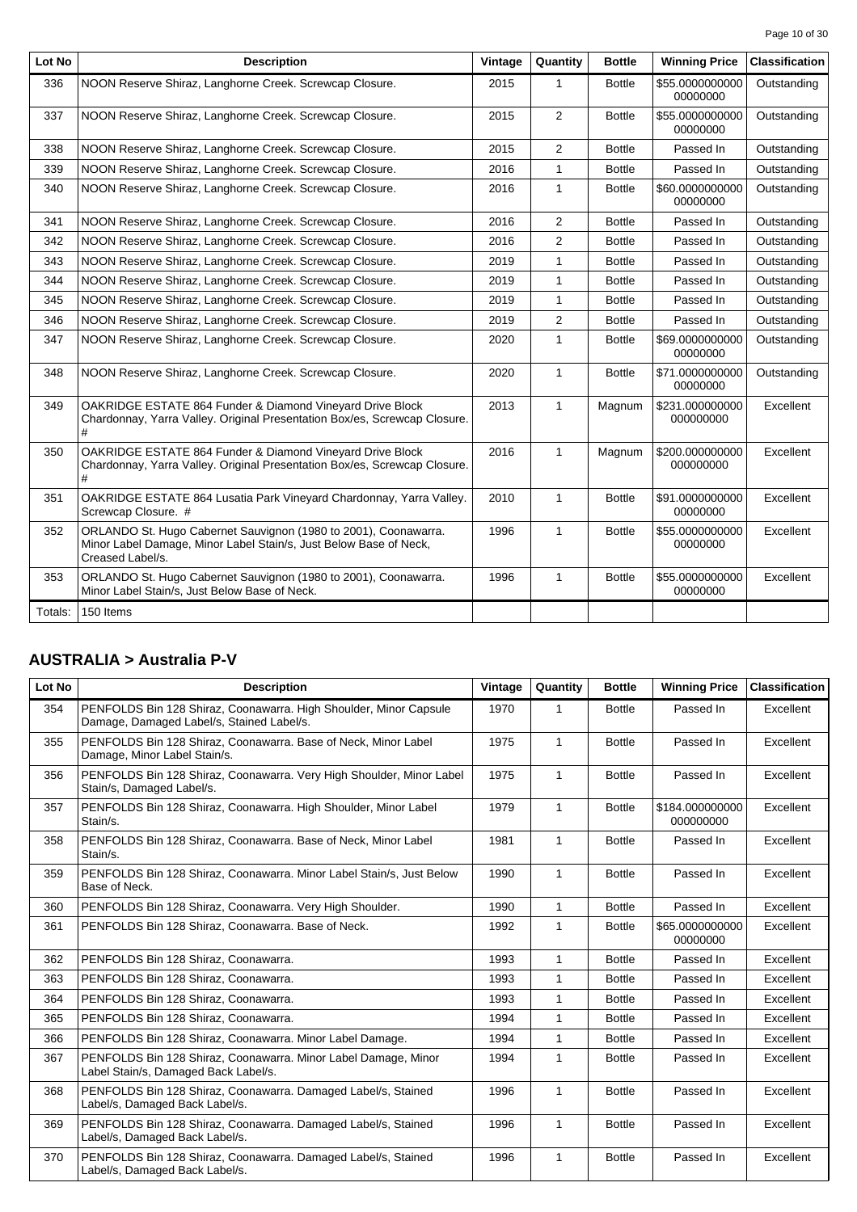| Lot No | Description | Vintage | Quantity | Bottle | Winning Price | Classification |
|---|---|---|---|---|---|---|
| 336 | NOON Reserve Shiraz, Langhorne Creek. Screwcap Closure. | 2015 | 1 | Bottle | $55.000000000000000000 | Outstanding |
| 337 | NOON Reserve Shiraz, Langhorne Creek. Screwcap Closure. | 2015 | 2 | Bottle | $55.000000000000000000 | Outstanding |
| 338 | NOON Reserve Shiraz, Langhorne Creek. Screwcap Closure. | 2015 | 2 | Bottle | Passed In | Outstanding |
| 339 | NOON Reserve Shiraz, Langhorne Creek. Screwcap Closure. | 2016 | 1 | Bottle | Passed In | Outstanding |
| 340 | NOON Reserve Shiraz, Langhorne Creek. Screwcap Closure. | 2016 | 1 | Bottle | $60.000000000000000000 | Outstanding |
| 341 | NOON Reserve Shiraz, Langhorne Creek. Screwcap Closure. | 2016 | 2 | Bottle | Passed In | Outstanding |
| 342 | NOON Reserve Shiraz, Langhorne Creek. Screwcap Closure. | 2016 | 2 | Bottle | Passed In | Outstanding |
| 343 | NOON Reserve Shiraz, Langhorne Creek. Screwcap Closure. | 2019 | 1 | Bottle | Passed In | Outstanding |
| 344 | NOON Reserve Shiraz, Langhorne Creek. Screwcap Closure. | 2019 | 1 | Bottle | Passed In | Outstanding |
| 345 | NOON Reserve Shiraz, Langhorne Creek. Screwcap Closure. | 2019 | 1 | Bottle | Passed In | Outstanding |
| 346 | NOON Reserve Shiraz, Langhorne Creek. Screwcap Closure. | 2019 | 2 | Bottle | Passed In | Outstanding |
| 347 | NOON Reserve Shiraz, Langhorne Creek. Screwcap Closure. | 2020 | 1 | Bottle | $69.000000000000000000 | Outstanding |
| 348 | NOON Reserve Shiraz, Langhorne Creek. Screwcap Closure. | 2020 | 1 | Bottle | $71.000000000000000000 | Outstanding |
| 349 | OAKRIDGE ESTATE 864 Funder & Diamond Vineyard Drive Block Chardonnay, Yarra Valley. Original Presentation Box/es, Screwcap Closure. # | 2013 | 1 | Magnum | $231.000000000000000000 | Excellent |
| 350 | OAKRIDGE ESTATE 864 Funder & Diamond Vineyard Drive Block Chardonnay, Yarra Valley. Original Presentation Box/es, Screwcap Closure. # | 2016 | 1 | Magnum | $200.000000000000000000 | Excellent |
| 351 | OAKRIDGE ESTATE 864 Lusatia Park Vineyard Chardonnay, Yarra Valley. Screwcap Closure. # | 2010 | 1 | Bottle | $91.000000000000000000 | Excellent |
| 352 | ORLANDO St. Hugo Cabernet Sauvignon (1980 to 2001), Coonawarra. Minor Label Stain/s, Just Below Base of Neck, Creased Label/s. | 1996 | 1 | Bottle | $55.000000000000000000 | Excellent |
| 353 | ORLANDO St. Hugo Cabernet Sauvignon (1980 to 2001), Coonawarra. Minor Label Stain/s, Just Below Base of Neck. | 1996 | 1 | Bottle | $55.000000000000000000 | Excellent |
| Totals: | 150 Items | | | | | |

## AUSTRALIA > Australia P-V

| Lot No | Description | Vintage | Quantity | Bottle | Winning Price | Classification |
|---|---|---|---|---|---|---|
| 354 | PENFOLDS Bin 128 Shiraz, Coonawarra. High Shoulder, Minor Capsule Damage, Damaged Label/s, Stained Label/s. | 1970 | 1 | Bottle | Passed In | Excellent |
| 355 | PENFOLDS Bin 128 Shiraz, Coonawarra. Base of Neck, Minor Label Damage, Minor Label Stain/s. | 1975 | 1 | Bottle | Passed In | Excellent |
| 356 | PENFOLDS Bin 128 Shiraz, Coonawarra. Very High Shoulder, Minor Label Stain/s, Damaged Label/s. | 1975 | 1 | Bottle | Passed In | Excellent |
| 357 | PENFOLDS Bin 128 Shiraz, Coonawarra. High Shoulder, Minor Label Stain/s. | 1979 | 1 | Bottle | $184.000000000000000000 | Excellent |
| 358 | PENFOLDS Bin 128 Shiraz, Coonawarra. Base of Neck, Minor Label Stain/s. | 1981 | 1 | Bottle | Passed In | Excellent |
| 359 | PENFOLDS Bin 128 Shiraz, Coonawarra. Minor Label Stain/s, Just Below Base of Neck. | 1990 | 1 | Bottle | Passed In | Excellent |
| 360 | PENFOLDS Bin 128 Shiraz, Coonawarra. Very High Shoulder. | 1990 | 1 | Bottle | Passed In | Excellent |
| 361 | PENFOLDS Bin 128 Shiraz, Coonawarra. Base of Neck. | 1992 | 1 | Bottle | $65.000000000000000000 | Excellent |
| 362 | PENFOLDS Bin 128 Shiraz, Coonawarra. | 1993 | 1 | Bottle | Passed In | Excellent |
| 363 | PENFOLDS Bin 128 Shiraz, Coonawarra. | 1993 | 1 | Bottle | Passed In | Excellent |
| 364 | PENFOLDS Bin 128 Shiraz, Coonawarra. | 1993 | 1 | Bottle | Passed In | Excellent |
| 365 | PENFOLDS Bin 128 Shiraz, Coonawarra. | 1994 | 1 | Bottle | Passed In | Excellent |
| 366 | PENFOLDS Bin 128 Shiraz, Coonawarra. Minor Label Damage. | 1994 | 1 | Bottle | Passed In | Excellent |
| 367 | PENFOLDS Bin 128 Shiraz, Coonawarra. Minor Label Damage, Minor Label Stain/s, Damaged Back Label/s. | 1994 | 1 | Bottle | Passed In | Excellent |
| 368 | PENFOLDS Bin 128 Shiraz, Coonawarra. Damaged Label/s, Stained Label/s, Damaged Back Label/s. | 1996 | 1 | Bottle | Passed In | Excellent |
| 369 | PENFOLDS Bin 128 Shiraz, Coonawarra. Damaged Label/s, Stained Label/s, Damaged Back Label/s. | 1996 | 1 | Bottle | Passed In | Excellent |
| 370 | PENFOLDS Bin 128 Shiraz, Coonawarra. Damaged Label/s, Stained Label/s, Damaged Back Label/s. | 1996 | 1 | Bottle | Passed In | Excellent |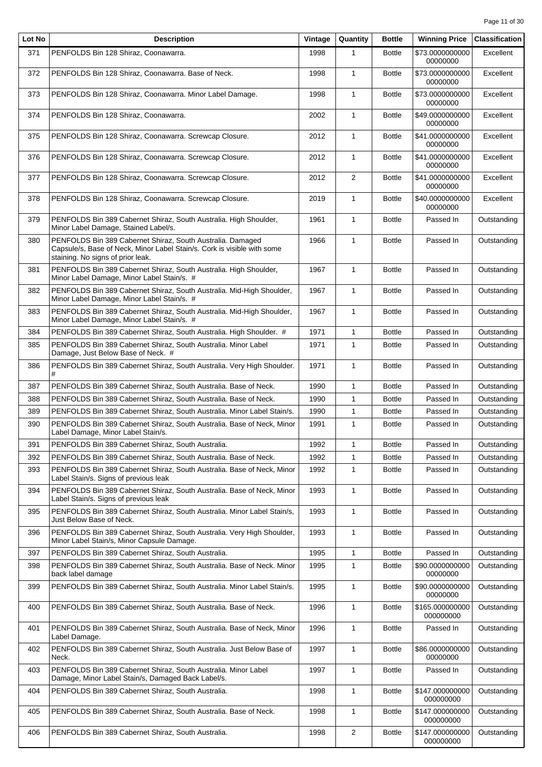| Lot No | Description | Vintage | Quantity | Bottle | Winning Price | Classification |
|---|---|---|---|---|---|---|
| 371 | PENFOLDS Bin 128 Shiraz, Coonawarra. | 1998 | 1 | Bottle | $73.000000000000000000 | Excellent |
| 372 | PENFOLDS Bin 128 Shiraz, Coonawarra. Base of Neck. | 1998 | 1 | Bottle | $73.000000000000000000 | Excellent |
| 373 | PENFOLDS Bin 128 Shiraz, Coonawarra. Minor Label Damage. | 1998 | 1 | Bottle | $73.000000000000000000 | Excellent |
| 374 | PENFOLDS Bin 128 Shiraz, Coonawarra. | 2002 | 1 | Bottle | $49.000000000000000000 | Excellent |
| 375 | PENFOLDS Bin 128 Shiraz, Coonawarra. Screwcap Closure. | 2012 | 1 | Bottle | $41.000000000000000000 | Excellent |
| 376 | PENFOLDS Bin 128 Shiraz, Coonawarra. Screwcap Closure. | 2012 | 1 | Bottle | $41.000000000000000000 | Excellent |
| 377 | PENFOLDS Bin 128 Shiraz, Coonawarra. Screwcap Closure. | 2012 | 2 | Bottle | $41.000000000000000000 | Excellent |
| 378 | PENFOLDS Bin 128 Shiraz, Coonawarra. Screwcap Closure. | 2019 | 1 | Bottle | $40.000000000000000000 | Excellent |
| 379 | PENFOLDS Bin 389 Cabernet Shiraz, South Australia. High Shoulder, Minor Label Damage, Stained Label/s. | 1961 | 1 | Bottle | Passed In | Outstanding |
| 380 | PENFOLDS Bin 389 Cabernet Shiraz, South Australia. Damaged Capsule/s, Base of Neck, Minor Label Stain/s. Cork is visible with some staining. No signs of prior leak. | 1966 | 1 | Bottle | Passed In | Outstanding |
| 381 | PENFOLDS Bin 389 Cabernet Shiraz, South Australia. High Shoulder, Minor Label Damage, Minor Label Stain/s. # | 1967 | 1 | Bottle | Passed In | Outstanding |
| 382 | PENFOLDS Bin 389 Cabernet Shiraz, South Australia. Mid-High Shoulder, Minor Label Damage, Minor Label Stain/s. # | 1967 | 1 | Bottle | Passed In | Outstanding |
| 383 | PENFOLDS Bin 389 Cabernet Shiraz, South Australia. Mid-High Shoulder, Minor Label Damage, Minor Label Stain/s. # | 1967 | 1 | Bottle | Passed In | Outstanding |
| 384 | PENFOLDS Bin 389 Cabernet Shiraz, South Australia. High Shoulder. # | 1971 | 1 | Bottle | Passed In | Outstanding |
| 385 | PENFOLDS Bin 389 Cabernet Shiraz, South Australia. Minor Label Damage, Just Below Base of Neck. # | 1971 | 1 | Bottle | Passed In | Outstanding |
| 386 | PENFOLDS Bin 389 Cabernet Shiraz, South Australia. Very High Shoulder. # | 1971 | 1 | Bottle | Passed In | Outstanding |
| 387 | PENFOLDS Bin 389 Cabernet Shiraz, South Australia. Base of Neck. | 1990 | 1 | Bottle | Passed In | Outstanding |
| 388 | PENFOLDS Bin 389 Cabernet Shiraz, South Australia. Base of Neck. | 1990 | 1 | Bottle | Passed In | Outstanding |
| 389 | PENFOLDS Bin 389 Cabernet Shiraz, South Australia. Minor Label Stain/s. | 1990 | 1 | Bottle | Passed In | Outstanding |
| 390 | PENFOLDS Bin 389 Cabernet Shiraz, South Australia. Base of Neck, Minor Label Damage, Minor Label Stain/s. | 1991 | 1 | Bottle | Passed In | Outstanding |
| 391 | PENFOLDS Bin 389 Cabernet Shiraz, South Australia. | 1992 | 1 | Bottle | Passed In | Outstanding |
| 392 | PENFOLDS Bin 389 Cabernet Shiraz, South Australia. Base of Neck. | 1992 | 1 | Bottle | Passed In | Outstanding |
| 393 | PENFOLDS Bin 389 Cabernet Shiraz, South Australia. Base of Neck, Minor Label Stain/s. Signs of previous leak | 1992 | 1 | Bottle | Passed In | Outstanding |
| 394 | PENFOLDS Bin 389 Cabernet Shiraz, South Australia. Base of Neck, Minor Label Stain/s. Signs of previous leak | 1993 | 1 | Bottle | Passed In | Outstanding |
| 395 | PENFOLDS Bin 389 Cabernet Shiraz, South Australia. Minor Label Stain/s, Just Below Base of Neck. | 1993 | 1 | Bottle | Passed In | Outstanding |
| 396 | PENFOLDS Bin 389 Cabernet Shiraz, South Australia. Very High Shoulder, Minor Label Stain/s, Minor Capsule Damage. | 1993 | 1 | Bottle | Passed In | Outstanding |
| 397 | PENFOLDS Bin 389 Cabernet Shiraz, South Australia. | 1995 | 1 | Bottle | Passed In | Outstanding |
| 398 | PENFOLDS Bin 389 Cabernet Shiraz, South Australia. Base of Neck. Minor back label damage | 1995 | 1 | Bottle | $90.000000000000000000 | Outstanding |
| 399 | PENFOLDS Bin 389 Cabernet Shiraz, South Australia. Minor Label Stain/s. | 1995 | 1 | Bottle | $90.000000000000000000 | Outstanding |
| 400 | PENFOLDS Bin 389 Cabernet Shiraz, South Australia. Base of Neck. | 1996 | 1 | Bottle | $165.000000000000000000 | Outstanding |
| 401 | PENFOLDS Bin 389 Cabernet Shiraz, South Australia. Base of Neck, Minor Label Damage. | 1996 | 1 | Bottle | Passed In | Outstanding |
| 402 | PENFOLDS Bin 389 Cabernet Shiraz, South Australia. Just Below Base of Neck. | 1997 | 1 | Bottle | $86.000000000000000000 | Outstanding |
| 403 | PENFOLDS Bin 389 Cabernet Shiraz, South Australia. Minor Label Damage, Minor Label Stain/s, Damaged Back Label/s. | 1997 | 1 | Bottle | Passed In | Outstanding |
| 404 | PENFOLDS Bin 389 Cabernet Shiraz, South Australia. | 1998 | 1 | Bottle | $147.000000000000000000 | Outstanding |
| 405 | PENFOLDS Bin 389 Cabernet Shiraz, South Australia. Base of Neck. | 1998 | 1 | Bottle | $147.000000000000000000 | Outstanding |
| 406 | PENFOLDS Bin 389 Cabernet Shiraz, South Australia. | 1998 | 2 | Bottle | $147.000000000000000000 | Outstanding |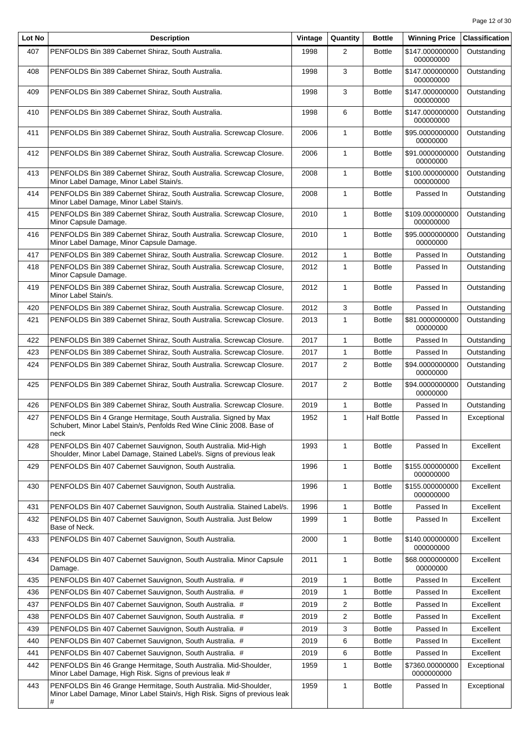| Lot No | Description | Vintage | Quantity | Bottle | Winning Price | Classification |
|---|---|---|---|---|---|---|
| 407 | PENFOLDS Bin 389 Cabernet Shiraz, South Australia. | 1998 | 2 | Bottle | $147.000000000000000000 | Outstanding |
| 408 | PENFOLDS Bin 389 Cabernet Shiraz, South Australia. | 1998 | 3 | Bottle | $147.000000000000000000 | Outstanding |
| 409 | PENFOLDS Bin 389 Cabernet Shiraz, South Australia. | 1998 | 3 | Bottle | $147.000000000000000000 | Outstanding |
| 410 | PENFOLDS Bin 389 Cabernet Shiraz, South Australia. | 1998 | 6 | Bottle | $147.000000000000000000 | Outstanding |
| 411 | PENFOLDS Bin 389 Cabernet Shiraz, South Australia. Screwcap Closure. | 2006 | 1 | Bottle | $95.000000000000000000 | Outstanding |
| 412 | PENFOLDS Bin 389 Cabernet Shiraz, South Australia. Screwcap Closure. | 2006 | 1 | Bottle | $91.000000000000000000 | Outstanding |
| 413 | PENFOLDS Bin 389 Cabernet Shiraz, South Australia. Screwcap Closure, Minor Label Damage, Minor Label Stain/s. | 2008 | 1 | Bottle | $100.000000000000000000 | Outstanding |
| 414 | PENFOLDS Bin 389 Cabernet Shiraz, South Australia. Screwcap Closure, Minor Label Damage, Minor Label Stain/s. | 2008 | 1 | Bottle | Passed In | Outstanding |
| 415 | PENFOLDS Bin 389 Cabernet Shiraz, South Australia. Screwcap Closure, Minor Capsule Damage. | 2010 | 1 | Bottle | $109.000000000000000000 | Outstanding |
| 416 | PENFOLDS Bin 389 Cabernet Shiraz, South Australia. Screwcap Closure, Minor Label Damage, Minor Capsule Damage. | 2010 | 1 | Bottle | $95.000000000000000000 | Outstanding |
| 417 | PENFOLDS Bin 389 Cabernet Shiraz, South Australia. Screwcap Closure. | 2012 | 1 | Bottle | Passed In | Outstanding |
| 418 | PENFOLDS Bin 389 Cabernet Shiraz, South Australia. Screwcap Closure, Minor Capsule Damage. | 2012 | 1 | Bottle | Passed In | Outstanding |
| 419 | PENFOLDS Bin 389 Cabernet Shiraz, South Australia. Screwcap Closure, Minor Label Stain/s. | 2012 | 1 | Bottle | Passed In | Outstanding |
| 420 | PENFOLDS Bin 389 Cabernet Shiraz, South Australia. Screwcap Closure. | 2012 | 3 | Bottle | Passed In | Outstanding |
| 421 | PENFOLDS Bin 389 Cabernet Shiraz, South Australia. Screwcap Closure. | 2013 | 1 | Bottle | $81.000000000000000000 | Outstanding |
| 422 | PENFOLDS Bin 389 Cabernet Shiraz, South Australia. Screwcap Closure. | 2017 | 1 | Bottle | Passed In | Outstanding |
| 423 | PENFOLDS Bin 389 Cabernet Shiraz, South Australia. Screwcap Closure. | 2017 | 1 | Bottle | Passed In | Outstanding |
| 424 | PENFOLDS Bin 389 Cabernet Shiraz, South Australia. Screwcap Closure. | 2017 | 2 | Bottle | $94.000000000000000000 | Outstanding |
| 425 | PENFOLDS Bin 389 Cabernet Shiraz, South Australia. Screwcap Closure. | 2017 | 2 | Bottle | $94.000000000000000000 | Outstanding |
| 426 | PENFOLDS Bin 389 Cabernet Shiraz, South Australia. Screwcap Closure. | 2019 | 1 | Bottle | Passed In | Outstanding |
| 427 | PENFOLDS Bin 4 Grange Hermitage, South Australia. Signed by Max Schubert, Minor Label Stain/s, Penfolds Red Wine Clinic 2008. Base of neck | 1952 | 1 | Half Bottle | Passed In | Exceptional |
| 428 | PENFOLDS Bin 407 Cabernet Sauvignon, South Australia. Mid-High Shoulder, Minor Label Damage, Stained Label/s. Signs of previous leak | 1993 | 1 | Bottle | Passed In | Excellent |
| 429 | PENFOLDS Bin 407 Cabernet Sauvignon, South Australia. | 1996 | 1 | Bottle | $155.000000000000000000 | Excellent |
| 430 | PENFOLDS Bin 407 Cabernet Sauvignon, South Australia. | 1996 | 1 | Bottle | $155.000000000000000000 | Excellent |
| 431 | PENFOLDS Bin 407 Cabernet Sauvignon, South Australia. Stained Label/s. | 1996 | 1 | Bottle | Passed In | Excellent |
| 432 | PENFOLDS Bin 407 Cabernet Sauvignon, South Australia. Just Below Base of Neck. | 1999 | 1 | Bottle | Passed In | Excellent |
| 433 | PENFOLDS Bin 407 Cabernet Sauvignon, South Australia. | 2000 | 1 | Bottle | $140.000000000000000000 | Excellent |
| 434 | PENFOLDS Bin 407 Cabernet Sauvignon, South Australia. Minor Capsule Damage. | 2011 | 1 | Bottle | $68.000000000000000000 | Excellent |
| 435 | PENFOLDS Bin 407 Cabernet Sauvignon, South Australia. # | 2019 | 1 | Bottle | Passed In | Excellent |
| 436 | PENFOLDS Bin 407 Cabernet Sauvignon, South Australia. # | 2019 | 1 | Bottle | Passed In | Excellent |
| 437 | PENFOLDS Bin 407 Cabernet Sauvignon, South Australia. # | 2019 | 2 | Bottle | Passed In | Excellent |
| 438 | PENFOLDS Bin 407 Cabernet Sauvignon, South Australia. # | 2019 | 2 | Bottle | Passed In | Excellent |
| 439 | PENFOLDS Bin 407 Cabernet Sauvignon, South Australia. # | 2019 | 3 | Bottle | Passed In | Excellent |
| 440 | PENFOLDS Bin 407 Cabernet Sauvignon, South Australia. # | 2019 | 6 | Bottle | Passed In | Excellent |
| 441 | PENFOLDS Bin 407 Cabernet Sauvignon, South Australia. # | 2019 | 6 | Bottle | Passed In | Excellent |
| 442 | PENFOLDS Bin 46 Grange Hermitage, South Australia. Mid-Shoulder, Minor Label Damage, High Risk. Signs of previous leak # | 1959 | 1 | Bottle | $7360.000000000000000000 | Exceptional |
| 443 | PENFOLDS Bin 46 Grange Hermitage, South Australia. Mid-Shoulder, Minor Label Damage, Minor Label Stain/s, High Risk. Signs of previous leak # | 1959 | 1 | Bottle | Passed In | Exceptional |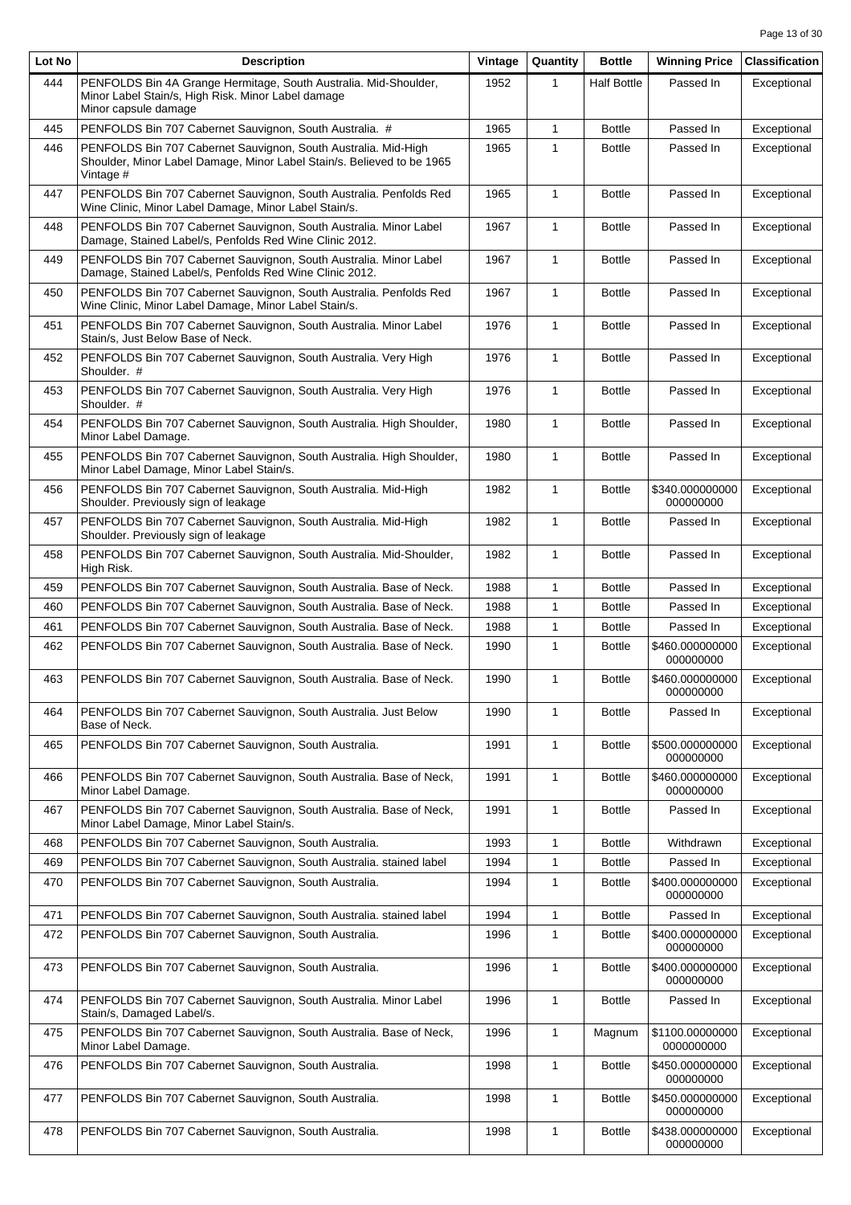| Lot No | Description | Vintage | Quantity | Bottle | Winning Price | Classification |
|---|---|---|---|---|---|---|
| 444 | PENFOLDS Bin 4A Grange Hermitage, South Australia. Mid-Shoulder, Minor Label Stain/s, High Risk. Minor Label damage Minor capsule damage | 1952 | 1 | Half Bottle | Passed In | Exceptional |
| 445 | PENFOLDS Bin 707 Cabernet Sauvignon, South Australia. # | 1965 | 1 | Bottle | Passed In | Exceptional |
| 446 | PENFOLDS Bin 707 Cabernet Sauvignon, South Australia. Mid-High Shoulder, Minor Label Damage, Minor Label Stain/s. Believed to be 1965 Vintage # | 1965 | 1 | Bottle | Passed In | Exceptional |
| 447 | PENFOLDS Bin 707 Cabernet Sauvignon, South Australia. Penfolds Red Wine Clinic, Minor Label Damage, Minor Label Stain/s. | 1965 | 1 | Bottle | Passed In | Exceptional |
| 448 | PENFOLDS Bin 707 Cabernet Sauvignon, South Australia. Minor Label Damage, Stained Label/s, Penfolds Red Wine Clinic 2012. | 1967 | 1 | Bottle | Passed In | Exceptional |
| 449 | PENFOLDS Bin 707 Cabernet Sauvignon, South Australia. Minor Label Damage, Stained Label/s, Penfolds Red Wine Clinic 2012. | 1967 | 1 | Bottle | Passed In | Exceptional |
| 450 | PENFOLDS Bin 707 Cabernet Sauvignon, South Australia. Penfolds Red Wine Clinic, Minor Label Damage, Minor Label Stain/s. | 1967 | 1 | Bottle | Passed In | Exceptional |
| 451 | PENFOLDS Bin 707 Cabernet Sauvignon, South Australia. Minor Label Stain/s, Just Below Base of Neck. | 1976 | 1 | Bottle | Passed In | Exceptional |
| 452 | PENFOLDS Bin 707 Cabernet Sauvignon, South Australia. Very High Shoulder. # | 1976 | 1 | Bottle | Passed In | Exceptional |
| 453 | PENFOLDS Bin 707 Cabernet Sauvignon, South Australia. Very High Shoulder. # | 1976 | 1 | Bottle | Passed In | Exceptional |
| 454 | PENFOLDS Bin 707 Cabernet Sauvignon, South Australia. High Shoulder, Minor Label Damage. | 1980 | 1 | Bottle | Passed In | Exceptional |
| 455 | PENFOLDS Bin 707 Cabernet Sauvignon, South Australia. High Shoulder, Minor Label Damage, Minor Label Stain/s. | 1980 | 1 | Bottle | Passed In | Exceptional |
| 456 | PENFOLDS Bin 707 Cabernet Sauvignon, South Australia. Mid-High Shoulder. Previously sign of leakage | 1982 | 1 | Bottle | $340.000000000000000000 | Exceptional |
| 457 | PENFOLDS Bin 707 Cabernet Sauvignon, South Australia. Mid-High Shoulder. Previously sign of leakage | 1982 | 1 | Bottle | Passed In | Exceptional |
| 458 | PENFOLDS Bin 707 Cabernet Sauvignon, South Australia. Mid-Shoulder, High Risk. | 1982 | 1 | Bottle | Passed In | Exceptional |
| 459 | PENFOLDS Bin 707 Cabernet Sauvignon, South Australia. Base of Neck. | 1988 | 1 | Bottle | Passed In | Exceptional |
| 460 | PENFOLDS Bin 707 Cabernet Sauvignon, South Australia. Base of Neck. | 1988 | 1 | Bottle | Passed In | Exceptional |
| 461 | PENFOLDS Bin 707 Cabernet Sauvignon, South Australia. Base of Neck. | 1988 | 1 | Bottle | Passed In | Exceptional |
| 462 | PENFOLDS Bin 707 Cabernet Sauvignon, South Australia. Base of Neck. | 1990 | 1 | Bottle | $460.000000000000000000 | Exceptional |
| 463 | PENFOLDS Bin 707 Cabernet Sauvignon, South Australia. Base of Neck. | 1990 | 1 | Bottle | $460.000000000000000000 | Exceptional |
| 464 | PENFOLDS Bin 707 Cabernet Sauvignon, South Australia. Just Below Base of Neck. | 1990 | 1 | Bottle | Passed In | Exceptional |
| 465 | PENFOLDS Bin 707 Cabernet Sauvignon, South Australia. | 1991 | 1 | Bottle | $500.000000000000000000 | Exceptional |
| 466 | PENFOLDS Bin 707 Cabernet Sauvignon, South Australia. Base of Neck, Minor Label Damage. | 1991 | 1 | Bottle | $460.000000000000000000 | Exceptional |
| 467 | PENFOLDS Bin 707 Cabernet Sauvignon, South Australia. Base of Neck, Minor Label Damage, Minor Label Stain/s. | 1991 | 1 | Bottle | Passed In | Exceptional |
| 468 | PENFOLDS Bin 707 Cabernet Sauvignon, South Australia. | 1993 | 1 | Bottle | Withdrawn | Exceptional |
| 469 | PENFOLDS Bin 707 Cabernet Sauvignon, South Australia. stained label | 1994 | 1 | Bottle | Passed In | Exceptional |
| 470 | PENFOLDS Bin 707 Cabernet Sauvignon, South Australia. | 1994 | 1 | Bottle | $400.000000000000000000 | Exceptional |
| 471 | PENFOLDS Bin 707 Cabernet Sauvignon, South Australia. stained label | 1994 | 1 | Bottle | Passed In | Exceptional |
| 472 | PENFOLDS Bin 707 Cabernet Sauvignon, South Australia. | 1996 | 1 | Bottle | $400.000000000000000000 | Exceptional |
| 473 | PENFOLDS Bin 707 Cabernet Sauvignon, South Australia. | 1996 | 1 | Bottle | $400.000000000000000000 | Exceptional |
| 474 | PENFOLDS Bin 707 Cabernet Sauvignon, South Australia. Minor Label Stain/s, Damaged Label/s. | 1996 | 1 | Bottle | Passed In | Exceptional |
| 475 | PENFOLDS Bin 707 Cabernet Sauvignon, South Australia. Base of Neck, Minor Label Damage. | 1996 | 1 | Magnum | $1100.000000000000000000 | Exceptional |
| 476 | PENFOLDS Bin 707 Cabernet Sauvignon, South Australia. | 1998 | 1 | Bottle | $450.000000000000000000 | Exceptional |
| 477 | PENFOLDS Bin 707 Cabernet Sauvignon, South Australia. | 1998 | 1 | Bottle | $450.000000000000000000 | Exceptional |
| 478 | PENFOLDS Bin 707 Cabernet Sauvignon, South Australia. | 1998 | 1 | Bottle | $438.000000000000000000 | Exceptional |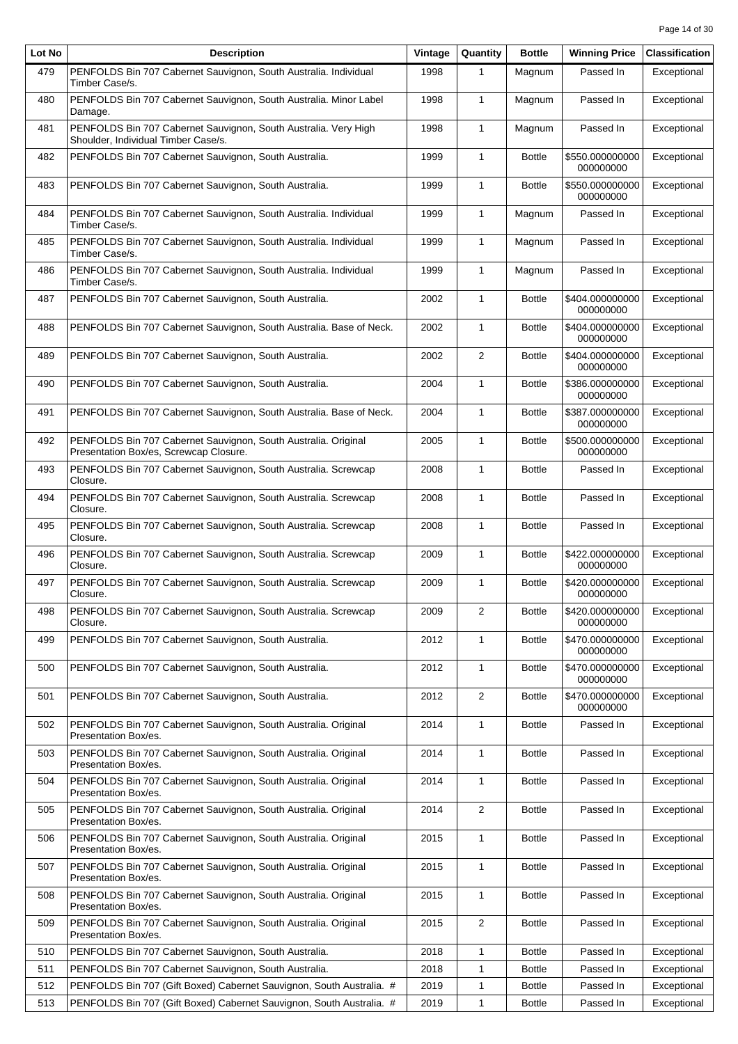| Lot No | Description | Vintage | Quantity | Bottle | Winning Price | Classification |
| --- | --- | --- | --- | --- | --- | --- |
| 479 | PENFOLDS Bin 707 Cabernet Sauvignon, South Australia. Individual Timber Case/s. | 1998 | 1 | Magnum | Passed In | Exceptional |
| 480 | PENFOLDS Bin 707 Cabernet Sauvignon, South Australia. Minor Label Damage. | 1998 | 1 | Magnum | Passed In | Exceptional |
| 481 | PENFOLDS Bin 707 Cabernet Sauvignon, South Australia. Very High Shoulder, Individual Timber Case/s. | 1998 | 1 | Magnum | Passed In | Exceptional |
| 482 | PENFOLDS Bin 707 Cabernet Sauvignon, South Australia. | 1999 | 1 | Bottle | $550.000000000000000000 | Exceptional |
| 483 | PENFOLDS Bin 707 Cabernet Sauvignon, South Australia. | 1999 | 1 | Bottle | $550.000000000000000000 | Exceptional |
| 484 | PENFOLDS Bin 707 Cabernet Sauvignon, South Australia. Individual Timber Case/s. | 1999 | 1 | Magnum | Passed In | Exceptional |
| 485 | PENFOLDS Bin 707 Cabernet Sauvignon, South Australia. Individual Timber Case/s. | 1999 | 1 | Magnum | Passed In | Exceptional |
| 486 | PENFOLDS Bin 707 Cabernet Sauvignon, South Australia. Individual Timber Case/s. | 1999 | 1 | Magnum | Passed In | Exceptional |
| 487 | PENFOLDS Bin 707 Cabernet Sauvignon, South Australia. | 2002 | 1 | Bottle | $404.000000000000000000 | Exceptional |
| 488 | PENFOLDS Bin 707 Cabernet Sauvignon, South Australia. Base of Neck. | 2002 | 1 | Bottle | $404.000000000000000000 | Exceptional |
| 489 | PENFOLDS Bin 707 Cabernet Sauvignon, South Australia. | 2002 | 2 | Bottle | $404.000000000000000000 | Exceptional |
| 490 | PENFOLDS Bin 707 Cabernet Sauvignon, South Australia. | 2004 | 1 | Bottle | $386.000000000000000000 | Exceptional |
| 491 | PENFOLDS Bin 707 Cabernet Sauvignon, South Australia. Base of Neck. | 2004 | 1 | Bottle | $387.000000000000000000 | Exceptional |
| 492 | PENFOLDS Bin 707 Cabernet Sauvignon, South Australia. Original Presentation Box/es, Screwcap Closure. | 2005 | 1 | Bottle | $500.000000000000000000 | Exceptional |
| 493 | PENFOLDS Bin 707 Cabernet Sauvignon, South Australia. Screwcap Closure. | 2008 | 1 | Bottle | Passed In | Exceptional |
| 494 | PENFOLDS Bin 707 Cabernet Sauvignon, South Australia. Screwcap Closure. | 2008 | 1 | Bottle | Passed In | Exceptional |
| 495 | PENFOLDS Bin 707 Cabernet Sauvignon, South Australia. Screwcap Closure. | 2008 | 1 | Bottle | Passed In | Exceptional |
| 496 | PENFOLDS Bin 707 Cabernet Sauvignon, South Australia. Screwcap Closure. | 2009 | 1 | Bottle | $422.000000000000000000 | Exceptional |
| 497 | PENFOLDS Bin 707 Cabernet Sauvignon, South Australia. Screwcap Closure. | 2009 | 1 | Bottle | $420.000000000000000000 | Exceptional |
| 498 | PENFOLDS Bin 707 Cabernet Sauvignon, South Australia. Screwcap Closure. | 2009 | 2 | Bottle | $420.000000000000000000 | Exceptional |
| 499 | PENFOLDS Bin 707 Cabernet Sauvignon, South Australia. | 2012 | 1 | Bottle | $470.000000000000000000 | Exceptional |
| 500 | PENFOLDS Bin 707 Cabernet Sauvignon, South Australia. | 2012 | 1 | Bottle | $470.000000000000000000 | Exceptional |
| 501 | PENFOLDS Bin 707 Cabernet Sauvignon, South Australia. | 2012 | 2 | Bottle | $470.000000000000000000 | Exceptional |
| 502 | PENFOLDS Bin 707 Cabernet Sauvignon, South Australia. Original Presentation Box/es. | 2014 | 1 | Bottle | Passed In | Exceptional |
| 503 | PENFOLDS Bin 707 Cabernet Sauvignon, South Australia. Original Presentation Box/es. | 2014 | 1 | Bottle | Passed In | Exceptional |
| 504 | PENFOLDS Bin 707 Cabernet Sauvignon, South Australia. Original Presentation Box/es. | 2014 | 1 | Bottle | Passed In | Exceptional |
| 505 | PENFOLDS Bin 707 Cabernet Sauvignon, South Australia. Original Presentation Box/es. | 2014 | 2 | Bottle | Passed In | Exceptional |
| 506 | PENFOLDS Bin 707 Cabernet Sauvignon, South Australia. Original Presentation Box/es. | 2015 | 1 | Bottle | Passed In | Exceptional |
| 507 | PENFOLDS Bin 707 Cabernet Sauvignon, South Australia. Original Presentation Box/es. | 2015 | 1 | Bottle | Passed In | Exceptional |
| 508 | PENFOLDS Bin 707 Cabernet Sauvignon, South Australia. Original Presentation Box/es. | 2015 | 1 | Bottle | Passed In | Exceptional |
| 509 | PENFOLDS Bin 707 Cabernet Sauvignon, South Australia. Original Presentation Box/es. | 2015 | 2 | Bottle | Passed In | Exceptional |
| 510 | PENFOLDS Bin 707 Cabernet Sauvignon, South Australia. | 2018 | 1 | Bottle | Passed In | Exceptional |
| 511 | PENFOLDS Bin 707 Cabernet Sauvignon, South Australia. | 2018 | 1 | Bottle | Passed In | Exceptional |
| 512 | PENFOLDS Bin 707 (Gift Boxed) Cabernet Sauvignon, South Australia. # | 2019 | 1 | Bottle | Passed In | Exceptional |
| 513 | PENFOLDS Bin 707 (Gift Boxed) Cabernet Sauvignon, South Australia. # | 2019 | 1 | Bottle | Passed In | Exceptional |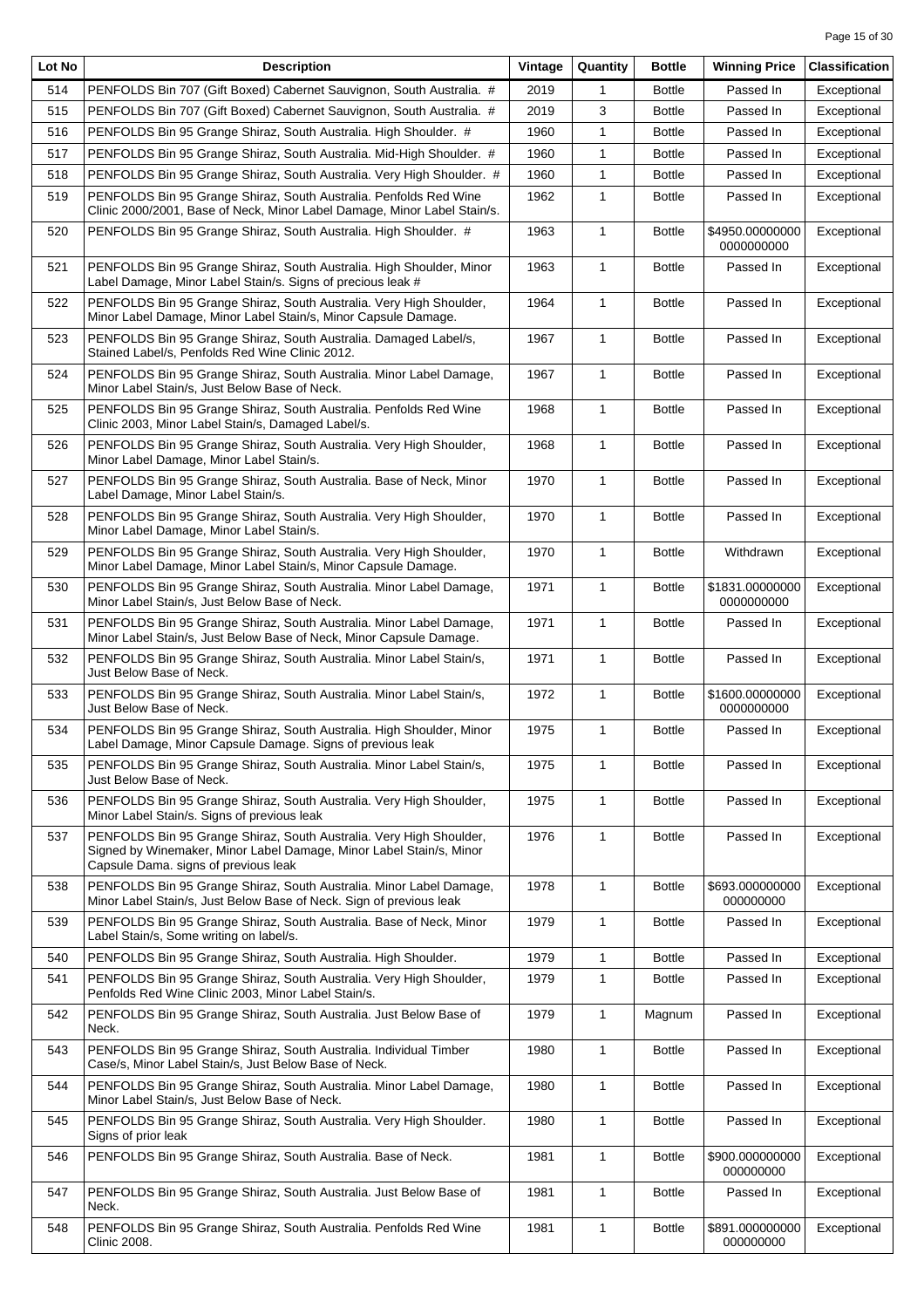| Lot No | Description | Vintage | Quantity | Bottle | Winning Price | Classification |
|---|---|---|---|---|---|---|
| 514 | PENFOLDS Bin 707 (Gift Boxed) Cabernet Sauvignon, South Australia. # | 2019 | 1 | Bottle | Passed In | Exceptional |
| 515 | PENFOLDS Bin 707 (Gift Boxed) Cabernet Sauvignon, South Australia. # | 2019 | 3 | Bottle | Passed In | Exceptional |
| 516 | PENFOLDS Bin 95 Grange Shiraz, South Australia. High Shoulder. # | 1960 | 1 | Bottle | Passed In | Exceptional |
| 517 | PENFOLDS Bin 95 Grange Shiraz, South Australia. Mid-High Shoulder. # | 1960 | 1 | Bottle | Passed In | Exceptional |
| 518 | PENFOLDS Bin 95 Grange Shiraz, South Australia. Very High Shoulder. # | 1960 | 1 | Bottle | Passed In | Exceptional |
| 519 | PENFOLDS Bin 95 Grange Shiraz, South Australia. Penfolds Red Wine Clinic 2000/2001, Base of Neck, Minor Label Damage, Minor Label Stain/s. | 1962 | 1 | Bottle | Passed In | Exceptional |
| 520 | PENFOLDS Bin 95 Grange Shiraz, South Australia. High Shoulder. # | 1963 | 1 | Bottle | $4950.000000000000000000 | Exceptional |
| 521 | PENFOLDS Bin 95 Grange Shiraz, South Australia. High Shoulder, Minor Label Damage, Minor Label Stain/s. Signs of precious leak # | 1963 | 1 | Bottle | Passed In | Exceptional |
| 522 | PENFOLDS Bin 95 Grange Shiraz, South Australia. Very High Shoulder, Minor Label Damage, Minor Label Stain/s, Minor Capsule Damage. | 1964 | 1 | Bottle | Passed In | Exceptional |
| 523 | PENFOLDS Bin 95 Grange Shiraz, South Australia. Damaged Label/s, Stained Label/s, Penfolds Red Wine Clinic 2012. | 1967 | 1 | Bottle | Passed In | Exceptional |
| 524 | PENFOLDS Bin 95 Grange Shiraz, South Australia. Minor Label Damage, Minor Label Stain/s, Just Below Base of Neck. | 1967 | 1 | Bottle | Passed In | Exceptional |
| 525 | PENFOLDS Bin 95 Grange Shiraz, South Australia. Penfolds Red Wine Clinic 2003, Minor Label Stain/s, Damaged Label/s. | 1968 | 1 | Bottle | Passed In | Exceptional |
| 526 | PENFOLDS Bin 95 Grange Shiraz, South Australia. Very High Shoulder, Minor Label Damage, Minor Label Stain/s. | 1968 | 1 | Bottle | Passed In | Exceptional |
| 527 | PENFOLDS Bin 95 Grange Shiraz, South Australia. Base of Neck, Minor Label Damage, Minor Label Stain/s. | 1970 | 1 | Bottle | Passed In | Exceptional |
| 528 | PENFOLDS Bin 95 Grange Shiraz, South Australia. Very High Shoulder, Minor Label Damage, Minor Label Stain/s. | 1970 | 1 | Bottle | Passed In | Exceptional |
| 529 | PENFOLDS Bin 95 Grange Shiraz, South Australia. Very High Shoulder, Minor Label Damage, Minor Label Stain/s, Minor Capsule Damage. | 1970 | 1 | Bottle | Withdrawn | Exceptional |
| 530 | PENFOLDS Bin 95 Grange Shiraz, South Australia. Minor Label Damage, Minor Label Stain/s, Just Below Base of Neck. | 1971 | 1 | Bottle | $1831.000000000000000000 | Exceptional |
| 531 | PENFOLDS Bin 95 Grange Shiraz, South Australia. Minor Label Damage, Minor Label Stain/s, Just Below Base of Neck, Minor Capsule Damage. | 1971 | 1 | Bottle | Passed In | Exceptional |
| 532 | PENFOLDS Bin 95 Grange Shiraz, South Australia. Minor Label Stain/s, Just Below Base of Neck. | 1971 | 1 | Bottle | Passed In | Exceptional |
| 533 | PENFOLDS Bin 95 Grange Shiraz, South Australia. Minor Label Stain/s, Just Below Base of Neck. | 1972 | 1 | Bottle | $1600.000000000000000000 | Exceptional |
| 534 | PENFOLDS Bin 95 Grange Shiraz, South Australia. High Shoulder, Minor Label Damage, Minor Capsule Damage. Signs of previous leak | 1975 | 1 | Bottle | Passed In | Exceptional |
| 535 | PENFOLDS Bin 95 Grange Shiraz, South Australia. Minor Label Stain/s, Just Below Base of Neck. | 1975 | 1 | Bottle | Passed In | Exceptional |
| 536 | PENFOLDS Bin 95 Grange Shiraz, South Australia. Very High Shoulder, Minor Label Stain/s. Signs of previous leak | 1975 | 1 | Bottle | Passed In | Exceptional |
| 537 | PENFOLDS Bin 95 Grange Shiraz, South Australia. Very High Shoulder, Signed by Winemaker, Minor Label Damage, Minor Label Stain/s, Minor Capsule Dama. signs of previous leak | 1976 | 1 | Bottle | Passed In | Exceptional |
| 538 | PENFOLDS Bin 95 Grange Shiraz, South Australia. Minor Label Damage, Minor Label Stain/s, Just Below Base of Neck. Sign of previous leak | 1978 | 1 | Bottle | $693.000000000000000000 | Exceptional |
| 539 | PENFOLDS Bin 95 Grange Shiraz, South Australia. Base of Neck, Minor Label Stain/s, Some writing on label/s. | 1979 | 1 | Bottle | Passed In | Exceptional |
| 540 | PENFOLDS Bin 95 Grange Shiraz, South Australia. High Shoulder. | 1979 | 1 | Bottle | Passed In | Exceptional |
| 541 | PENFOLDS Bin 95 Grange Shiraz, South Australia. Very High Shoulder, Penfolds Red Wine Clinic 2003, Minor Label Stain/s. | 1979 | 1 | Bottle | Passed In | Exceptional |
| 542 | PENFOLDS Bin 95 Grange Shiraz, South Australia. Just Below Base of Neck. | 1979 | 1 | Magnum | Passed In | Exceptional |
| 543 | PENFOLDS Bin 95 Grange Shiraz, South Australia. Individual Timber Case/s, Minor Label Stain/s, Just Below Base of Neck. | 1980 | 1 | Bottle | Passed In | Exceptional |
| 544 | PENFOLDS Bin 95 Grange Shiraz, South Australia. Minor Label Damage, Minor Label Stain/s, Just Below Base of Neck. | 1980 | 1 | Bottle | Passed In | Exceptional |
| 545 | PENFOLDS Bin 95 Grange Shiraz, South Australia. Very High Shoulder. Signs of prior leak | 1980 | 1 | Bottle | Passed In | Exceptional |
| 546 | PENFOLDS Bin 95 Grange Shiraz, South Australia. Base of Neck. | 1981 | 1 | Bottle | $900.000000000000000000 | Exceptional |
| 547 | PENFOLDS Bin 95 Grange Shiraz, South Australia. Just Below Base of Neck. | 1981 | 1 | Bottle | Passed In | Exceptional |
| 548 | PENFOLDS Bin 95 Grange Shiraz, South Australia. Penfolds Red Wine Clinic 2008. | 1981 | 1 | Bottle | $891.000000000000000000 | Exceptional |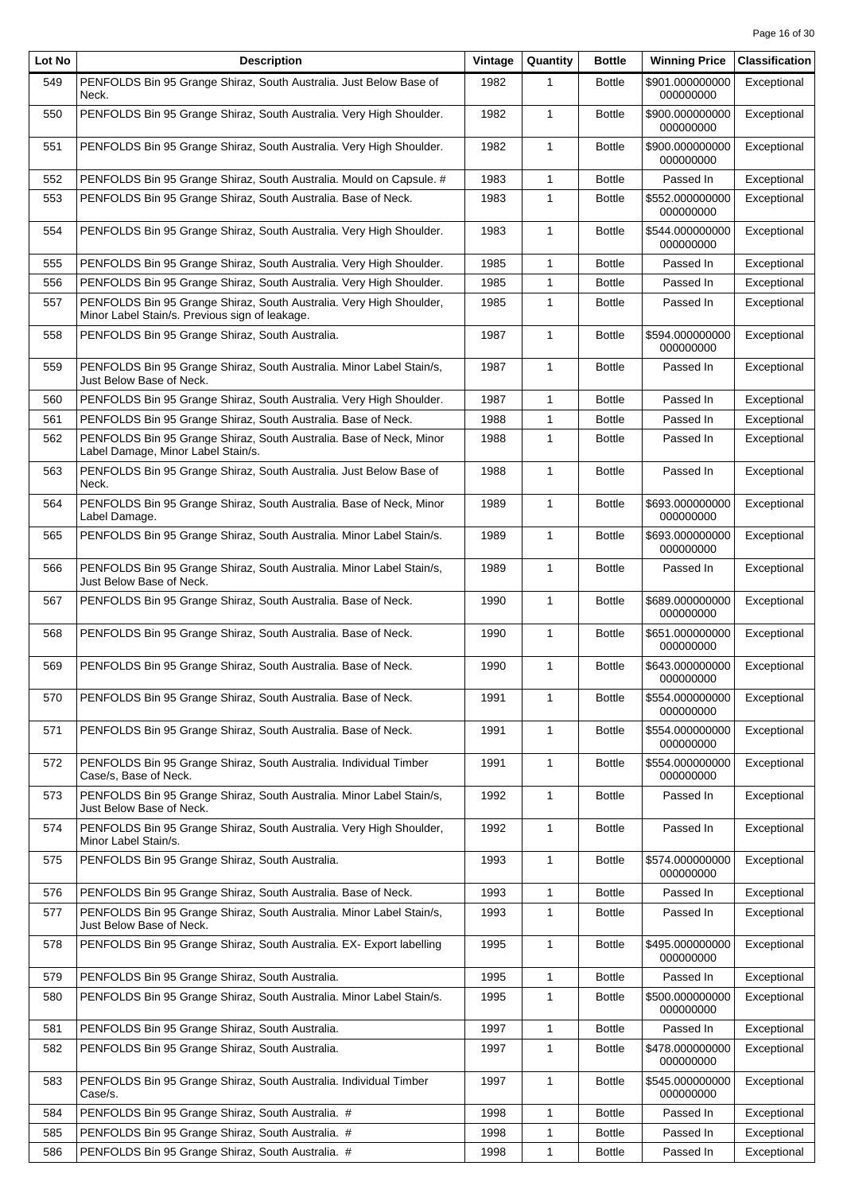| Lot No | Description | Vintage | Quantity | Bottle | Winning Price | Classification |
|---|---|---|---|---|---|---|
| 549 | PENFOLDS Bin 95 Grange Shiraz, South Australia. Just Below Base of Neck. | 1982 | 1 | Bottle | $901.000000000000000000 | Exceptional |
| 550 | PENFOLDS Bin 95 Grange Shiraz, South Australia. Very High Shoulder. | 1982 | 1 | Bottle | $900.000000000000000000 | Exceptional |
| 551 | PENFOLDS Bin 95 Grange Shiraz, South Australia. Very High Shoulder. | 1982 | 1 | Bottle | $900.000000000000000000 | Exceptional |
| 552 | PENFOLDS Bin 95 Grange Shiraz, South Australia. Mould on Capsule. # | 1983 | 1 | Bottle | Passed In | Exceptional |
| 553 | PENFOLDS Bin 95 Grange Shiraz, South Australia. Base of Neck. | 1983 | 1 | Bottle | $552.000000000000000000 | Exceptional |
| 554 | PENFOLDS Bin 95 Grange Shiraz, South Australia. Very High Shoulder. | 1983 | 1 | Bottle | $544.000000000000000000 | Exceptional |
| 555 | PENFOLDS Bin 95 Grange Shiraz, South Australia. Very High Shoulder. | 1985 | 1 | Bottle | Passed In | Exceptional |
| 556 | PENFOLDS Bin 95 Grange Shiraz, South Australia. Very High Shoulder. | 1985 | 1 | Bottle | Passed In | Exceptional |
| 557 | PENFOLDS Bin 95 Grange Shiraz, South Australia. Very High Shoulder, Minor Label Stain/s. Previous sign of leakage. | 1985 | 1 | Bottle | Passed In | Exceptional |
| 558 | PENFOLDS Bin 95 Grange Shiraz, South Australia. | 1987 | 1 | Bottle | $594.000000000000000000 | Exceptional |
| 559 | PENFOLDS Bin 95 Grange Shiraz, South Australia. Minor Label Stain/s, Just Below Base of Neck. | 1987 | 1 | Bottle | Passed In | Exceptional |
| 560 | PENFOLDS Bin 95 Grange Shiraz, South Australia. Very High Shoulder. | 1987 | 1 | Bottle | Passed In | Exceptional |
| 561 | PENFOLDS Bin 95 Grange Shiraz, South Australia. Base of Neck. | 1988 | 1 | Bottle | Passed In | Exceptional |
| 562 | PENFOLDS Bin 95 Grange Shiraz, South Australia. Base of Neck, Minor Label Damage, Minor Label Stain/s. | 1988 | 1 | Bottle | Passed In | Exceptional |
| 563 | PENFOLDS Bin 95 Grange Shiraz, South Australia. Just Below Base of Neck. | 1988 | 1 | Bottle | Passed In | Exceptional |
| 564 | PENFOLDS Bin 95 Grange Shiraz, South Australia. Base of Neck, Minor Label Damage. | 1989 | 1 | Bottle | $693.000000000000000000 | Exceptional |
| 565 | PENFOLDS Bin 95 Grange Shiraz, South Australia. Minor Label Stain/s. | 1989 | 1 | Bottle | $693.000000000000000000 | Exceptional |
| 566 | PENFOLDS Bin 95 Grange Shiraz, South Australia. Minor Label Stain/s, Just Below Base of Neck. | 1989 | 1 | Bottle | Passed In | Exceptional |
| 567 | PENFOLDS Bin 95 Grange Shiraz, South Australia. Base of Neck. | 1990 | 1 | Bottle | $689.000000000000000000 | Exceptional |
| 568 | PENFOLDS Bin 95 Grange Shiraz, South Australia. Base of Neck. | 1990 | 1 | Bottle | $651.000000000000000000 | Exceptional |
| 569 | PENFOLDS Bin 95 Grange Shiraz, South Australia. Base of Neck. | 1990 | 1 | Bottle | $643.000000000000000000 | Exceptional |
| 570 | PENFOLDS Bin 95 Grange Shiraz, South Australia. Base of Neck. | 1991 | 1 | Bottle | $554.000000000000000000 | Exceptional |
| 571 | PENFOLDS Bin 95 Grange Shiraz, South Australia. Base of Neck. | 1991 | 1 | Bottle | $554.000000000000000000 | Exceptional |
| 572 | PENFOLDS Bin 95 Grange Shiraz, South Australia. Individual Timber Case/s, Base of Neck. | 1991 | 1 | Bottle | $554.000000000000000000 | Exceptional |
| 573 | PENFOLDS Bin 95 Grange Shiraz, South Australia. Minor Label Stain/s, Just Below Base of Neck. | 1992 | 1 | Bottle | Passed In | Exceptional |
| 574 | PENFOLDS Bin 95 Grange Shiraz, South Australia. Very High Shoulder, Minor Label Stain/s. | 1992 | 1 | Bottle | Passed In | Exceptional |
| 575 | PENFOLDS Bin 95 Grange Shiraz, South Australia. | 1993 | 1 | Bottle | $574.000000000000000000 | Exceptional |
| 576 | PENFOLDS Bin 95 Grange Shiraz, South Australia. Base of Neck. | 1993 | 1 | Bottle | Passed In | Exceptional |
| 577 | PENFOLDS Bin 95 Grange Shiraz, South Australia. Minor Label Stain/s, Just Below Base of Neck. | 1993 | 1 | Bottle | Passed In | Exceptional |
| 578 | PENFOLDS Bin 95 Grange Shiraz, South Australia. EX- Export labelling | 1995 | 1 | Bottle | $495.000000000000000000 | Exceptional |
| 579 | PENFOLDS Bin 95 Grange Shiraz, South Australia. | 1995 | 1 | Bottle | Passed In | Exceptional |
| 580 | PENFOLDS Bin 95 Grange Shiraz, South Australia. Minor Label Stain/s. | 1995 | 1 | Bottle | $500.000000000000000000 | Exceptional |
| 581 | PENFOLDS Bin 95 Grange Shiraz, South Australia. | 1997 | 1 | Bottle | Passed In | Exceptional |
| 582 | PENFOLDS Bin 95 Grange Shiraz, South Australia. | 1997 | 1 | Bottle | $478.000000000000000000 | Exceptional |
| 583 | PENFOLDS Bin 95 Grange Shiraz, South Australia. Individual Timber Case/s. | 1997 | 1 | Bottle | $545.000000000000000000 | Exceptional |
| 584 | PENFOLDS Bin 95 Grange Shiraz, South Australia. # | 1998 | 1 | Bottle | Passed In | Exceptional |
| 585 | PENFOLDS Bin 95 Grange Shiraz, South Australia. # | 1998 | 1 | Bottle | Passed In | Exceptional |
| 586 | PENFOLDS Bin 95 Grange Shiraz, South Australia. # | 1998 | 1 | Bottle | Passed In | Exceptional |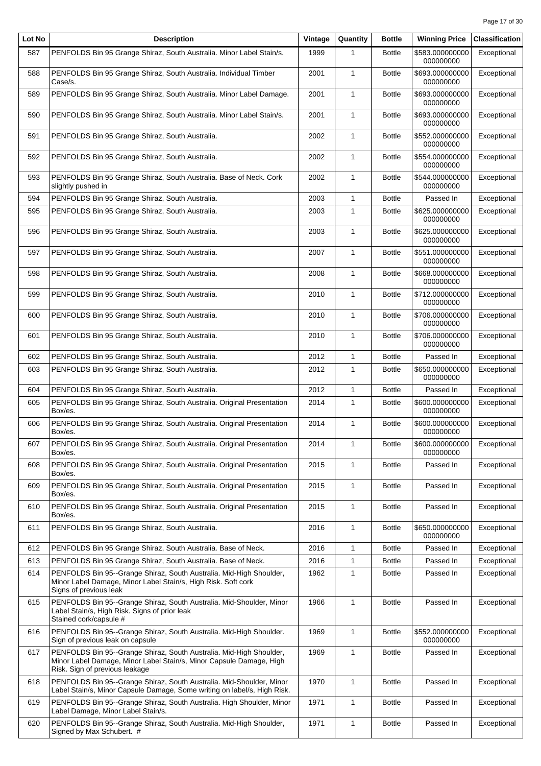| Lot No | Description | Vintage | Quantity | Bottle | Winning Price | Classification |
| --- | --- | --- | --- | --- | --- | --- |
| 587 | PENFOLDS Bin 95 Grange Shiraz, South Australia. Minor Label Stain/s. | 1999 | 1 | Bottle | $583.000000000000000000 | Exceptional |
| 588 | PENFOLDS Bin 95 Grange Shiraz, South Australia. Individual Timber Case/s. | 2001 | 1 | Bottle | $693.000000000000000000 | Exceptional |
| 589 | PENFOLDS Bin 95 Grange Shiraz, South Australia. Minor Label Damage. | 2001 | 1 | Bottle | $693.000000000000000000 | Exceptional |
| 590 | PENFOLDS Bin 95 Grange Shiraz, South Australia. Minor Label Stain/s. | 2001 | 1 | Bottle | $693.000000000000000000 | Exceptional |
| 591 | PENFOLDS Bin 95 Grange Shiraz, South Australia. | 2002 | 1 | Bottle | $552.000000000000000000 | Exceptional |
| 592 | PENFOLDS Bin 95 Grange Shiraz, South Australia. | 2002 | 1 | Bottle | $554.000000000000000000 | Exceptional |
| 593 | PENFOLDS Bin 95 Grange Shiraz, South Australia. Base of Neck. Cork slightly pushed in | 2002 | 1 | Bottle | $544.000000000000000000 | Exceptional |
| 594 | PENFOLDS Bin 95 Grange Shiraz, South Australia. | 2003 | 1 | Bottle | Passed In | Exceptional |
| 595 | PENFOLDS Bin 95 Grange Shiraz, South Australia. | 2003 | 1 | Bottle | $625.000000000000000000 | Exceptional |
| 596 | PENFOLDS Bin 95 Grange Shiraz, South Australia. | 2003 | 1 | Bottle | $625.000000000000000000 | Exceptional |
| 597 | PENFOLDS Bin 95 Grange Shiraz, South Australia. | 2007 | 1 | Bottle | $551.000000000000000000 | Exceptional |
| 598 | PENFOLDS Bin 95 Grange Shiraz, South Australia. | 2008 | 1 | Bottle | $668.000000000000000000 | Exceptional |
| 599 | PENFOLDS Bin 95 Grange Shiraz, South Australia. | 2010 | 1 | Bottle | $712.000000000000000000 | Exceptional |
| 600 | PENFOLDS Bin 95 Grange Shiraz, South Australia. | 2010 | 1 | Bottle | $706.000000000000000000 | Exceptional |
| 601 | PENFOLDS Bin 95 Grange Shiraz, South Australia. | 2010 | 1 | Bottle | $706.000000000000000000 | Exceptional |
| 602 | PENFOLDS Bin 95 Grange Shiraz, South Australia. | 2012 | 1 | Bottle | Passed In | Exceptional |
| 603 | PENFOLDS Bin 95 Grange Shiraz, South Australia. | 2012 | 1 | Bottle | $650.000000000000000000 | Exceptional |
| 604 | PENFOLDS Bin 95 Grange Shiraz, South Australia. | 2012 | 1 | Bottle | Passed In | Exceptional |
| 605 | PENFOLDS Bin 95 Grange Shiraz, South Australia. Original Presentation Box/es. | 2014 | 1 | Bottle | $600.000000000000000000 | Exceptional |
| 606 | PENFOLDS Bin 95 Grange Shiraz, South Australia. Original Presentation Box/es. | 2014 | 1 | Bottle | $600.000000000000000000 | Exceptional |
| 607 | PENFOLDS Bin 95 Grange Shiraz, South Australia. Original Presentation Box/es. | 2014 | 1 | Bottle | $600.000000000000000000 | Exceptional |
| 608 | PENFOLDS Bin 95 Grange Shiraz, South Australia. Original Presentation Box/es. | 2015 | 1 | Bottle | Passed In | Exceptional |
| 609 | PENFOLDS Bin 95 Grange Shiraz, South Australia. Original Presentation Box/es. | 2015 | 1 | Bottle | Passed In | Exceptional |
| 610 | PENFOLDS Bin 95 Grange Shiraz, South Australia. Original Presentation Box/es. | 2015 | 1 | Bottle | Passed In | Exceptional |
| 611 | PENFOLDS Bin 95 Grange Shiraz, South Australia. | 2016 | 1 | Bottle | $650.000000000000000000 | Exceptional |
| 612 | PENFOLDS Bin 95 Grange Shiraz, South Australia. Base of Neck. | 2016 | 1 | Bottle | Passed In | Exceptional |
| 613 | PENFOLDS Bin 95 Grange Shiraz, South Australia. Base of Neck. | 2016 | 1 | Bottle | Passed In | Exceptional |
| 614 | PENFOLDS Bin 95--Grange Shiraz, South Australia. Mid-High Shoulder, Minor Label Damage, Minor Label Stain/s, High Risk. Soft cork Signs of previous leak | 1962 | 1 | Bottle | Passed In | Exceptional |
| 615 | PENFOLDS Bin 95--Grange Shiraz, South Australia. Mid-Shoulder, Minor Label Stain/s, High Risk. Signs of prior leak Stained cork/capsule # | 1966 | 1 | Bottle | Passed In | Exceptional |
| 616 | PENFOLDS Bin 95--Grange Shiraz, South Australia. Mid-High Shoulder. Sign of previous leak on capsule | 1969 | 1 | Bottle | $552.000000000000000000 | Exceptional |
| 617 | PENFOLDS Bin 95--Grange Shiraz, South Australia. Mid-High Shoulder, Minor Label Damage, Minor Label Stain/s, Minor Capsule Damage, High Risk. Sign of previous leakage | 1969 | 1 | Bottle | Passed In | Exceptional |
| 618 | PENFOLDS Bin 95--Grange Shiraz, South Australia. Mid-Shoulder, Minor Label Stain/s, Minor Capsule Damage, Some writing on label/s, High Risk. | 1970 | 1 | Bottle | Passed In | Exceptional |
| 619 | PENFOLDS Bin 95--Grange Shiraz, South Australia. High Shoulder, Minor Label Damage, Minor Label Stain/s. | 1971 | 1 | Bottle | Passed In | Exceptional |
| 620 | PENFOLDS Bin 95--Grange Shiraz, South Australia. Mid-High Shoulder, Signed by Max Schubert. # | 1971 | 1 | Bottle | Passed In | Exceptional |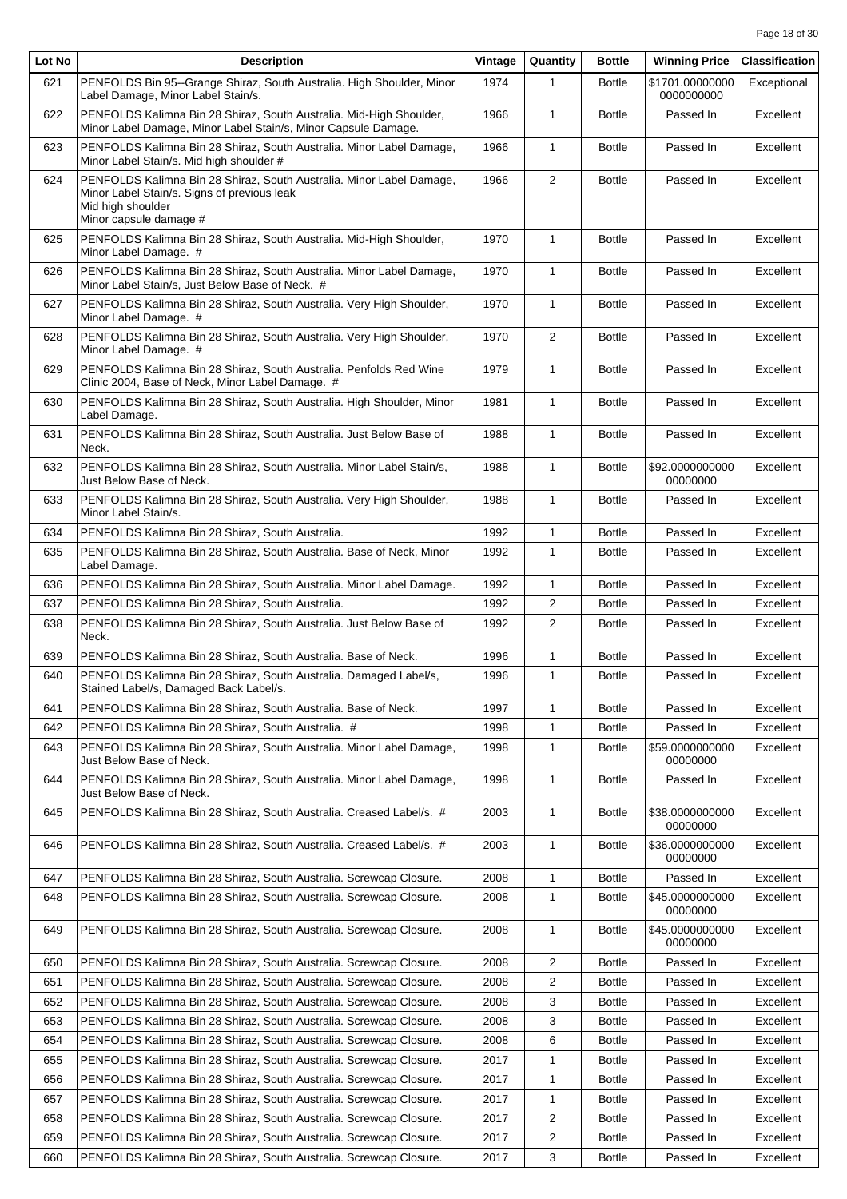| Lot No | Description | Vintage | Quantity | Bottle | Winning Price | Classification |
|---|---|---|---|---|---|---|
| 621 | PENFOLDS Bin 95--Grange Shiraz, South Australia. High Shoulder, Minor Label Damage, Minor Label Stain/s. | 1974 | 1 | Bottle | $1701.000000000000000000 | Exceptional |
| 622 | PENFOLDS Kalimna Bin 28 Shiraz, South Australia. Mid-High Shoulder, Minor Label Damage, Minor Label Stain/s, Minor Capsule Damage. | 1966 | 1 | Bottle | Passed In | Excellent |
| 623 | PENFOLDS Kalimna Bin 28 Shiraz, South Australia. Minor Label Damage, Minor Label Stain/s. Mid high shoulder # | 1966 | 1 | Bottle | Passed In | Excellent |
| 624 | PENFOLDS Kalimna Bin 28 Shiraz, South Australia. Minor Label Damage, Minor Label Stain/s. Signs of previous leak Mid high shoulder Minor capsule damage # | 1966 | 2 | Bottle | Passed In | Excellent |
| 625 | PENFOLDS Kalimna Bin 28 Shiraz, South Australia. Mid-High Shoulder, Minor Label Damage. # | 1970 | 1 | Bottle | Passed In | Excellent |
| 626 | PENFOLDS Kalimna Bin 28 Shiraz, South Australia. Minor Label Damage, Minor Label Stain/s, Just Below Base of Neck. # | 1970 | 1 | Bottle | Passed In | Excellent |
| 627 | PENFOLDS Kalimna Bin 28 Shiraz, South Australia. Very High Shoulder, Minor Label Damage. # | 1970 | 1 | Bottle | Passed In | Excellent |
| 628 | PENFOLDS Kalimna Bin 28 Shiraz, South Australia. Very High Shoulder, Minor Label Damage. # | 1970 | 2 | Bottle | Passed In | Excellent |
| 629 | PENFOLDS Kalimna Bin 28 Shiraz, South Australia. Penfolds Red Wine Clinic 2004, Base of Neck, Minor Label Damage. # | 1979 | 1 | Bottle | Passed In | Excellent |
| 630 | PENFOLDS Kalimna Bin 28 Shiraz, South Australia. High Shoulder, Minor Label Damage. | 1981 | 1 | Bottle | Passed In | Excellent |
| 631 | PENFOLDS Kalimna Bin 28 Shiraz, South Australia. Just Below Base of Neck. | 1988 | 1 | Bottle | Passed In | Excellent |
| 632 | PENFOLDS Kalimna Bin 28 Shiraz, South Australia. Minor Label Stain/s, Just Below Base of Neck. | 1988 | 1 | Bottle | $92.000000000000000000 | Excellent |
| 633 | PENFOLDS Kalimna Bin 28 Shiraz, South Australia. Very High Shoulder, Minor Label Stain/s. | 1988 | 1 | Bottle | Passed In | Excellent |
| 634 | PENFOLDS Kalimna Bin 28 Shiraz, South Australia. | 1992 | 1 | Bottle | Passed In | Excellent |
| 635 | PENFOLDS Kalimna Bin 28 Shiraz, South Australia. Base of Neck, Minor Label Damage. | 1992 | 1 | Bottle | Passed In | Excellent |
| 636 | PENFOLDS Kalimna Bin 28 Shiraz, South Australia. Minor Label Damage. | 1992 | 1 | Bottle | Passed In | Excellent |
| 637 | PENFOLDS Kalimna Bin 28 Shiraz, South Australia. | 1992 | 2 | Bottle | Passed In | Excellent |
| 638 | PENFOLDS Kalimna Bin 28 Shiraz, South Australia. Just Below Base of Neck. | 1992 | 2 | Bottle | Passed In | Excellent |
| 639 | PENFOLDS Kalimna Bin 28 Shiraz, South Australia. Base of Neck. | 1996 | 1 | Bottle | Passed In | Excellent |
| 640 | PENFOLDS Kalimna Bin 28 Shiraz, South Australia. Damaged Label/s, Stained Label/s, Damaged Back Label/s. | 1996 | 1 | Bottle | Passed In | Excellent |
| 641 | PENFOLDS Kalimna Bin 28 Shiraz, South Australia. Base of Neck. | 1997 | 1 | Bottle | Passed In | Excellent |
| 642 | PENFOLDS Kalimna Bin 28 Shiraz, South Australia. # | 1998 | 1 | Bottle | Passed In | Excellent |
| 643 | PENFOLDS Kalimna Bin 28 Shiraz, South Australia. Minor Label Damage, Just Below Base of Neck. | 1998 | 1 | Bottle | $59.000000000000000000 | Excellent |
| 644 | PENFOLDS Kalimna Bin 28 Shiraz, South Australia. Minor Label Damage, Just Below Base of Neck. | 1998 | 1 | Bottle | Passed In | Excellent |
| 645 | PENFOLDS Kalimna Bin 28 Shiraz, South Australia. Creased Label/s. # | 2003 | 1 | Bottle | $38.000000000000000000 | Excellent |
| 646 | PENFOLDS Kalimna Bin 28 Shiraz, South Australia. Creased Label/s. # | 2003 | 1 | Bottle | $36.000000000000000000 | Excellent |
| 647 | PENFOLDS Kalimna Bin 28 Shiraz, South Australia. Screwcap Closure. | 2008 | 1 | Bottle | Passed In | Excellent |
| 648 | PENFOLDS Kalimna Bin 28 Shiraz, South Australia. Screwcap Closure. | 2008 | 1 | Bottle | $45.000000000000000000 | Excellent |
| 649 | PENFOLDS Kalimna Bin 28 Shiraz, South Australia. Screwcap Closure. | 2008 | 1 | Bottle | $45.000000000000000000 | Excellent |
| 650 | PENFOLDS Kalimna Bin 28 Shiraz, South Australia. Screwcap Closure. | 2008 | 2 | Bottle | Passed In | Excellent |
| 651 | PENFOLDS Kalimna Bin 28 Shiraz, South Australia. Screwcap Closure. | 2008 | 2 | Bottle | Passed In | Excellent |
| 652 | PENFOLDS Kalimna Bin 28 Shiraz, South Australia. Screwcap Closure. | 2008 | 3 | Bottle | Passed In | Excellent |
| 653 | PENFOLDS Kalimna Bin 28 Shiraz, South Australia. Screwcap Closure. | 2008 | 3 | Bottle | Passed In | Excellent |
| 654 | PENFOLDS Kalimna Bin 28 Shiraz, South Australia. Screwcap Closure. | 2008 | 6 | Bottle | Passed In | Excellent |
| 655 | PENFOLDS Kalimna Bin 28 Shiraz, South Australia. Screwcap Closure. | 2017 | 1 | Bottle | Passed In | Excellent |
| 656 | PENFOLDS Kalimna Bin 28 Shiraz, South Australia. Screwcap Closure. | 2017 | 1 | Bottle | Passed In | Excellent |
| 657 | PENFOLDS Kalimna Bin 28 Shiraz, South Australia. Screwcap Closure. | 2017 | 1 | Bottle | Passed In | Excellent |
| 658 | PENFOLDS Kalimna Bin 28 Shiraz, South Australia. Screwcap Closure. | 2017 | 2 | Bottle | Passed In | Excellent |
| 659 | PENFOLDS Kalimna Bin 28 Shiraz, South Australia. Screwcap Closure. | 2017 | 2 | Bottle | Passed In | Excellent |
| 660 | PENFOLDS Kalimna Bin 28 Shiraz, South Australia. Screwcap Closure. | 2017 | 3 | Bottle | Passed In | Excellent |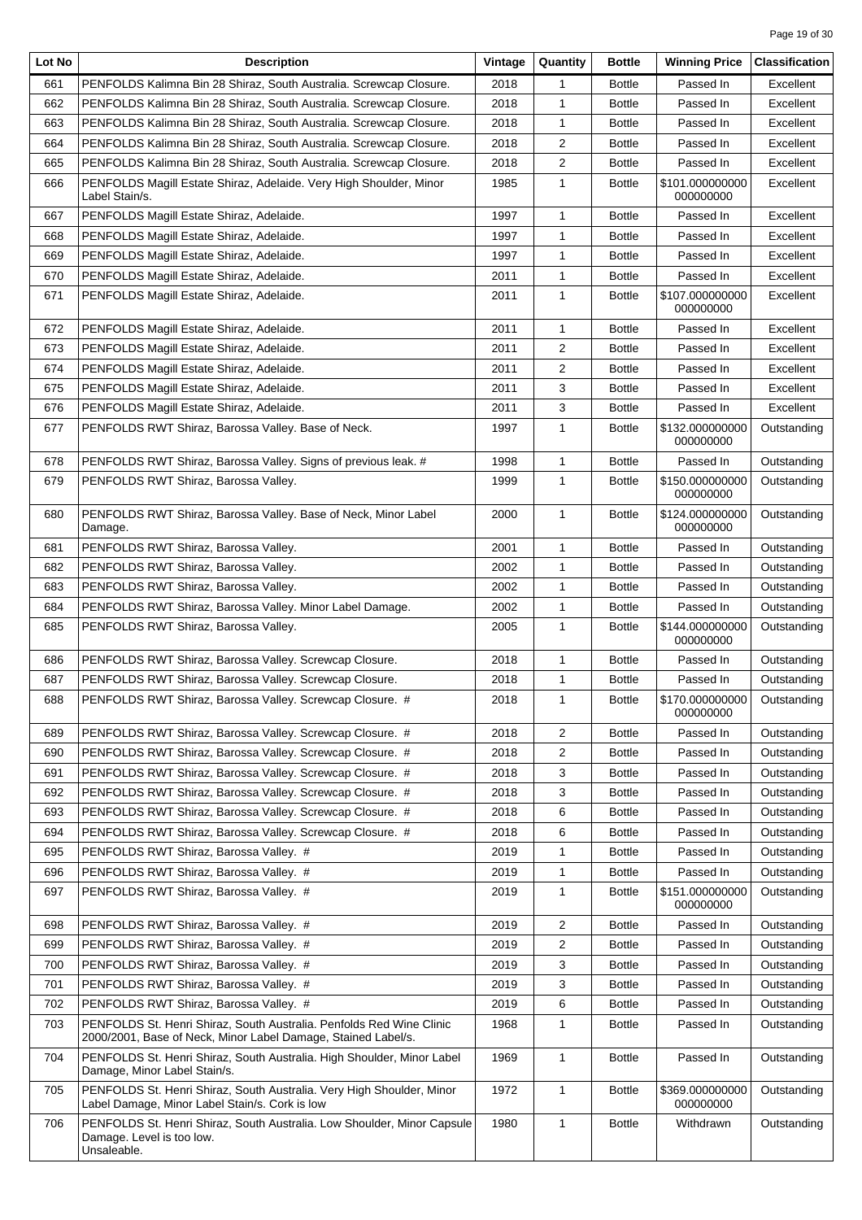| Lot No | Description | Vintage | Quantity | Bottle | Winning Price | Classification |
|---|---|---|---|---|---|---|
| 661 | PENFOLDS Kalimna Bin 28 Shiraz, South Australia. Screwcap Closure. | 2018 | 1 | Bottle | Passed In | Excellent |
| 662 | PENFOLDS Kalimna Bin 28 Shiraz, South Australia. Screwcap Closure. | 2018 | 1 | Bottle | Passed In | Excellent |
| 663 | PENFOLDS Kalimna Bin 28 Shiraz, South Australia. Screwcap Closure. | 2018 | 1 | Bottle | Passed In | Excellent |
| 664 | PENFOLDS Kalimna Bin 28 Shiraz, South Australia. Screwcap Closure. | 2018 | 2 | Bottle | Passed In | Excellent |
| 665 | PENFOLDS Kalimna Bin 28 Shiraz, South Australia. Screwcap Closure. | 2018 | 2 | Bottle | Passed In | Excellent |
| 666 | PENFOLDS Magill Estate Shiraz, Adelaide. Very High Shoulder, Minor Label Stain/s. | 1985 | 1 | Bottle | $101.000000000000000000 | Excellent |
| 667 | PENFOLDS Magill Estate Shiraz, Adelaide. | 1997 | 1 | Bottle | Passed In | Excellent |
| 668 | PENFOLDS Magill Estate Shiraz, Adelaide. | 1997 | 1 | Bottle | Passed In | Excellent |
| 669 | PENFOLDS Magill Estate Shiraz, Adelaide. | 1997 | 1 | Bottle | Passed In | Excellent |
| 670 | PENFOLDS Magill Estate Shiraz, Adelaide. | 2011 | 1 | Bottle | Passed In | Excellent |
| 671 | PENFOLDS Magill Estate Shiraz, Adelaide. | 2011 | 1 | Bottle | $107.000000000000000000 | Excellent |
| 672 | PENFOLDS Magill Estate Shiraz, Adelaide. | 2011 | 1 | Bottle | Passed In | Excellent |
| 673 | PENFOLDS Magill Estate Shiraz, Adelaide. | 2011 | 2 | Bottle | Passed In | Excellent |
| 674 | PENFOLDS Magill Estate Shiraz, Adelaide. | 2011 | 2 | Bottle | Passed In | Excellent |
| 675 | PENFOLDS Magill Estate Shiraz, Adelaide. | 2011 | 3 | Bottle | Passed In | Excellent |
| 676 | PENFOLDS Magill Estate Shiraz, Adelaide. | 2011 | 3 | Bottle | Passed In | Excellent |
| 677 | PENFOLDS RWT Shiraz, Barossa Valley. Base of Neck. | 1997 | 1 | Bottle | $132.000000000000000000 | Outstanding |
| 678 | PENFOLDS RWT Shiraz, Barossa Valley. Signs of previous leak. # | 1998 | 1 | Bottle | Passed In | Outstanding |
| 679 | PENFOLDS RWT Shiraz, Barossa Valley. | 1999 | 1 | Bottle | $150.000000000000000000 | Outstanding |
| 680 | PENFOLDS RWT Shiraz, Barossa Valley. Base of Neck, Minor Label Damage. | 2000 | 1 | Bottle | $124.000000000000000000 | Outstanding |
| 681 | PENFOLDS RWT Shiraz, Barossa Valley. | 2001 | 1 | Bottle | Passed In | Outstanding |
| 682 | PENFOLDS RWT Shiraz, Barossa Valley. | 2002 | 1 | Bottle | Passed In | Outstanding |
| 683 | PENFOLDS RWT Shiraz, Barossa Valley. | 2002 | 1 | Bottle | Passed In | Outstanding |
| 684 | PENFOLDS RWT Shiraz, Barossa Valley. Minor Label Damage. | 2002 | 1 | Bottle | Passed In | Outstanding |
| 685 | PENFOLDS RWT Shiraz, Barossa Valley. | 2005 | 1 | Bottle | $144.000000000000000000 | Outstanding |
| 686 | PENFOLDS RWT Shiraz, Barossa Valley. Screwcap Closure. | 2018 | 1 | Bottle | Passed In | Outstanding |
| 687 | PENFOLDS RWT Shiraz, Barossa Valley. Screwcap Closure. | 2018 | 1 | Bottle | Passed In | Outstanding |
| 688 | PENFOLDS RWT Shiraz, Barossa Valley. Screwcap Closure. # | 2018 | 1 | Bottle | $170.000000000000000000 | Outstanding |
| 689 | PENFOLDS RWT Shiraz, Barossa Valley. Screwcap Closure. # | 2018 | 2 | Bottle | Passed In | Outstanding |
| 690 | PENFOLDS RWT Shiraz, Barossa Valley. Screwcap Closure. # | 2018 | 2 | Bottle | Passed In | Outstanding |
| 691 | PENFOLDS RWT Shiraz, Barossa Valley. Screwcap Closure. # | 2018 | 3 | Bottle | Passed In | Outstanding |
| 692 | PENFOLDS RWT Shiraz, Barossa Valley. Screwcap Closure. # | 2018 | 3 | Bottle | Passed In | Outstanding |
| 693 | PENFOLDS RWT Shiraz, Barossa Valley. Screwcap Closure. # | 2018 | 6 | Bottle | Passed In | Outstanding |
| 694 | PENFOLDS RWT Shiraz, Barossa Valley. Screwcap Closure. # | 2018 | 6 | Bottle | Passed In | Outstanding |
| 695 | PENFOLDS RWT Shiraz, Barossa Valley. # | 2019 | 1 | Bottle | Passed In | Outstanding |
| 696 | PENFOLDS RWT Shiraz, Barossa Valley. # | 2019 | 1 | Bottle | Passed In | Outstanding |
| 697 | PENFOLDS RWT Shiraz, Barossa Valley. # | 2019 | 1 | Bottle | $151.000000000000000000 | Outstanding |
| 698 | PENFOLDS RWT Shiraz, Barossa Valley. # | 2019 | 2 | Bottle | Passed In | Outstanding |
| 699 | PENFOLDS RWT Shiraz, Barossa Valley. # | 2019 | 2 | Bottle | Passed In | Outstanding |
| 700 | PENFOLDS RWT Shiraz, Barossa Valley. # | 2019 | 3 | Bottle | Passed In | Outstanding |
| 701 | PENFOLDS RWT Shiraz, Barossa Valley. # | 2019 | 3 | Bottle | Passed In | Outstanding |
| 702 | PENFOLDS RWT Shiraz, Barossa Valley. # | 2019 | 6 | Bottle | Passed In | Outstanding |
| 703 | PENFOLDS St. Henri Shiraz, South Australia. Penfolds Red Wine Clinic 2000/2001, Base of Neck, Minor Label Damage, Stained Label/s. | 1968 | 1 | Bottle | Passed In | Outstanding |
| 704 | PENFOLDS St. Henri Shiraz, South Australia. High Shoulder, Minor Label Damage, Minor Label Stain/s. | 1969 | 1 | Bottle | Passed In | Outstanding |
| 705 | PENFOLDS St. Henri Shiraz, South Australia. Very High Shoulder, Minor Label Damage, Minor Label Stain/s. Cork is low | 1972 | 1 | Bottle | $369.000000000000000000 | Outstanding |
| 706 | PENFOLDS St. Henri Shiraz, South Australia. Low Shoulder, Minor Capsule Damage. Level is too low. Unsaleable. | 1980 | 1 | Bottle | Withdrawn | Outstanding |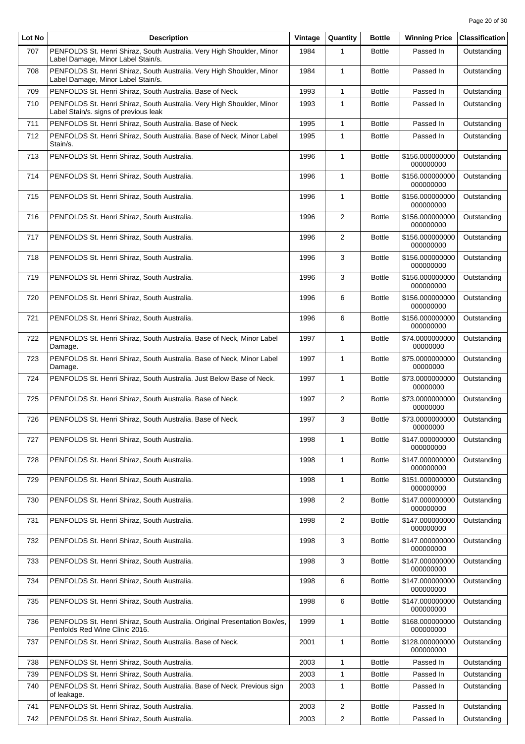| Lot No | Description | Vintage | Quantity | Bottle | Winning Price | Classification |
| --- | --- | --- | --- | --- | --- | --- |
| 707 | PENFOLDS St. Henri Shiraz, South Australia. Very High Shoulder, Minor Label Damage, Minor Label Stain/s. | 1984 | 1 | Bottle | Passed In | Outstanding |
| 708 | PENFOLDS St. Henri Shiraz, South Australia. Very High Shoulder, Minor Label Damage, Minor Label Stain/s. | 1984 | 1 | Bottle | Passed In | Outstanding |
| 709 | PENFOLDS St. Henri Shiraz, South Australia. Base of Neck. | 1993 | 1 | Bottle | Passed In | Outstanding |
| 710 | PENFOLDS St. Henri Shiraz, South Australia. Very High Shoulder, Minor Label Stain/s. signs of previous leak | 1993 | 1 | Bottle | Passed In | Outstanding |
| 711 | PENFOLDS St. Henri Shiraz, South Australia. Base of Neck. | 1995 | 1 | Bottle | Passed In | Outstanding |
| 712 | PENFOLDS St. Henri Shiraz, South Australia. Base of Neck, Minor Label Stain/s. | 1995 | 1 | Bottle | Passed In | Outstanding |
| 713 | PENFOLDS St. Henri Shiraz, South Australia. | 1996 | 1 | Bottle | $156.000000000000000000 | Outstanding |
| 714 | PENFOLDS St. Henri Shiraz, South Australia. | 1996 | 1 | Bottle | $156.000000000000000000 | Outstanding |
| 715 | PENFOLDS St. Henri Shiraz, South Australia. | 1996 | 1 | Bottle | $156.000000000000000000 | Outstanding |
| 716 | PENFOLDS St. Henri Shiraz, South Australia. | 1996 | 2 | Bottle | $156.000000000000000000 | Outstanding |
| 717 | PENFOLDS St. Henri Shiraz, South Australia. | 1996 | 2 | Bottle | $156.000000000000000000 | Outstanding |
| 718 | PENFOLDS St. Henri Shiraz, South Australia. | 1996 | 3 | Bottle | $156.000000000000000000 | Outstanding |
| 719 | PENFOLDS St. Henri Shiraz, South Australia. | 1996 | 3 | Bottle | $156.000000000000000000 | Outstanding |
| 720 | PENFOLDS St. Henri Shiraz, South Australia. | 1996 | 6 | Bottle | $156.000000000000000000 | Outstanding |
| 721 | PENFOLDS St. Henri Shiraz, South Australia. | 1996 | 6 | Bottle | $156.000000000000000000 | Outstanding |
| 722 | PENFOLDS St. Henri Shiraz, South Australia. Base of Neck, Minor Label Damage. | 1997 | 1 | Bottle | $74.000000000000000000 | Outstanding |
| 723 | PENFOLDS St. Henri Shiraz, South Australia. Base of Neck, Minor Label Damage. | 1997 | 1 | Bottle | $75.000000000000000000 | Outstanding |
| 724 | PENFOLDS St. Henri Shiraz, South Australia. Just Below Base of Neck. | 1997 | 1 | Bottle | $73.000000000000000000 | Outstanding |
| 725 | PENFOLDS St. Henri Shiraz, South Australia. Base of Neck. | 1997 | 2 | Bottle | $73.000000000000000000 | Outstanding |
| 726 | PENFOLDS St. Henri Shiraz, South Australia. Base of Neck. | 1997 | 3 | Bottle | $73.000000000000000000 | Outstanding |
| 727 | PENFOLDS St. Henri Shiraz, South Australia. | 1998 | 1 | Bottle | $147.000000000000000000 | Outstanding |
| 728 | PENFOLDS St. Henri Shiraz, South Australia. | 1998 | 1 | Bottle | $147.000000000000000000 | Outstanding |
| 729 | PENFOLDS St. Henri Shiraz, South Australia. | 1998 | 1 | Bottle | $151.000000000000000000 | Outstanding |
| 730 | PENFOLDS St. Henri Shiraz, South Australia. | 1998 | 2 | Bottle | $147.000000000000000000 | Outstanding |
| 731 | PENFOLDS St. Henri Shiraz, South Australia. | 1998 | 2 | Bottle | $147.000000000000000000 | Outstanding |
| 732 | PENFOLDS St. Henri Shiraz, South Australia. | 1998 | 3 | Bottle | $147.000000000000000000 | Outstanding |
| 733 | PENFOLDS St. Henri Shiraz, South Australia. | 1998 | 3 | Bottle | $147.000000000000000000 | Outstanding |
| 734 | PENFOLDS St. Henri Shiraz, South Australia. | 1998 | 6 | Bottle | $147.000000000000000000 | Outstanding |
| 735 | PENFOLDS St. Henri Shiraz, South Australia. | 1998 | 6 | Bottle | $147.000000000000000000 | Outstanding |
| 736 | PENFOLDS St. Henri Shiraz, South Australia. Original Presentation Box/es, Penfolds Red Wine Clinic 2016. | 1999 | 1 | Bottle | $168.000000000000000000 | Outstanding |
| 737 | PENFOLDS St. Henri Shiraz, South Australia. Base of Neck. | 2001 | 1 | Bottle | $128.000000000000000000 | Outstanding |
| 738 | PENFOLDS St. Henri Shiraz, South Australia. | 2003 | 1 | Bottle | Passed In | Outstanding |
| 739 | PENFOLDS St. Henri Shiraz, South Australia. | 2003 | 1 | Bottle | Passed In | Outstanding |
| 740 | PENFOLDS St. Henri Shiraz, South Australia. Base of Neck. Previous sign of leakage. | 2003 | 1 | Bottle | Passed In | Outstanding |
| 741 | PENFOLDS St. Henri Shiraz, South Australia. | 2003 | 2 | Bottle | Passed In | Outstanding |
| 742 | PENFOLDS St. Henri Shiraz, South Australia. | 2003 | 2 | Bottle | Passed In | Outstanding |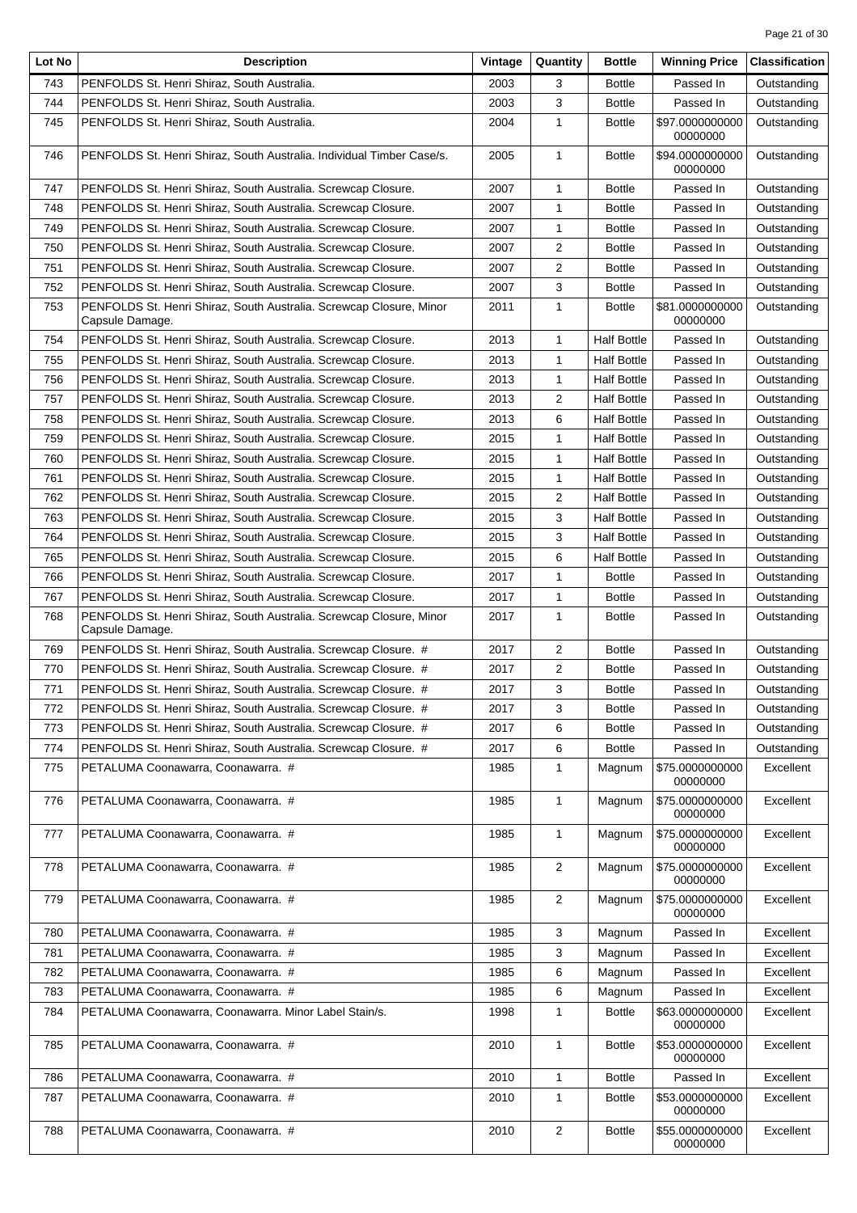| Lot No | Description | Vintage | Quantity | Bottle | Winning Price | Classification |
|---|---|---|---|---|---|---|
| 743 | PENFOLDS St. Henri Shiraz, South Australia. | 2003 | 3 | Bottle | Passed In | Outstanding |
| 744 | PENFOLDS St. Henri Shiraz, South Australia. | 2003 | 3 | Bottle | Passed In | Outstanding |
| 745 | PENFOLDS St. Henri Shiraz, South Australia. | 2004 | 1 | Bottle | $97.000000000000000000 | Outstanding |
| 746 | PENFOLDS St. Henri Shiraz, South Australia. Individual Timber Case/s. | 2005 | 1 | Bottle | $94.000000000000000000 | Outstanding |
| 747 | PENFOLDS St. Henri Shiraz, South Australia. Screwcap Closure. | 2007 | 1 | Bottle | Passed In | Outstanding |
| 748 | PENFOLDS St. Henri Shiraz, South Australia. Screwcap Closure. | 2007 | 1 | Bottle | Passed In | Outstanding |
| 749 | PENFOLDS St. Henri Shiraz, South Australia. Screwcap Closure. | 2007 | 1 | Bottle | Passed In | Outstanding |
| 750 | PENFOLDS St. Henri Shiraz, South Australia. Screwcap Closure. | 2007 | 2 | Bottle | Passed In | Outstanding |
| 751 | PENFOLDS St. Henri Shiraz, South Australia. Screwcap Closure. | 2007 | 2 | Bottle | Passed In | Outstanding |
| 752 | PENFOLDS St. Henri Shiraz, South Australia. Screwcap Closure. | 2007 | 3 | Bottle | Passed In | Outstanding |
| 753 | PENFOLDS St. Henri Shiraz, South Australia. Screwcap Closure, Minor Capsule Damage. | 2011 | 1 | Bottle | $81.000000000000000000 | Outstanding |
| 754 | PENFOLDS St. Henri Shiraz, South Australia. Screwcap Closure. | 2013 | 1 | Half Bottle | Passed In | Outstanding |
| 755 | PENFOLDS St. Henri Shiraz, South Australia. Screwcap Closure. | 2013 | 1 | Half Bottle | Passed In | Outstanding |
| 756 | PENFOLDS St. Henri Shiraz, South Australia. Screwcap Closure. | 2013 | 1 | Half Bottle | Passed In | Outstanding |
| 757 | PENFOLDS St. Henri Shiraz, South Australia. Screwcap Closure. | 2013 | 2 | Half Bottle | Passed In | Outstanding |
| 758 | PENFOLDS St. Henri Shiraz, South Australia. Screwcap Closure. | 2013 | 6 | Half Bottle | Passed In | Outstanding |
| 759 | PENFOLDS St. Henri Shiraz, South Australia. Screwcap Closure. | 2015 | 1 | Half Bottle | Passed In | Outstanding |
| 760 | PENFOLDS St. Henri Shiraz, South Australia. Screwcap Closure. | 2015 | 1 | Half Bottle | Passed In | Outstanding |
| 761 | PENFOLDS St. Henri Shiraz, South Australia. Screwcap Closure. | 2015 | 1 | Half Bottle | Passed In | Outstanding |
| 762 | PENFOLDS St. Henri Shiraz, South Australia. Screwcap Closure. | 2015 | 2 | Half Bottle | Passed In | Outstanding |
| 763 | PENFOLDS St. Henri Shiraz, South Australia. Screwcap Closure. | 2015 | 3 | Half Bottle | Passed In | Outstanding |
| 764 | PENFOLDS St. Henri Shiraz, South Australia. Screwcap Closure. | 2015 | 3 | Half Bottle | Passed In | Outstanding |
| 765 | PENFOLDS St. Henri Shiraz, South Australia. Screwcap Closure. | 2015 | 6 | Half Bottle | Passed In | Outstanding |
| 766 | PENFOLDS St. Henri Shiraz, South Australia. Screwcap Closure. | 2017 | 1 | Bottle | Passed In | Outstanding |
| 767 | PENFOLDS St. Henri Shiraz, South Australia. Screwcap Closure. | 2017 | 1 | Bottle | Passed In | Outstanding |
| 768 | PENFOLDS St. Henri Shiraz, South Australia. Screwcap Closure, Minor Capsule Damage. | 2017 | 1 | Bottle | Passed In | Outstanding |
| 769 | PENFOLDS St. Henri Shiraz, South Australia. Screwcap Closure. # | 2017 | 2 | Bottle | Passed In | Outstanding |
| 770 | PENFOLDS St. Henri Shiraz, South Australia. Screwcap Closure. # | 2017 | 2 | Bottle | Passed In | Outstanding |
| 771 | PENFOLDS St. Henri Shiraz, South Australia. Screwcap Closure. # | 2017 | 3 | Bottle | Passed In | Outstanding |
| 772 | PENFOLDS St. Henri Shiraz, South Australia. Screwcap Closure. # | 2017 | 3 | Bottle | Passed In | Outstanding |
| 773 | PENFOLDS St. Henri Shiraz, South Australia. Screwcap Closure. # | 2017 | 6 | Bottle | Passed In | Outstanding |
| 774 | PENFOLDS St. Henri Shiraz, South Australia. Screwcap Closure. # | 2017 | 6 | Bottle | Passed In | Outstanding |
| 775 | PETALUMA Coonawarra, Coonawarra. # | 1985 | 1 | Magnum | $75.000000000000000000 | Excellent |
| 776 | PETALUMA Coonawarra, Coonawarra. # | 1985 | 1 | Magnum | $75.000000000000000000 | Excellent |
| 777 | PETALUMA Coonawarra, Coonawarra. # | 1985 | 1 | Magnum | $75.000000000000000000 | Excellent |
| 778 | PETALUMA Coonawarra, Coonawarra. # | 1985 | 2 | Magnum | $75.000000000000000000 | Excellent |
| 779 | PETALUMA Coonawarra, Coonawarra. # | 1985 | 2 | Magnum | $75.000000000000000000 | Excellent |
| 780 | PETALUMA Coonawarra, Coonawarra. # | 1985 | 3 | Magnum | Passed In | Excellent |
| 781 | PETALUMA Coonawarra, Coonawarra. # | 1985 | 3 | Magnum | Passed In | Excellent |
| 782 | PETALUMA Coonawarra, Coonawarra. # | 1985 | 6 | Magnum | Passed In | Excellent |
| 783 | PETALUMA Coonawarra, Coonawarra. # | 1985 | 6 | Magnum | Passed In | Excellent |
| 784 | PETALUMA Coonawarra, Coonawarra. Minor Label Stain/s. | 1998 | 1 | Bottle | $63.000000000000000000 | Excellent |
| 785 | PETALUMA Coonawarra, Coonawarra. # | 2010 | 1 | Bottle | $53.000000000000000000 | Excellent |
| 786 | PETALUMA Coonawarra, Coonawarra. # | 2010 | 1 | Bottle | Passed In | Excellent |
| 787 | PETALUMA Coonawarra, Coonawarra. # | 2010 | 1 | Bottle | $53.000000000000000000 | Excellent |
| 788 | PETALUMA Coonawarra, Coonawarra. # | 2010 | 2 | Bottle | $55.000000000000000000 | Excellent |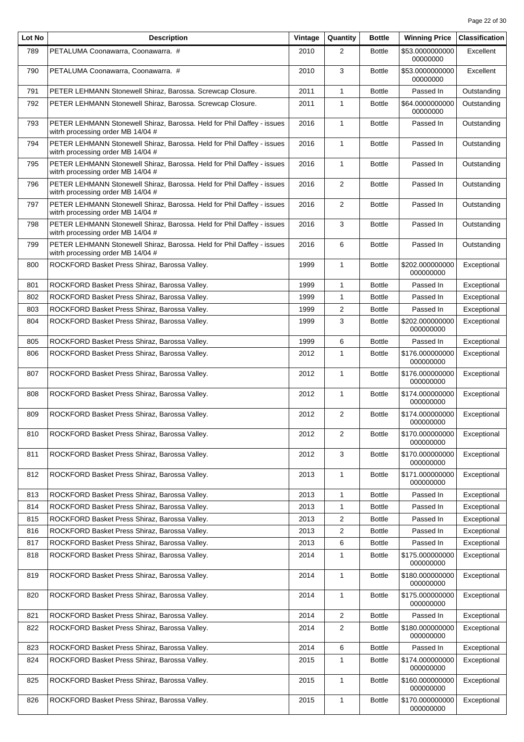| Lot No | Description | Vintage | Quantity | Bottle | Winning Price | Classification |
|---|---|---|---|---|---|---|
| 789 | PETALUMA Coonawarra, Coonawarra. # | 2010 | 2 | Bottle | $53.000000000000000000 | Excellent |
| 790 | PETALUMA Coonawarra, Coonawarra. # | 2010 | 3 | Bottle | $53.000000000000000000 | Excellent |
| 791 | PETER LEHMANN Stonewell Shiraz, Barossa. Screwcap Closure. | 2011 | 1 | Bottle | Passed In | Outstanding |
| 792 | PETER LEHMANN Stonewell Shiraz, Barossa. Screwcap Closure. | 2011 | 1 | Bottle | $64.000000000000000000 | Outstanding |
| 793 | PETER LEHMANN Stonewell Shiraz, Barossa. Held for Phil Daffey - issues witrh processing order MB 14/04 # | 2016 | 1 | Bottle | Passed In | Outstanding |
| 794 | PETER LEHMANN Stonewell Shiraz, Barossa. Held for Phil Daffey - issues witrh processing order MB 14/04 # | 2016 | 1 | Bottle | Passed In | Outstanding |
| 795 | PETER LEHMANN Stonewell Shiraz, Barossa. Held for Phil Daffey - issues witrh processing order MB 14/04 # | 2016 | 1 | Bottle | Passed In | Outstanding |
| 796 | PETER LEHMANN Stonewell Shiraz, Barossa. Held for Phil Daffey - issues witrh processing order MB 14/04 # | 2016 | 2 | Bottle | Passed In | Outstanding |
| 797 | PETER LEHMANN Stonewell Shiraz, Barossa. Held for Phil Daffey - issues witrh processing order MB 14/04 # | 2016 | 2 | Bottle | Passed In | Outstanding |
| 798 | PETER LEHMANN Stonewell Shiraz, Barossa. Held for Phil Daffey - issues witrh processing order MB 14/04 # | 2016 | 3 | Bottle | Passed In | Outstanding |
| 799 | PETER LEHMANN Stonewell Shiraz, Barossa. Held for Phil Daffey - issues witrh processing order MB 14/04 # | 2016 | 6 | Bottle | Passed In | Outstanding |
| 800 | ROCKFORD Basket Press Shiraz, Barossa Valley. | 1999 | 1 | Bottle | $202.000000000000000000 | Exceptional |
| 801 | ROCKFORD Basket Press Shiraz, Barossa Valley. | 1999 | 1 | Bottle | Passed In | Exceptional |
| 802 | ROCKFORD Basket Press Shiraz, Barossa Valley. | 1999 | 1 | Bottle | Passed In | Exceptional |
| 803 | ROCKFORD Basket Press Shiraz, Barossa Valley. | 1999 | 2 | Bottle | Passed In | Exceptional |
| 804 | ROCKFORD Basket Press Shiraz, Barossa Valley. | 1999 | 3 | Bottle | $202.000000000000000000 | Exceptional |
| 805 | ROCKFORD Basket Press Shiraz, Barossa Valley. | 1999 | 6 | Bottle | Passed In | Exceptional |
| 806 | ROCKFORD Basket Press Shiraz, Barossa Valley. | 2012 | 1 | Bottle | $176.000000000000000000 | Exceptional |
| 807 | ROCKFORD Basket Press Shiraz, Barossa Valley. | 2012 | 1 | Bottle | $176.000000000000000000 | Exceptional |
| 808 | ROCKFORD Basket Press Shiraz, Barossa Valley. | 2012 | 1 | Bottle | $174.000000000000000000 | Exceptional |
| 809 | ROCKFORD Basket Press Shiraz, Barossa Valley. | 2012 | 2 | Bottle | $174.000000000000000000 | Exceptional |
| 810 | ROCKFORD Basket Press Shiraz, Barossa Valley. | 2012 | 2 | Bottle | $170.000000000000000000 | Exceptional |
| 811 | ROCKFORD Basket Press Shiraz, Barossa Valley. | 2012 | 3 | Bottle | $170.000000000000000000 | Exceptional |
| 812 | ROCKFORD Basket Press Shiraz, Barossa Valley. | 2013 | 1 | Bottle | $171.000000000000000000 | Exceptional |
| 813 | ROCKFORD Basket Press Shiraz, Barossa Valley. | 2013 | 1 | Bottle | Passed In | Exceptional |
| 814 | ROCKFORD Basket Press Shiraz, Barossa Valley. | 2013 | 1 | Bottle | Passed In | Exceptional |
| 815 | ROCKFORD Basket Press Shiraz, Barossa Valley. | 2013 | 2 | Bottle | Passed In | Exceptional |
| 816 | ROCKFORD Basket Press Shiraz, Barossa Valley. | 2013 | 2 | Bottle | Passed In | Exceptional |
| 817 | ROCKFORD Basket Press Shiraz, Barossa Valley. | 2013 | 6 | Bottle | Passed In | Exceptional |
| 818 | ROCKFORD Basket Press Shiraz, Barossa Valley. | 2014 | 1 | Bottle | $175.000000000000000000 | Exceptional |
| 819 | ROCKFORD Basket Press Shiraz, Barossa Valley. | 2014 | 1 | Bottle | $180.000000000000000000 | Exceptional |
| 820 | ROCKFORD Basket Press Shiraz, Barossa Valley. | 2014 | 1 | Bottle | $175.000000000000000000 | Exceptional |
| 821 | ROCKFORD Basket Press Shiraz, Barossa Valley. | 2014 | 2 | Bottle | Passed In | Exceptional |
| 822 | ROCKFORD Basket Press Shiraz, Barossa Valley. | 2014 | 2 | Bottle | $180.000000000000000000 | Exceptional |
| 823 | ROCKFORD Basket Press Shiraz, Barossa Valley. | 2014 | 6 | Bottle | Passed In | Exceptional |
| 824 | ROCKFORD Basket Press Shiraz, Barossa Valley. | 2015 | 1 | Bottle | $174.000000000000000000 | Exceptional |
| 825 | ROCKFORD Basket Press Shiraz, Barossa Valley. | 2015 | 1 | Bottle | $160.000000000000000000 | Exceptional |
| 826 | ROCKFORD Basket Press Shiraz, Barossa Valley. | 2015 | 1 | Bottle | $170.000000000000000000 | Exceptional |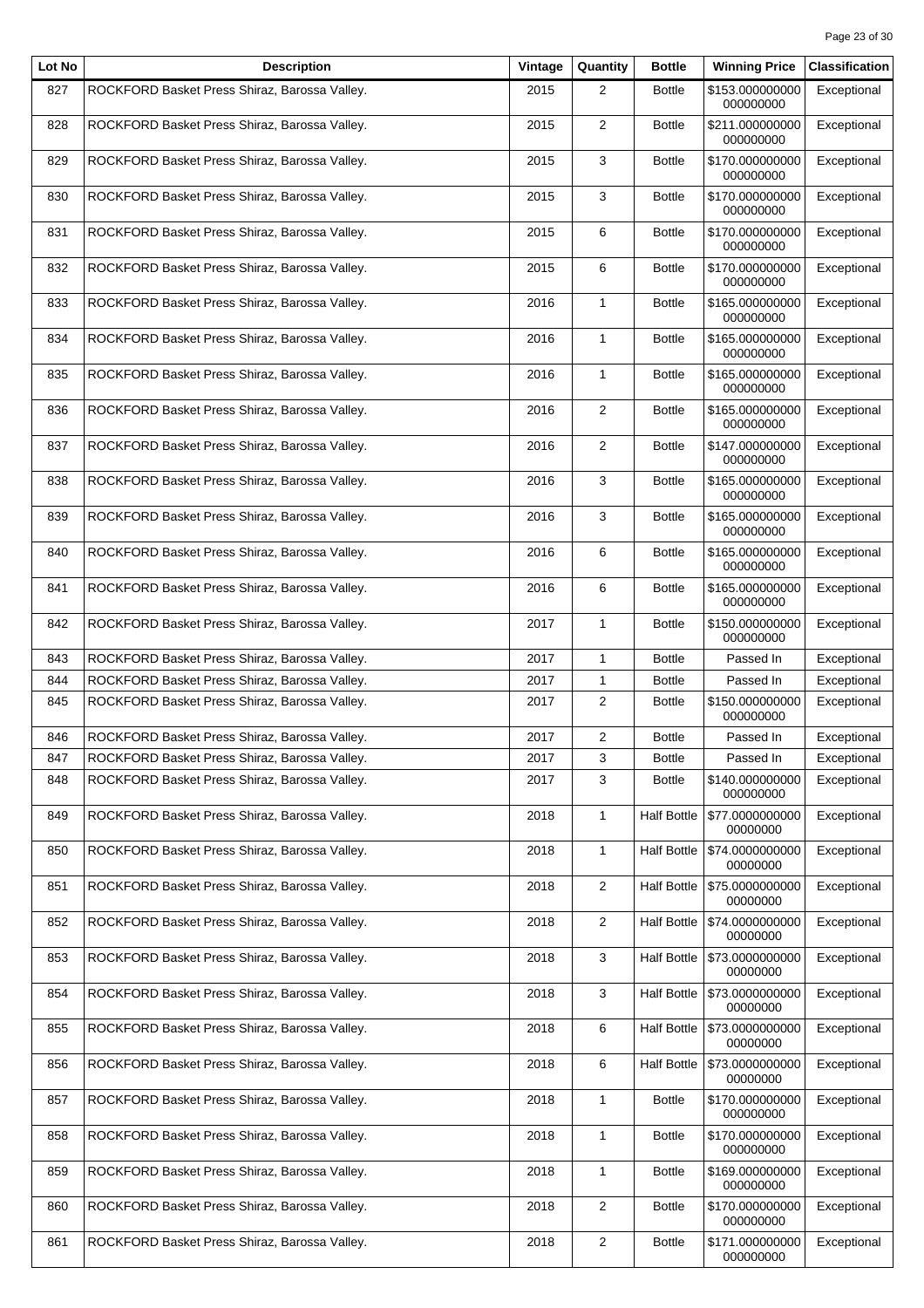| Lot No | Description | Vintage | Quantity | Bottle | Winning Price | Classification |
|---|---|---|---|---|---|---|
| 827 | ROCKFORD Basket Press Shiraz, Barossa Valley. | 2015 | 2 | Bottle | $153.000000000000000000 | Exceptional |
| 828 | ROCKFORD Basket Press Shiraz, Barossa Valley. | 2015 | 2 | Bottle | $211.000000000000000000 | Exceptional |
| 829 | ROCKFORD Basket Press Shiraz, Barossa Valley. | 2015 | 3 | Bottle | $170.000000000000000000 | Exceptional |
| 830 | ROCKFORD Basket Press Shiraz, Barossa Valley. | 2015 | 3 | Bottle | $170.000000000000000000 | Exceptional |
| 831 | ROCKFORD Basket Press Shiraz, Barossa Valley. | 2015 | 6 | Bottle | $170.000000000000000000 | Exceptional |
| 832 | ROCKFORD Basket Press Shiraz, Barossa Valley. | 2015 | 6 | Bottle | $170.000000000000000000 | Exceptional |
| 833 | ROCKFORD Basket Press Shiraz, Barossa Valley. | 2016 | 1 | Bottle | $165.000000000000000000 | Exceptional |
| 834 | ROCKFORD Basket Press Shiraz, Barossa Valley. | 2016 | 1 | Bottle | $165.000000000000000000 | Exceptional |
| 835 | ROCKFORD Basket Press Shiraz, Barossa Valley. | 2016 | 1 | Bottle | $165.000000000000000000 | Exceptional |
| 836 | ROCKFORD Basket Press Shiraz, Barossa Valley. | 2016 | 2 | Bottle | $165.000000000000000000 | Exceptional |
| 837 | ROCKFORD Basket Press Shiraz, Barossa Valley. | 2016 | 2 | Bottle | $147.000000000000000000 | Exceptional |
| 838 | ROCKFORD Basket Press Shiraz, Barossa Valley. | 2016 | 3 | Bottle | $165.000000000000000000 | Exceptional |
| 839 | ROCKFORD Basket Press Shiraz, Barossa Valley. | 2016 | 3 | Bottle | $165.000000000000000000 | Exceptional |
| 840 | ROCKFORD Basket Press Shiraz, Barossa Valley. | 2016 | 6 | Bottle | $165.000000000000000000 | Exceptional |
| 841 | ROCKFORD Basket Press Shiraz, Barossa Valley. | 2016 | 6 | Bottle | $165.000000000000000000 | Exceptional |
| 842 | ROCKFORD Basket Press Shiraz, Barossa Valley. | 2017 | 1 | Bottle | $150.000000000000000000 | Exceptional |
| 843 | ROCKFORD Basket Press Shiraz, Barossa Valley. | 2017 | 1 | Bottle | Passed In | Exceptional |
| 844 | ROCKFORD Basket Press Shiraz, Barossa Valley. | 2017 | 1 | Bottle | Passed In | Exceptional |
| 845 | ROCKFORD Basket Press Shiraz, Barossa Valley. | 2017 | 2 | Bottle | $150.000000000000000000 | Exceptional |
| 846 | ROCKFORD Basket Press Shiraz, Barossa Valley. | 2017 | 2 | Bottle | Passed In | Exceptional |
| 847 | ROCKFORD Basket Press Shiraz, Barossa Valley. | 2017 | 3 | Bottle | Passed In | Exceptional |
| 848 | ROCKFORD Basket Press Shiraz, Barossa Valley. | 2017 | 3 | Bottle | $140.000000000000000000 | Exceptional |
| 849 | ROCKFORD Basket Press Shiraz, Barossa Valley. | 2018 | 1 | Half Bottle | $77.000000000000000000 | Exceptional |
| 850 | ROCKFORD Basket Press Shiraz, Barossa Valley. | 2018 | 1 | Half Bottle | $74.000000000000000000 | Exceptional |
| 851 | ROCKFORD Basket Press Shiraz, Barossa Valley. | 2018 | 2 | Half Bottle | $75.000000000000000000 | Exceptional |
| 852 | ROCKFORD Basket Press Shiraz, Barossa Valley. | 2018 | 2 | Half Bottle | $74.000000000000000000 | Exceptional |
| 853 | ROCKFORD Basket Press Shiraz, Barossa Valley. | 2018 | 3 | Half Bottle | $73.000000000000000000 | Exceptional |
| 854 | ROCKFORD Basket Press Shiraz, Barossa Valley. | 2018 | 3 | Half Bottle | $73.000000000000000000 | Exceptional |
| 855 | ROCKFORD Basket Press Shiraz, Barossa Valley. | 2018 | 6 | Half Bottle | $73.000000000000000000 | Exceptional |
| 856 | ROCKFORD Basket Press Shiraz, Barossa Valley. | 2018 | 6 | Half Bottle | $73.000000000000000000 | Exceptional |
| 857 | ROCKFORD Basket Press Shiraz, Barossa Valley. | 2018 | 1 | Bottle | $170.000000000000000000 | Exceptional |
| 858 | ROCKFORD Basket Press Shiraz, Barossa Valley. | 2018 | 1 | Bottle | $170.000000000000000000 | Exceptional |
| 859 | ROCKFORD Basket Press Shiraz, Barossa Valley. | 2018 | 1 | Bottle | $169.000000000000000000 | Exceptional |
| 860 | ROCKFORD Basket Press Shiraz, Barossa Valley. | 2018 | 2 | Bottle | $170.000000000000000000 | Exceptional |
| 861 | ROCKFORD Basket Press Shiraz, Barossa Valley. | 2018 | 2 | Bottle | $171.000000000000000000 | Exceptional |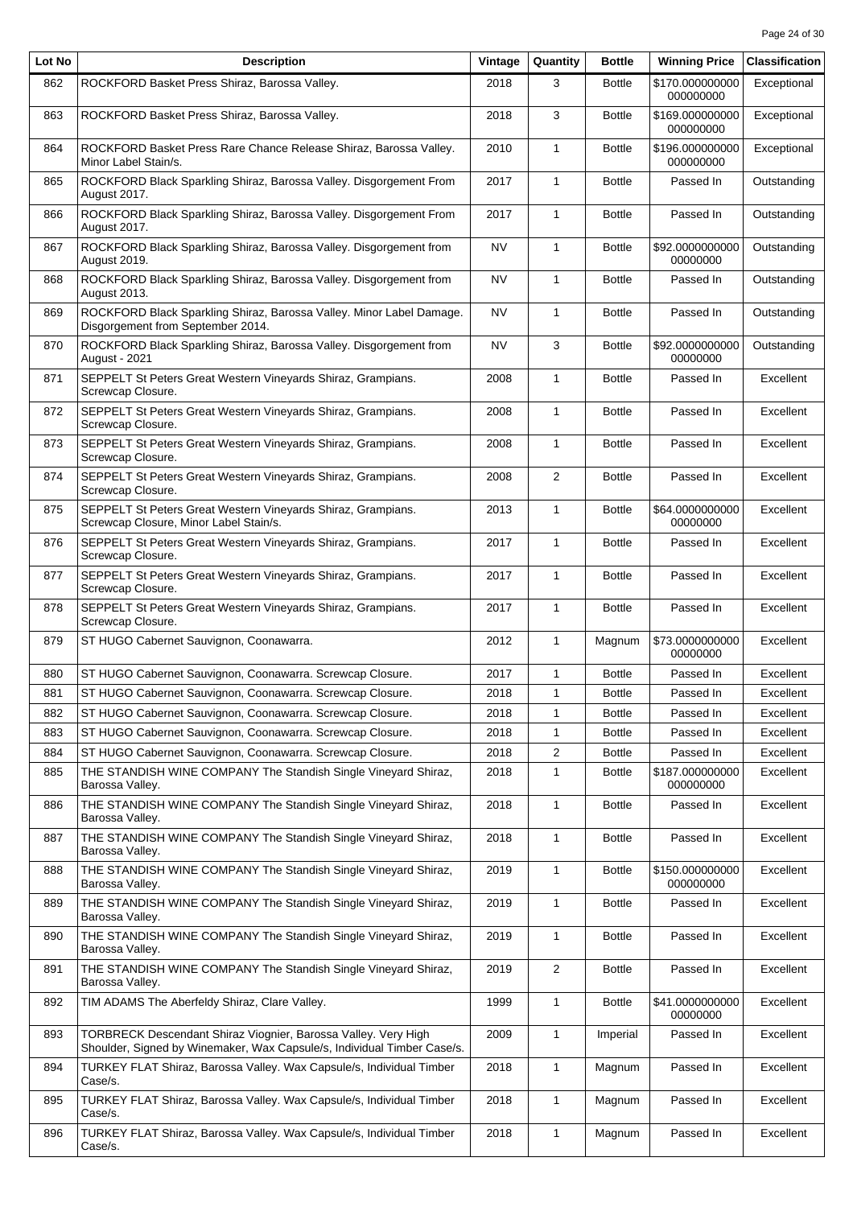| Lot No | Description | Vintage | Quantity | Bottle | Winning Price | Classification |
|---|---|---|---|---|---|---|
| 862 | ROCKFORD Basket Press Shiraz, Barossa Valley. | 2018 | 3 | Bottle | $170.000000000000000000 | Exceptional |
| 863 | ROCKFORD Basket Press Shiraz, Barossa Valley. | 2018 | 3 | Bottle | $169.000000000000000000 | Exceptional |
| 864 | ROCKFORD Basket Press Rare Chance Release Shiraz, Barossa Valley. Minor Label Stain/s. | 2010 | 1 | Bottle | $196.000000000000000000 | Exceptional |
| 865 | ROCKFORD Black Sparkling Shiraz, Barossa Valley. Disgorgement From August 2017. | 2017 | 1 | Bottle | Passed In | Outstanding |
| 866 | ROCKFORD Black Sparkling Shiraz, Barossa Valley. Disgorgement From August 2017. | 2017 | 1 | Bottle | Passed In | Outstanding |
| 867 | ROCKFORD Black Sparkling Shiraz, Barossa Valley. Disgorgement from August 2019. | NV | 1 | Bottle | $92.000000000000000000 | Outstanding |
| 868 | ROCKFORD Black Sparkling Shiraz, Barossa Valley. Disgorgement from August 2013. | NV | 1 | Bottle | Passed In | Outstanding |
| 869 | ROCKFORD Black Sparkling Shiraz, Barossa Valley. Minor Label Damage. Disgorgement from September 2014. | NV | 1 | Bottle | Passed In | Outstanding |
| 870 | ROCKFORD Black Sparkling Shiraz, Barossa Valley. Disgorgement from August - 2021 | NV | 3 | Bottle | $92.000000000000000000 | Outstanding |
| 871 | SEPPELT St Peters Great Western Vineyards Shiraz, Grampians. Screwcap Closure. | 2008 | 1 | Bottle | Passed In | Excellent |
| 872 | SEPPELT St Peters Great Western Vineyards Shiraz, Grampians. Screwcap Closure. | 2008 | 1 | Bottle | Passed In | Excellent |
| 873 | SEPPELT St Peters Great Western Vineyards Shiraz, Grampians. Screwcap Closure. | 2008 | 1 | Bottle | Passed In | Excellent |
| 874 | SEPPELT St Peters Great Western Vineyards Shiraz, Grampians. Screwcap Closure. | 2008 | 2 | Bottle | Passed In | Excellent |
| 875 | SEPPELT St Peters Great Western Vineyards Shiraz, Grampians. Screwcap Closure, Minor Label Stain/s. | 2013 | 1 | Bottle | $64.000000000000000000 | Excellent |
| 876 | SEPPELT St Peters Great Western Vineyards Shiraz, Grampians. Screwcap Closure. | 2017 | 1 | Bottle | Passed In | Excellent |
| 877 | SEPPELT St Peters Great Western Vineyards Shiraz, Grampians. Screwcap Closure. | 2017 | 1 | Bottle | Passed In | Excellent |
| 878 | SEPPELT St Peters Great Western Vineyards Shiraz, Grampians. Screwcap Closure. | 2017 | 1 | Bottle | Passed In | Excellent |
| 879 | ST HUGO Cabernet Sauvignon, Coonawarra. | 2012 | 1 | Magnum | $73.000000000000000000 | Excellent |
| 880 | ST HUGO Cabernet Sauvignon, Coonawarra. Screwcap Closure. | 2017 | 1 | Bottle | Passed In | Excellent |
| 881 | ST HUGO Cabernet Sauvignon, Coonawarra. Screwcap Closure. | 2018 | 1 | Bottle | Passed In | Excellent |
| 882 | ST HUGO Cabernet Sauvignon, Coonawarra. Screwcap Closure. | 2018 | 1 | Bottle | Passed In | Excellent |
| 883 | ST HUGO Cabernet Sauvignon, Coonawarra. Screwcap Closure. | 2018 | 1 | Bottle | Passed In | Excellent |
| 884 | ST HUGO Cabernet Sauvignon, Coonawarra. Screwcap Closure. | 2018 | 2 | Bottle | Passed In | Excellent |
| 885 | THE STANDISH WINE COMPANY The Standish Single Vineyard Shiraz, Barossa Valley. | 2018 | 1 | Bottle | $187.000000000000000000 | Excellent |
| 886 | THE STANDISH WINE COMPANY The Standish Single Vineyard Shiraz, Barossa Valley. | 2018 | 1 | Bottle | Passed In | Excellent |
| 887 | THE STANDISH WINE COMPANY The Standish Single Vineyard Shiraz, Barossa Valley. | 2018 | 1 | Bottle | Passed In | Excellent |
| 888 | THE STANDISH WINE COMPANY The Standish Single Vineyard Shiraz, Barossa Valley. | 2019 | 1 | Bottle | $150.000000000000000000 | Excellent |
| 889 | THE STANDISH WINE COMPANY The Standish Single Vineyard Shiraz, Barossa Valley. | 2019 | 1 | Bottle | Passed In | Excellent |
| 890 | THE STANDISH WINE COMPANY The Standish Single Vineyard Shiraz, Barossa Valley. | 2019 | 1 | Bottle | Passed In | Excellent |
| 891 | THE STANDISH WINE COMPANY The Standish Single Vineyard Shiraz, Barossa Valley. | 2019 | 2 | Bottle | Passed In | Excellent |
| 892 | TIM ADAMS The Aberfeldy Shiraz, Clare Valley. | 1999 | 1 | Bottle | $41.000000000000000000 | Excellent |
| 893 | TORBRECK Descendant Shiraz Viognier, Barossa Valley. Very High Shoulder, Signed by Winemaker, Wax Capsule/s, Individual Timber Case/s. | 2009 | 1 | Imperial | Passed In | Excellent |
| 894 | TURKEY FLAT Shiraz, Barossa Valley. Wax Capsule/s, Individual Timber Case/s. | 2018 | 1 | Magnum | Passed In | Excellent |
| 895 | TURKEY FLAT Shiraz, Barossa Valley. Wax Capsule/s, Individual Timber Case/s. | 2018 | 1 | Magnum | Passed In | Excellent |
| 896 | TURKEY FLAT Shiraz, Barossa Valley. Wax Capsule/s, Individual Timber Case/s. | 2018 | 1 | Magnum | Passed In | Excellent |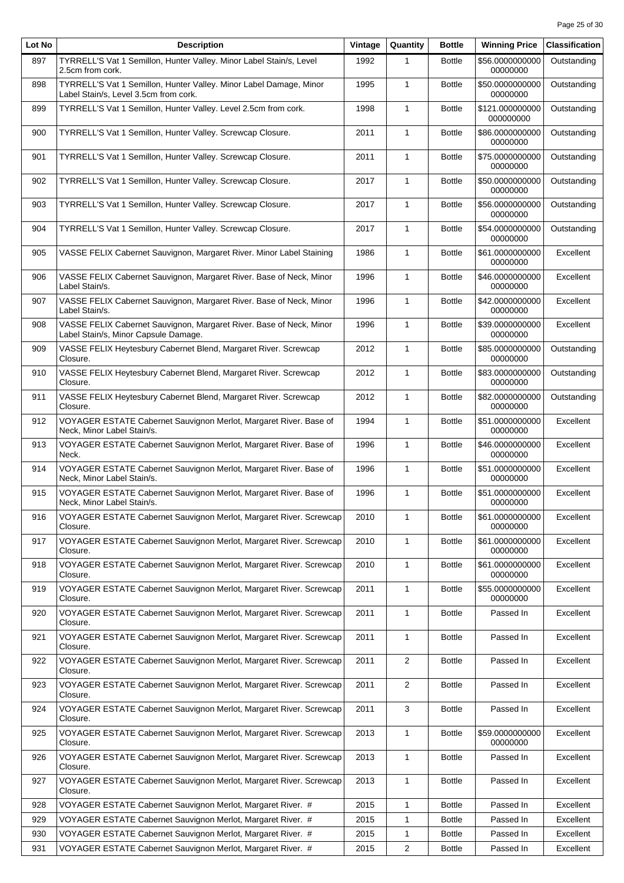| Lot No | Description | Vintage | Quantity | Bottle | Winning Price | Classification |
|---|---|---|---|---|---|---|
| 897 | TYRRELL'S Vat 1 Semillon, Hunter Valley. Minor Label Stain/s, Level 2.5cm from cork. | 1992 | 1 | Bottle | $56.000000000000000000 | Outstanding |
| 898 | TYRRELL'S Vat 1 Semillon, Hunter Valley. Minor Label Damage, Minor Label Stain/s, Level 3.5cm from cork. | 1995 | 1 | Bottle | $50.000000000000000000 | Outstanding |
| 899 | TYRRELL'S Vat 1 Semillon, Hunter Valley. Level 2.5cm from cork. | 1998 | 1 | Bottle | $121.000000000000000000 | Outstanding |
| 900 | TYRRELL'S Vat 1 Semillon, Hunter Valley. Screwcap Closure. | 2011 | 1 | Bottle | $86.000000000000000000 | Outstanding |
| 901 | TYRRELL'S Vat 1 Semillon, Hunter Valley. Screwcap Closure. | 2011 | 1 | Bottle | $75.000000000000000000 | Outstanding |
| 902 | TYRRELL'S Vat 1 Semillon, Hunter Valley. Screwcap Closure. | 2017 | 1 | Bottle | $50.000000000000000000 | Outstanding |
| 903 | TYRRELL'S Vat 1 Semillon, Hunter Valley. Screwcap Closure. | 2017 | 1 | Bottle | $56.000000000000000000 | Outstanding |
| 904 | TYRRELL'S Vat 1 Semillon, Hunter Valley. Screwcap Closure. | 2017 | 1 | Bottle | $54.000000000000000000 | Outstanding |
| 905 | VASSE FELIX Cabernet Sauvignon, Margaret River. Minor Label Staining | 1986 | 1 | Bottle | $61.000000000000000000 | Excellent |
| 906 | VASSE FELIX Cabernet Sauvignon, Margaret River. Base of Neck, Minor Label Stain/s. | 1996 | 1 | Bottle | $46.000000000000000000 | Excellent |
| 907 | VASSE FELIX Cabernet Sauvignon, Margaret River. Base of Neck, Minor Label Stain/s. | 1996 | 1 | Bottle | $42.000000000000000000 | Excellent |
| 908 | VASSE FELIX Cabernet Sauvignon, Margaret River. Base of Neck, Minor Label Stain/s, Minor Capsule Damage. | 1996 | 1 | Bottle | $39.000000000000000000 | Excellent |
| 909 | VASSE FELIX Heytesbury Cabernet Blend, Margaret River. Screwcap Closure. | 2012 | 1 | Bottle | $85.000000000000000000 | Outstanding |
| 910 | VASSE FELIX Heytesbury Cabernet Blend, Margaret River. Screwcap Closure. | 2012 | 1 | Bottle | $83.000000000000000000 | Outstanding |
| 911 | VASSE FELIX Heytesbury Cabernet Blend, Margaret River. Screwcap Closure. | 2012 | 1 | Bottle | $82.000000000000000000 | Outstanding |
| 912 | VOYAGER ESTATE Cabernet Sauvignon Merlot, Margaret River. Base of Neck, Minor Label Stain/s. | 1994 | 1 | Bottle | $51.000000000000000000 | Excellent |
| 913 | VOYAGER ESTATE Cabernet Sauvignon Merlot, Margaret River. Base of Neck. | 1996 | 1 | Bottle | $46.000000000000000000 | Excellent |
| 914 | VOYAGER ESTATE Cabernet Sauvignon Merlot, Margaret River. Base of Neck, Minor Label Stain/s. | 1996 | 1 | Bottle | $51.000000000000000000 | Excellent |
| 915 | VOYAGER ESTATE Cabernet Sauvignon Merlot, Margaret River. Base of Neck, Minor Label Stain/s. | 1996 | 1 | Bottle | $51.000000000000000000 | Excellent |
| 916 | VOYAGER ESTATE Cabernet Sauvignon Merlot, Margaret River. Screwcap Closure. | 2010 | 1 | Bottle | $61.000000000000000000 | Excellent |
| 917 | VOYAGER ESTATE Cabernet Sauvignon Merlot, Margaret River. Screwcap Closure. | 2010 | 1 | Bottle | $61.000000000000000000 | Excellent |
| 918 | VOYAGER ESTATE Cabernet Sauvignon Merlot, Margaret River. Screwcap Closure. | 2010 | 1 | Bottle | $61.000000000000000000 | Excellent |
| 919 | VOYAGER ESTATE Cabernet Sauvignon Merlot, Margaret River. Screwcap Closure. | 2011 | 1 | Bottle | $55.000000000000000000 | Excellent |
| 920 | VOYAGER ESTATE Cabernet Sauvignon Merlot, Margaret River. Screwcap Closure. | 2011 | 1 | Bottle | Passed In | Excellent |
| 921 | VOYAGER ESTATE Cabernet Sauvignon Merlot, Margaret River. Screwcap Closure. | 2011 | 1 | Bottle | Passed In | Excellent |
| 922 | VOYAGER ESTATE Cabernet Sauvignon Merlot, Margaret River. Screwcap Closure. | 2011 | 2 | Bottle | Passed In | Excellent |
| 923 | VOYAGER ESTATE Cabernet Sauvignon Merlot, Margaret River. Screwcap Closure. | 2011 | 2 | Bottle | Passed In | Excellent |
| 924 | VOYAGER ESTATE Cabernet Sauvignon Merlot, Margaret River. Screwcap Closure. | 2011 | 3 | Bottle | Passed In | Excellent |
| 925 | VOYAGER ESTATE Cabernet Sauvignon Merlot, Margaret River. Screwcap Closure. | 2013 | 1 | Bottle | $59.000000000000000000 | Excellent |
| 926 | VOYAGER ESTATE Cabernet Sauvignon Merlot, Margaret River. Screwcap Closure. | 2013 | 1 | Bottle | Passed In | Excellent |
| 927 | VOYAGER ESTATE Cabernet Sauvignon Merlot, Margaret River. Screwcap Closure. | 2013 | 1 | Bottle | Passed In | Excellent |
| 928 | VOYAGER ESTATE Cabernet Sauvignon Merlot, Margaret River. # | 2015 | 1 | Bottle | Passed In | Excellent |
| 929 | VOYAGER ESTATE Cabernet Sauvignon Merlot, Margaret River. # | 2015 | 1 | Bottle | Passed In | Excellent |
| 930 | VOYAGER ESTATE Cabernet Sauvignon Merlot, Margaret River. # | 2015 | 1 | Bottle | Passed In | Excellent |
| 931 | VOYAGER ESTATE Cabernet Sauvignon Merlot, Margaret River. # | 2015 | 2 | Bottle | Passed In | Excellent |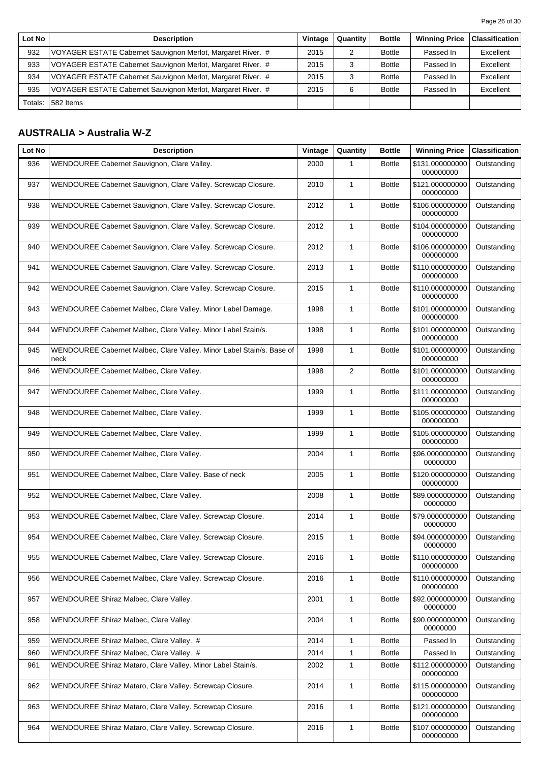| Lot No | Description | Vintage | Quantity | Bottle | Winning Price | Classification |
|---|---|---|---|---|---|---|
| 932 | VOYAGER ESTATE Cabernet Sauvignon Merlot, Margaret River. # | 2015 | 2 | Bottle | Passed In | Excellent |
| 933 | VOYAGER ESTATE Cabernet Sauvignon Merlot, Margaret River. # | 2015 | 3 | Bottle | Passed In | Excellent |
| 934 | VOYAGER ESTATE Cabernet Sauvignon Merlot, Margaret River. # | 2015 | 3 | Bottle | Passed In | Excellent |
| 935 | VOYAGER ESTATE Cabernet Sauvignon Merlot, Margaret River. # | 2015 | 6 | Bottle | Passed In | Excellent |
| Totals: | 582 Items | | | | | |

## AUSTRALIA > Australia W-Z

| Lot No | Description | Vintage | Quantity | Bottle | Winning Price | Classification |
|---|---|---|---|---|---|---|
| 936 | WENDOUREE Cabernet Sauvignon, Clare Valley. | 2000 | 1 | Bottle | $131.000000000000000000 | Outstanding |
| 937 | WENDOUREE Cabernet Sauvignon, Clare Valley. Screwcap Closure. | 2010 | 1 | Bottle | $121.000000000000000000 | Outstanding |
| 938 | WENDOUREE Cabernet Sauvignon, Clare Valley. Screwcap Closure. | 2012 | 1 | Bottle | $106.000000000000000000 | Outstanding |
| 939 | WENDOUREE Cabernet Sauvignon, Clare Valley. Screwcap Closure. | 2012 | 1 | Bottle | $104.000000000000000000 | Outstanding |
| 940 | WENDOUREE Cabernet Sauvignon, Clare Valley. Screwcap Closure. | 2012 | 1 | Bottle | $106.000000000000000000 | Outstanding |
| 941 | WENDOUREE Cabernet Sauvignon, Clare Valley. Screwcap Closure. | 2013 | 1 | Bottle | $110.000000000000000000 | Outstanding |
| 942 | WENDOUREE Cabernet Sauvignon, Clare Valley. Screwcap Closure. | 2015 | 1 | Bottle | $110.000000000000000000 | Outstanding |
| 943 | WENDOUREE Cabernet Malbec, Clare Valley. Minor Label Damage. | 1998 | 1 | Bottle | $101.000000000000000000 | Outstanding |
| 944 | WENDOUREE Cabernet Malbec, Clare Valley. Minor Label Stain/s. | 1998 | 1 | Bottle | $101.000000000000000000 | Outstanding |
| 945 | WENDOUREE Cabernet Malbec, Clare Valley. Minor Label Stain/s. Base of neck | 1998 | 1 | Bottle | $101.000000000000000000 | Outstanding |
| 946 | WENDOUREE Cabernet Malbec, Clare Valley. | 1998 | 2 | Bottle | $101.000000000000000000 | Outstanding |
| 947 | WENDOUREE Cabernet Malbec, Clare Valley. | 1999 | 1 | Bottle | $111.000000000000000000 | Outstanding |
| 948 | WENDOUREE Cabernet Malbec, Clare Valley. | 1999 | 1 | Bottle | $105.000000000000000000 | Outstanding |
| 949 | WENDOUREE Cabernet Malbec, Clare Valley. | 1999 | 1 | Bottle | $105.000000000000000000 | Outstanding |
| 950 | WENDOUREE Cabernet Malbec, Clare Valley. | 2004 | 1 | Bottle | $96.000000000000000000 | Outstanding |
| 951 | WENDOUREE Cabernet Malbec, Clare Valley. Base of neck | 2005 | 1 | Bottle | $120.000000000000000000 | Outstanding |
| 952 | WENDOUREE Cabernet Malbec, Clare Valley. | 2008 | 1 | Bottle | $89.000000000000000000 | Outstanding |
| 953 | WENDOUREE Cabernet Malbec, Clare Valley. Screwcap Closure. | 2014 | 1 | Bottle | $79.000000000000000000 | Outstanding |
| 954 | WENDOUREE Cabernet Malbec, Clare Valley. Screwcap Closure. | 2015 | 1 | Bottle | $94.000000000000000000 | Outstanding |
| 955 | WENDOUREE Cabernet Malbec, Clare Valley. Screwcap Closure. | 2016 | 1 | Bottle | $110.000000000000000000 | Outstanding |
| 956 | WENDOUREE Cabernet Malbec, Clare Valley. Screwcap Closure. | 2016 | 1 | Bottle | $110.000000000000000000 | Outstanding |
| 957 | WENDOUREE Shiraz Malbec, Clare Valley. | 2001 | 1 | Bottle | $92.000000000000000000 | Outstanding |
| 958 | WENDOUREE Shiraz Malbec, Clare Valley. | 2004 | 1 | Bottle | $90.000000000000000000 | Outstanding |
| 959 | WENDOUREE Shiraz Malbec, Clare Valley. # | 2014 | 1 | Bottle | Passed In | Outstanding |
| 960 | WENDOUREE Shiraz Malbec, Clare Valley. # | 2014 | 1 | Bottle | Passed In | Outstanding |
| 961 | WENDOUREE Shiraz Mataro, Clare Valley. Minor Label Stain/s. | 2002 | 1 | Bottle | $112.000000000000000000 | Outstanding |
| 962 | WENDOUREE Shiraz Mataro, Clare Valley. Screwcap Closure. | 2014 | 1 | Bottle | $115.000000000000000000 | Outstanding |
| 963 | WENDOUREE Shiraz Mataro, Clare Valley. Screwcap Closure. | 2016 | 1 | Bottle | $121.000000000000000000 | Outstanding |
| 964 | WENDOUREE Shiraz Mataro, Clare Valley. Screwcap Closure. | 2016 | 1 | Bottle | $107.000000000000000000 | Outstanding |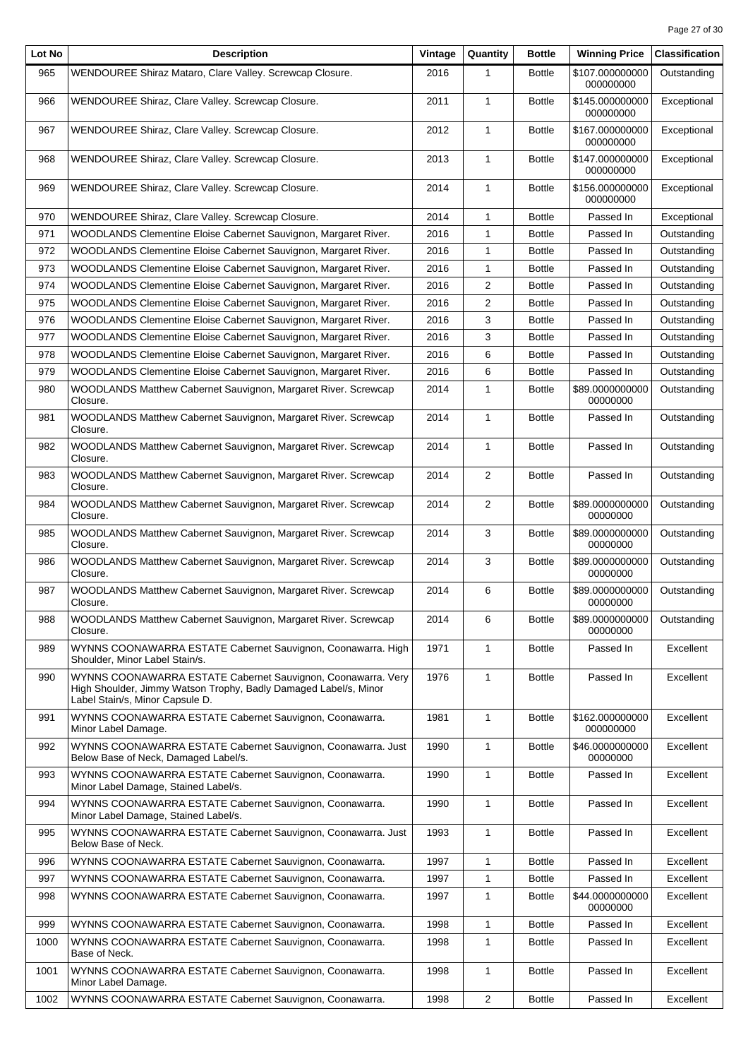| Lot No | Description | Vintage | Quantity | Bottle | Winning Price | Classification |
|---|---|---|---|---|---|---|
| 965 | WENDOUREE Shiraz Mataro, Clare Valley. Screwcap Closure. | 2016 | 1 | Bottle | $107.000000000000000000 | Outstanding |
| 966 | WENDOUREE Shiraz, Clare Valley. Screwcap Closure. | 2011 | 1 | Bottle | $145.000000000000000000 | Exceptional |
| 967 | WENDOUREE Shiraz, Clare Valley. Screwcap Closure. | 2012 | 1 | Bottle | $167.000000000000000000 | Exceptional |
| 968 | WENDOUREE Shiraz, Clare Valley. Screwcap Closure. | 2013 | 1 | Bottle | $147.000000000000000000 | Exceptional |
| 969 | WENDOUREE Shiraz, Clare Valley. Screwcap Closure. | 2014 | 1 | Bottle | $156.000000000000000000 | Exceptional |
| 970 | WENDOUREE Shiraz, Clare Valley. Screwcap Closure. | 2014 | 1 | Bottle | Passed In | Exceptional |
| 971 | WOODLANDS Clementine Eloise Cabernet Sauvignon, Margaret River. | 2016 | 1 | Bottle | Passed In | Outstanding |
| 972 | WOODLANDS Clementine Eloise Cabernet Sauvignon, Margaret River. | 2016 | 1 | Bottle | Passed In | Outstanding |
| 973 | WOODLANDS Clementine Eloise Cabernet Sauvignon, Margaret River. | 2016 | 1 | Bottle | Passed In | Outstanding |
| 974 | WOODLANDS Clementine Eloise Cabernet Sauvignon, Margaret River. | 2016 | 2 | Bottle | Passed In | Outstanding |
| 975 | WOODLANDS Clementine Eloise Cabernet Sauvignon, Margaret River. | 2016 | 2 | Bottle | Passed In | Outstanding |
| 976 | WOODLANDS Clementine Eloise Cabernet Sauvignon, Margaret River. | 2016 | 3 | Bottle | Passed In | Outstanding |
| 977 | WOODLANDS Clementine Eloise Cabernet Sauvignon, Margaret River. | 2016 | 3 | Bottle | Passed In | Outstanding |
| 978 | WOODLANDS Clementine Eloise Cabernet Sauvignon, Margaret River. | 2016 | 6 | Bottle | Passed In | Outstanding |
| 979 | WOODLANDS Clementine Eloise Cabernet Sauvignon, Margaret River. | 2016 | 6 | Bottle | Passed In | Outstanding |
| 980 | WOODLANDS Matthew Cabernet Sauvignon, Margaret River. Screwcap Closure. | 2014 | 1 | Bottle | $89.000000000000000000 | Outstanding |
| 981 | WOODLANDS Matthew Cabernet Sauvignon, Margaret River. Screwcap Closure. | 2014 | 1 | Bottle | Passed In | Outstanding |
| 982 | WOODLANDS Matthew Cabernet Sauvignon, Margaret River. Screwcap Closure. | 2014 | 1 | Bottle | Passed In | Outstanding |
| 983 | WOODLANDS Matthew Cabernet Sauvignon, Margaret River. Screwcap Closure. | 2014 | 2 | Bottle | Passed In | Outstanding |
| 984 | WOODLANDS Matthew Cabernet Sauvignon, Margaret River. Screwcap Closure. | 2014 | 2 | Bottle | $89.000000000000000000 | Outstanding |
| 985 | WOODLANDS Matthew Cabernet Sauvignon, Margaret River. Screwcap Closure. | 2014 | 3 | Bottle | $89.000000000000000000 | Outstanding |
| 986 | WOODLANDS Matthew Cabernet Sauvignon, Margaret River. Screwcap Closure. | 2014 | 3 | Bottle | $89.000000000000000000 | Outstanding |
| 987 | WOODLANDS Matthew Cabernet Sauvignon, Margaret River. Screwcap Closure. | 2014 | 6 | Bottle | $89.000000000000000000 | Outstanding |
| 988 | WOODLANDS Matthew Cabernet Sauvignon, Margaret River. Screwcap Closure. | 2014 | 6 | Bottle | $89.000000000000000000 | Outstanding |
| 989 | WYNNS COONAWARRA ESTATE Cabernet Sauvignon, Coonawarra. High Shoulder, Minor Label Stain/s. | 1971 | 1 | Bottle | Passed In | Excellent |
| 990 | WYNNS COONAWARRA ESTATE Cabernet Sauvignon, Coonawarra. Very High Shoulder, Jimmy Watson Trophy, Badly Damaged Label/s, Minor Label Stain/s, Minor Capsule D. | 1976 | 1 | Bottle | Passed In | Excellent |
| 991 | WYNNS COONAWARRA ESTATE Cabernet Sauvignon, Coonawarra. Minor Label Damage. | 1981 | 1 | Bottle | $162.000000000000000000 | Excellent |
| 992 | WYNNS COONAWARRA ESTATE Cabernet Sauvignon, Coonawarra. Just Below Base of Neck, Damaged Label/s. | 1990 | 1 | Bottle | $46.000000000000000000 | Excellent |
| 993 | WYNNS COONAWARRA ESTATE Cabernet Sauvignon, Coonawarra. Minor Label Damage, Stained Label/s. | 1990 | 1 | Bottle | Passed In | Excellent |
| 994 | WYNNS COONAWARRA ESTATE Cabernet Sauvignon, Coonawarra. Minor Label Damage, Stained Label/s. | 1990 | 1 | Bottle | Passed In | Excellent |
| 995 | WYNNS COONAWARRA ESTATE Cabernet Sauvignon, Coonawarra. Just Below Base of Neck. | 1993 | 1 | Bottle | Passed In | Excellent |
| 996 | WYNNS COONAWARRA ESTATE Cabernet Sauvignon, Coonawarra. | 1997 | 1 | Bottle | Passed In | Excellent |
| 997 | WYNNS COONAWARRA ESTATE Cabernet Sauvignon, Coonawarra. | 1997 | 1 | Bottle | Passed In | Excellent |
| 998 | WYNNS COONAWARRA ESTATE Cabernet Sauvignon, Coonawarra. | 1997 | 1 | Bottle | $44.000000000000000000 | Excellent |
| 999 | WYNNS COONAWARRA ESTATE Cabernet Sauvignon, Coonawarra. | 1998 | 1 | Bottle | Passed In | Excellent |
| 1000 | WYNNS COONAWARRA ESTATE Cabernet Sauvignon, Coonawarra. Base of Neck. | 1998 | 1 | Bottle | Passed In | Excellent |
| 1001 | WYNNS COONAWARRA ESTATE Cabernet Sauvignon, Coonawarra. Minor Label Damage. | 1998 | 1 | Bottle | Passed In | Excellent |
| 1002 | WYNNS COONAWARRA ESTATE Cabernet Sauvignon, Coonawarra. | 1998 | 2 | Bottle | Passed In | Excellent |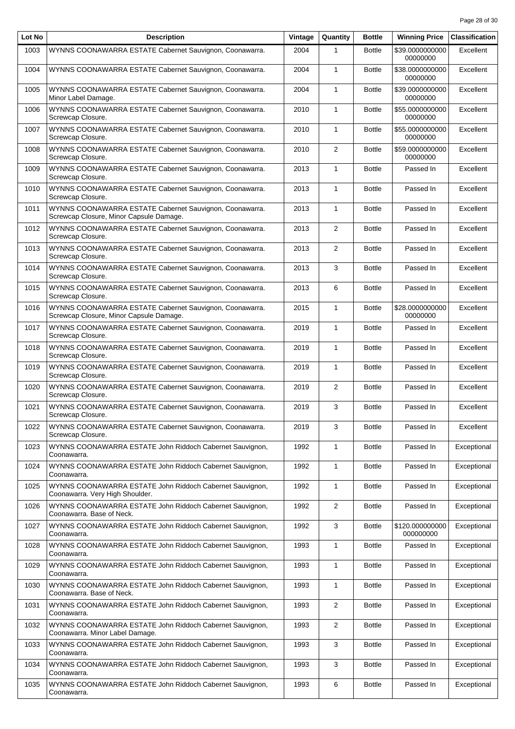| Lot No | Description | Vintage | Quantity | Bottle | Winning Price | Classification |
|---|---|---|---|---|---|---|
| 1003 | WYNNS COONAWARRA ESTATE Cabernet Sauvignon, Coonawarra. | 2004 | 1 | Bottle | $39.000000000000000000 | Excellent |
| 1004 | WYNNS COONAWARRA ESTATE Cabernet Sauvignon, Coonawarra. | 2004 | 1 | Bottle | $38.000000000000000000 | Excellent |
| 1005 | WYNNS COONAWARRA ESTATE Cabernet Sauvignon, Coonawarra. Minor Label Damage. | 2004 | 1 | Bottle | $39.000000000000000000 | Excellent |
| 1006 | WYNNS COONAWARRA ESTATE Cabernet Sauvignon, Coonawarra. Screwcap Closure. | 2010 | 1 | Bottle | $55.000000000000000000 | Excellent |
| 1007 | WYNNS COONAWARRA ESTATE Cabernet Sauvignon, Coonawarra. Screwcap Closure. | 2010 | 1 | Bottle | $55.000000000000000000 | Excellent |
| 1008 | WYNNS COONAWARRA ESTATE Cabernet Sauvignon, Coonawarra. Screwcap Closure. | 2010 | 2 | Bottle | $59.000000000000000000 | Excellent |
| 1009 | WYNNS COONAWARRA ESTATE Cabernet Sauvignon, Coonawarra. Screwcap Closure. | 2013 | 1 | Bottle | Passed In | Excellent |
| 1010 | WYNNS COONAWARRA ESTATE Cabernet Sauvignon, Coonawarra. Screwcap Closure. | 2013 | 1 | Bottle | Passed In | Excellent |
| 1011 | WYNNS COONAWARRA ESTATE Cabernet Sauvignon, Coonawarra. Screwcap Closure, Minor Capsule Damage. | 2013 | 1 | Bottle | Passed In | Excellent |
| 1012 | WYNNS COONAWARRA ESTATE Cabernet Sauvignon, Coonawarra. Screwcap Closure. | 2013 | 2 | Bottle | Passed In | Excellent |
| 1013 | WYNNS COONAWARRA ESTATE Cabernet Sauvignon, Coonawarra. Screwcap Closure. | 2013 | 2 | Bottle | Passed In | Excellent |
| 1014 | WYNNS COONAWARRA ESTATE Cabernet Sauvignon, Coonawarra. Screwcap Closure. | 2013 | 3 | Bottle | Passed In | Excellent |
| 1015 | WYNNS COONAWARRA ESTATE Cabernet Sauvignon, Coonawarra. Screwcap Closure. | 2013 | 6 | Bottle | Passed In | Excellent |
| 1016 | WYNNS COONAWARRA ESTATE Cabernet Sauvignon, Coonawarra. Screwcap Closure, Minor Capsule Damage. | 2015 | 1 | Bottle | $28.000000000000000000 | Excellent |
| 1017 | WYNNS COONAWARRA ESTATE Cabernet Sauvignon, Coonawarra. Screwcap Closure. | 2019 | 1 | Bottle | Passed In | Excellent |
| 1018 | WYNNS COONAWARRA ESTATE Cabernet Sauvignon, Coonawarra. Screwcap Closure. | 2019 | 1 | Bottle | Passed In | Excellent |
| 1019 | WYNNS COONAWARRA ESTATE Cabernet Sauvignon, Coonawarra. Screwcap Closure. | 2019 | 1 | Bottle | Passed In | Excellent |
| 1020 | WYNNS COONAWARRA ESTATE Cabernet Sauvignon, Coonawarra. Screwcap Closure. | 2019 | 2 | Bottle | Passed In | Excellent |
| 1021 | WYNNS COONAWARRA ESTATE Cabernet Sauvignon, Coonawarra. Screwcap Closure. | 2019 | 3 | Bottle | Passed In | Excellent |
| 1022 | WYNNS COONAWARRA ESTATE Cabernet Sauvignon, Coonawarra. Screwcap Closure. | 2019 | 3 | Bottle | Passed In | Excellent |
| 1023 | WYNNS COONAWARRA ESTATE John Riddoch Cabernet Sauvignon, Coonawarra. | 1992 | 1 | Bottle | Passed In | Exceptional |
| 1024 | WYNNS COONAWARRA ESTATE John Riddoch Cabernet Sauvignon, Coonawarra. | 1992 | 1 | Bottle | Passed In | Exceptional |
| 1025 | WYNNS COONAWARRA ESTATE John Riddoch Cabernet Sauvignon, Coonawarra. Very High Shoulder. | 1992 | 1 | Bottle | Passed In | Exceptional |
| 1026 | WYNNS COONAWARRA ESTATE John Riddoch Cabernet Sauvignon, Coonawarra. Base of Neck. | 1992 | 2 | Bottle | Passed In | Exceptional |
| 1027 | WYNNS COONAWARRA ESTATE John Riddoch Cabernet Sauvignon, Coonawarra. | 1992 | 3 | Bottle | $120.000000000000000000 | Exceptional |
| 1028 | WYNNS COONAWARRA ESTATE John Riddoch Cabernet Sauvignon, Coonawarra. | 1993 | 1 | Bottle | Passed In | Exceptional |
| 1029 | WYNNS COONAWARRA ESTATE John Riddoch Cabernet Sauvignon, Coonawarra. | 1993 | 1 | Bottle | Passed In | Exceptional |
| 1030 | WYNNS COONAWARRA ESTATE John Riddoch Cabernet Sauvignon, Coonawarra. Base of Neck. | 1993 | 1 | Bottle | Passed In | Exceptional |
| 1031 | WYNNS COONAWARRA ESTATE John Riddoch Cabernet Sauvignon, Coonawarra. | 1993 | 2 | Bottle | Passed In | Exceptional |
| 1032 | WYNNS COONAWARRA ESTATE John Riddoch Cabernet Sauvignon, Coonawarra. Minor Label Damage. | 1993 | 2 | Bottle | Passed In | Exceptional |
| 1033 | WYNNS COONAWARRA ESTATE John Riddoch Cabernet Sauvignon, Coonawarra. | 1993 | 3 | Bottle | Passed In | Exceptional |
| 1034 | WYNNS COONAWARRA ESTATE John Riddoch Cabernet Sauvignon, Coonawarra. | 1993 | 3 | Bottle | Passed In | Exceptional |
| 1035 | WYNNS COONAWARRA ESTATE John Riddoch Cabernet Sauvignon, Coonawarra. | 1993 | 6 | Bottle | Passed In | Exceptional |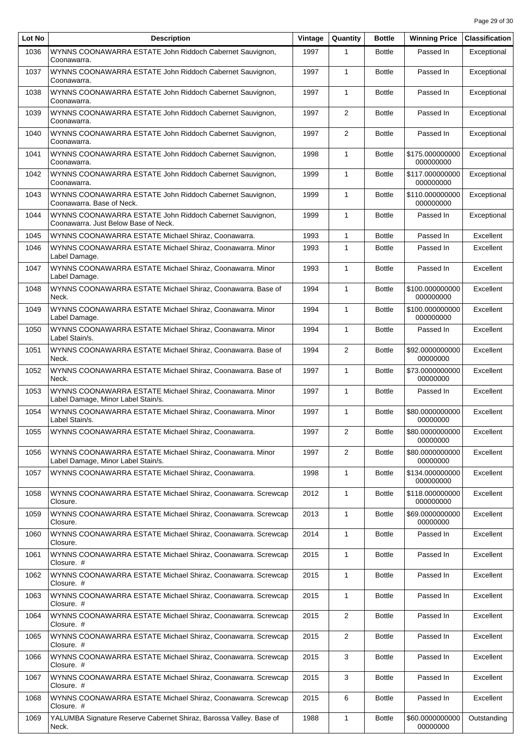| Lot No | Description | Vintage | Quantity | Bottle | Winning Price | Classification |
|---|---|---|---|---|---|---|
| 1036 | WYNNS COONAWARRA ESTATE John Riddoch Cabernet Sauvignon, Coonawarra. | 1997 | 1 | Bottle | Passed In | Exceptional |
| 1037 | WYNNS COONAWARRA ESTATE John Riddoch Cabernet Sauvignon, Coonawarra. | 1997 | 1 | Bottle | Passed In | Exceptional |
| 1038 | WYNNS COONAWARRA ESTATE John Riddoch Cabernet Sauvignon, Coonawarra. | 1997 | 1 | Bottle | Passed In | Exceptional |
| 1039 | WYNNS COONAWARRA ESTATE John Riddoch Cabernet Sauvignon, Coonawarra. | 1997 | 2 | Bottle | Passed In | Exceptional |
| 1040 | WYNNS COONAWARRA ESTATE John Riddoch Cabernet Sauvignon, Coonawarra. | 1997 | 2 | Bottle | Passed In | Exceptional |
| 1041 | WYNNS COONAWARRA ESTATE John Riddoch Cabernet Sauvignon, Coonawarra. | 1998 | 1 | Bottle | $175.000000000000000000 | Exceptional |
| 1042 | WYNNS COONAWARRA ESTATE John Riddoch Cabernet Sauvignon, Coonawarra. | 1999 | 1 | Bottle | $117.000000000000000000 | Exceptional |
| 1043 | WYNNS COONAWARRA ESTATE John Riddoch Cabernet Sauvignon, Coonawarra. Base of Neck. | 1999 | 1 | Bottle | $110.000000000000000000 | Exceptional |
| 1044 | WYNNS COONAWARRA ESTATE John Riddoch Cabernet Sauvignon, Coonawarra. Just Below Base of Neck. | 1999 | 1 | Bottle | Passed In | Exceptional |
| 1045 | WYNNS COONAWARRA ESTATE Michael Shiraz, Coonawarra. | 1993 | 1 | Bottle | Passed In | Excellent |
| 1046 | WYNNS COONAWARRA ESTATE Michael Shiraz, Coonawarra. Minor Label Damage. | 1993 | 1 | Bottle | Passed In | Excellent |
| 1047 | WYNNS COONAWARRA ESTATE Michael Shiraz, Coonawarra. Minor Label Damage. | 1993 | 1 | Bottle | Passed In | Excellent |
| 1048 | WYNNS COONAWARRA ESTATE Michael Shiraz, Coonawarra. Base of Neck. | 1994 | 1 | Bottle | $100.000000000000000000 | Excellent |
| 1049 | WYNNS COONAWARRA ESTATE Michael Shiraz, Coonawarra. Minor Label Damage. | 1994 | 1 | Bottle | $100.000000000000000000 | Excellent |
| 1050 | WYNNS COONAWARRA ESTATE Michael Shiraz, Coonawarra. Minor Label Stain/s. | 1994 | 1 | Bottle | Passed In | Excellent |
| 1051 | WYNNS COONAWARRA ESTATE Michael Shiraz, Coonawarra. Base of Neck. | 1994 | 2 | Bottle | $92.000000000000000000 | Excellent |
| 1052 | WYNNS COONAWARRA ESTATE Michael Shiraz, Coonawarra. Base of Neck. | 1997 | 1 | Bottle | $73.000000000000000000 | Excellent |
| 1053 | WYNNS COONAWARRA ESTATE Michael Shiraz, Coonawarra. Minor Label Damage, Minor Label Stain/s. | 1997 | 1 | Bottle | Passed In | Excellent |
| 1054 | WYNNS COONAWARRA ESTATE Michael Shiraz, Coonawarra. Minor Label Stain/s. | 1997 | 1 | Bottle | $80.000000000000000000 | Excellent |
| 1055 | WYNNS COONAWARRA ESTATE Michael Shiraz, Coonawarra. | 1997 | 2 | Bottle | $80.000000000000000000 | Excellent |
| 1056 | WYNNS COONAWARRA ESTATE Michael Shiraz, Coonawarra. Minor Label Damage, Minor Label Stain/s. | 1997 | 2 | Bottle | $80.000000000000000000 | Excellent |
| 1057 | WYNNS COONAWARRA ESTATE Michael Shiraz, Coonawarra. | 1998 | 1 | Bottle | $134.000000000000000000 | Excellent |
| 1058 | WYNNS COONAWARRA ESTATE Michael Shiraz, Coonawarra. Screwcap Closure. | 2012 | 1 | Bottle | $118.000000000000000000 | Excellent |
| 1059 | WYNNS COONAWARRA ESTATE Michael Shiraz, Coonawarra. Screwcap Closure. | 2013 | 1 | Bottle | $69.000000000000000000 | Excellent |
| 1060 | WYNNS COONAWARRA ESTATE Michael Shiraz, Coonawarra. Screwcap Closure. | 2014 | 1 | Bottle | Passed In | Excellent |
| 1061 | WYNNS COONAWARRA ESTATE Michael Shiraz, Coonawarra. Screwcap Closure. # | 2015 | 1 | Bottle | Passed In | Excellent |
| 1062 | WYNNS COONAWARRA ESTATE Michael Shiraz, Coonawarra. Screwcap Closure. # | 2015 | 1 | Bottle | Passed In | Excellent |
| 1063 | WYNNS COONAWARRA ESTATE Michael Shiraz, Coonawarra. Screwcap Closure. # | 2015 | 1 | Bottle | Passed In | Excellent |
| 1064 | WYNNS COONAWARRA ESTATE Michael Shiraz, Coonawarra. Screwcap Closure. # | 2015 | 2 | Bottle | Passed In | Excellent |
| 1065 | WYNNS COONAWARRA ESTATE Michael Shiraz, Coonawarra. Screwcap Closure. # | 2015 | 2 | Bottle | Passed In | Excellent |
| 1066 | WYNNS COONAWARRA ESTATE Michael Shiraz, Coonawarra. Screwcap Closure. # | 2015 | 3 | Bottle | Passed In | Excellent |
| 1067 | WYNNS COONAWARRA ESTATE Michael Shiraz, Coonawarra. Screwcap Closure. # | 2015 | 3 | Bottle | Passed In | Excellent |
| 1068 | WYNNS COONAWARRA ESTATE Michael Shiraz, Coonawarra. Screwcap Closure. # | 2015 | 6 | Bottle | Passed In | Excellent |
| 1069 | YALUMBA Signature Reserve Cabernet Shiraz, Barossa Valley. Base of Neck. | 1988 | 1 | Bottle | $60.000000000000000000 | Outstanding |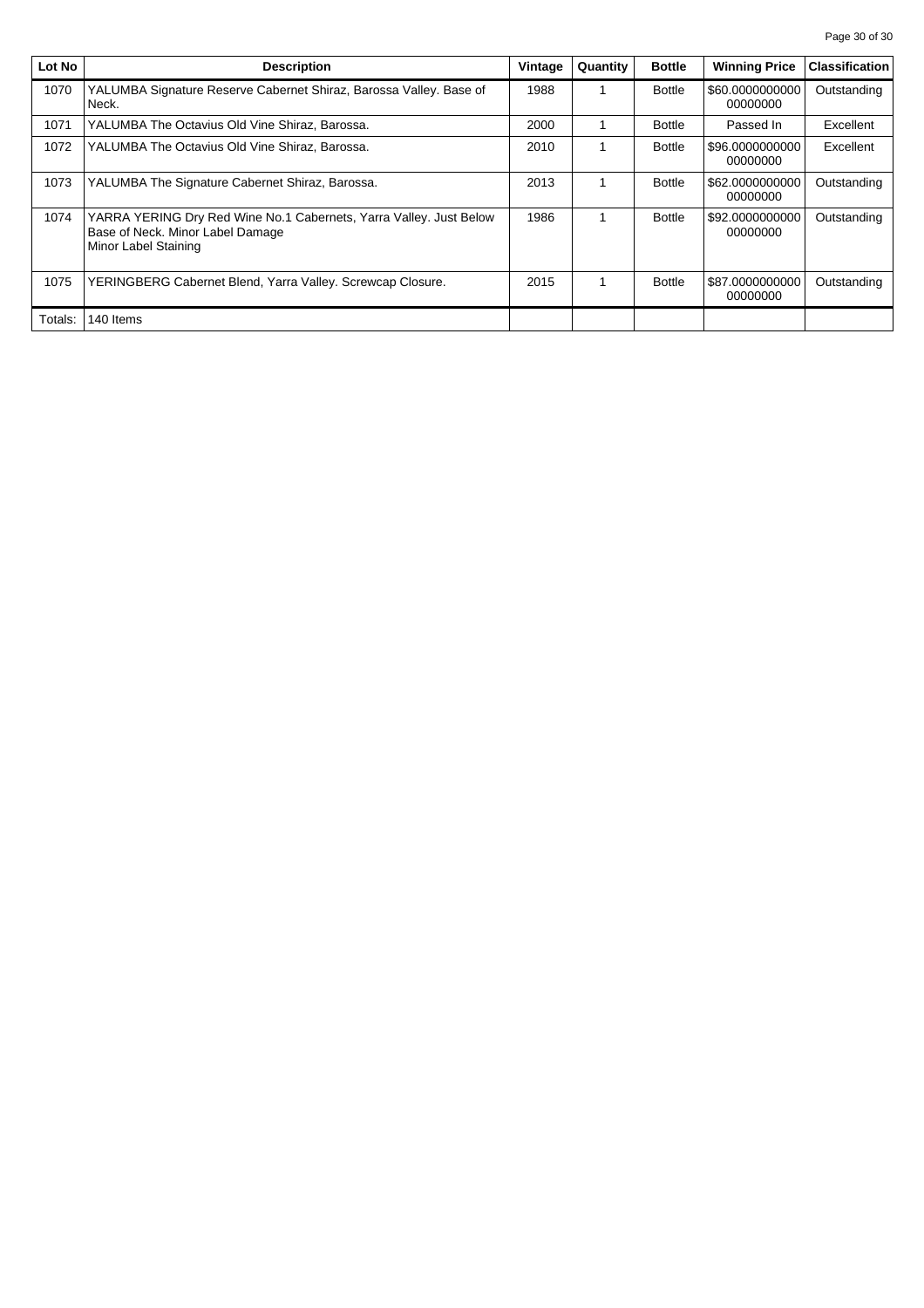| Lot No | Description | Vintage | Quantity | Bottle | Winning Price | Classification |
|---|---|---|---|---|---|---|
| 1070 | YALUMBA Signature Reserve Cabernet Shiraz, Barossa Valley. Base of Neck. | 1988 | 1 | Bottle | $60.000000000000000000 | Outstanding |
| 1071 | YALUMBA The Octavius Old Vine Shiraz, Barossa. | 2000 | 1 | Bottle | Passed In | Excellent |
| 1072 | YALUMBA The Octavius Old Vine Shiraz, Barossa. | 2010 | 1 | Bottle | $96.000000000000000000 | Excellent |
| 1073 | YALUMBA The Signature Cabernet Shiraz, Barossa. | 2013 | 1 | Bottle | $62.000000000000000000 | Outstanding |
| 1074 | YARRA YERING Dry Red Wine No.1 Cabernets, Yarra Valley. Just Below Base of Neck. Minor Label Damage Minor Label Staining | 1986 | 1 | Bottle | $92.000000000000000000 | Outstanding |
| 1075 | YERINGBERG Cabernet Blend, Yarra Valley. Screwcap Closure. | 2015 | 1 | Bottle | $87.000000000000000000 | Outstanding |
| Totals: | 140 Items | | | | | |